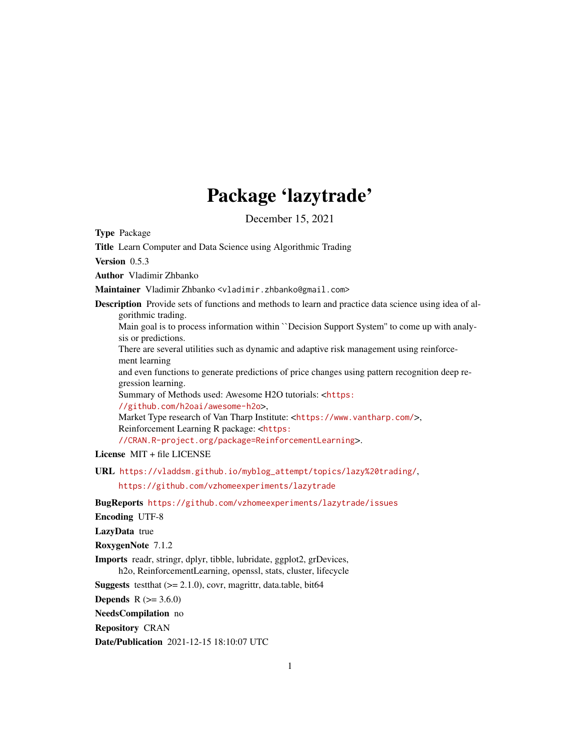# Package 'lazytrade'

December 15, 2021

**Type** Package

**Title** Learn Computer and Data Science using Algorithmic Trading

**Version** 0.5.3

**Author** Vladimir Zhbanko

**Maintainer** Vladimir Zhbanko <vladimir.zhbanko@gmail.com>

**Description** Provide sets of functions and methods to learn and practice data science using idea of algorithmic trading.
Main goal is to process information within ``Decision Support System'' to come up with analysis or predictions.
There are several utilities such as dynamic and adaptive risk management using reinforcement learning
and even functions to generate predictions of price changes using pattern recognition deep regression learning.
Summary of Methods used: Awesome H2O tutorials: <https://github.com/h2oai/awesome-h2o>,
Market Type research of Van Tharp Institute: <https://www.vantharp.com/>,
Reinforcement Learning R package: <https://CRAN.R-project.org/package=ReinforcementLearning>.

**License** MIT + file LICENSE

**URL** https://vladdsm.github.io/myblog_attempt/topics/lazy%20trading/,
https://github.com/vzhomeexperiments/lazytrade

**BugReports** https://github.com/vzhomeexperiments/lazytrade/issues

**Encoding** UTF-8

**LazyData** true

**RoxygenNote** 7.1.2

**Imports** readr, stringr, dplyr, tibble, lubridate, ggplot2, grDevices, h2o, ReinforcementLearning, openssl, stats, cluster, lifecycle

**Suggests** testthat (>= 2.1.0), covr, magrittr, data.table, bit64

**Depends** R (>= 3.6.0)

**NeedsCompilation** no

**Repository** CRAN

**Date/Publication** 2021-12-15 18:10:07 UTC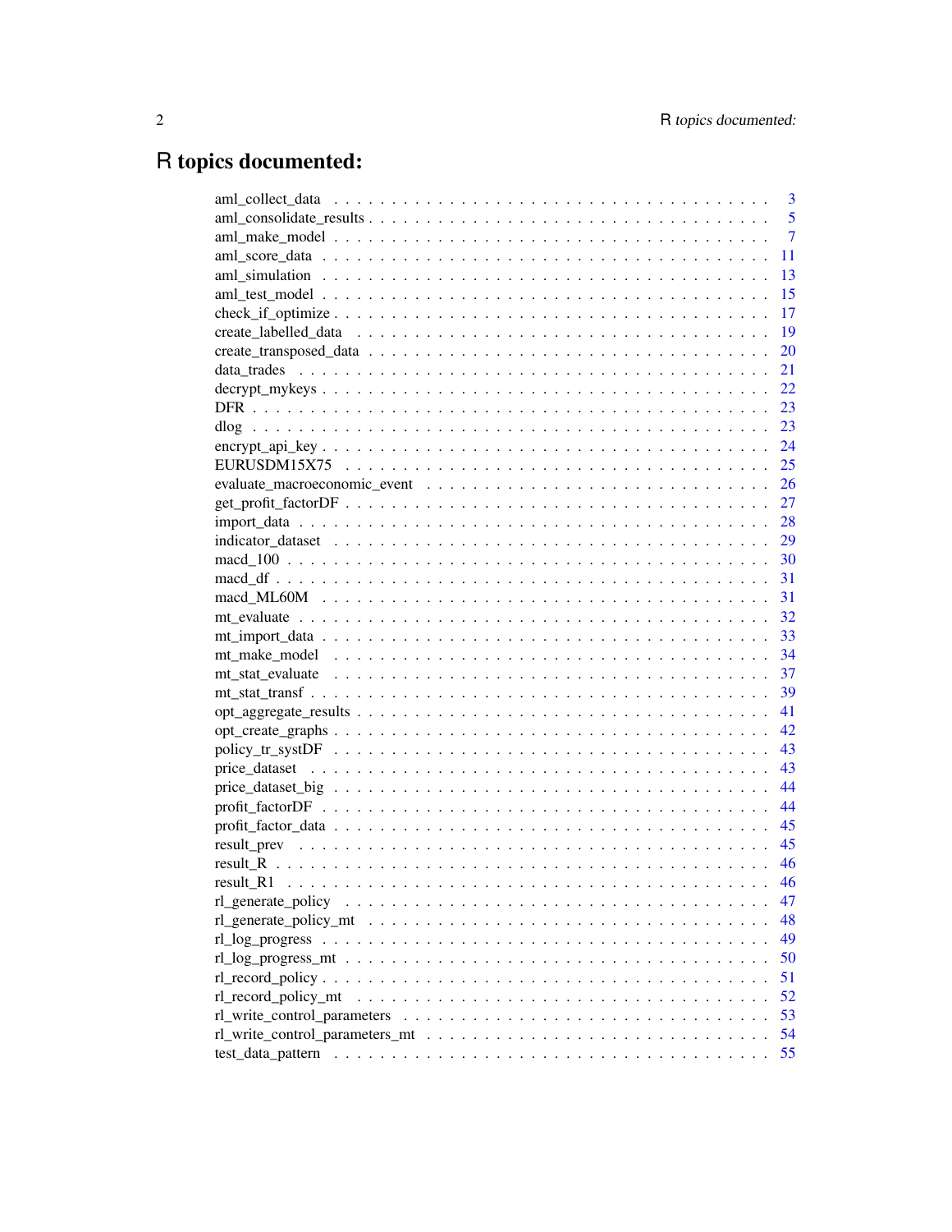# R topics documented:

- aml_collect_data . . . . . . . . . . . . . . . . . . . . . . . . . . . . . . . . . . 3
- aml_consolidate_results . . . . . . . . . . . . . . . . . . . . . . . . . . . . . . 5
- aml_make_model . . . . . . . . . . . . . . . . . . . . . . . . . . . . . . . . . . 7
- aml_score_data . . . . . . . . . . . . . . . . . . . . . . . . . . . . . . . . . . 11
- aml_simulation . . . . . . . . . . . . . . . . . . . . . . . . . . . . . . . . . . 13
- aml_test_model . . . . . . . . . . . . . . . . . . . . . . . . . . . . . . . . . . 15
- check_if_optimize . . . . . . . . . . . . . . . . . . . . . . . . . . . . . . . . . 17
- create_labelled_data . . . . . . . . . . . . . . . . . . . . . . . . . . . . . . . 19
- create_transposed_data . . . . . . . . . . . . . . . . . . . . . . . . . . . . . . 20
- data_trades . . . . . . . . . . . . . . . . . . . . . . . . . . . . . . . . . . . . 21
- decrypt_mykeys . . . . . . . . . . . . . . . . . . . . . . . . . . . . . . . . . . 22
- DFR . . . . . . . . . . . . . . . . . . . . . . . . . . . . . . . . . . . . . . . . 23
- dlog . . . . . . . . . . . . . . . . . . . . . . . . . . . . . . . . . . . . . . . 23
- encrypt_api_key . . . . . . . . . . . . . . . . . . . . . . . . . . . . . . . . . . 24
- EURUSDM15X75 . . . . . . . . . . . . . . . . . . . . . . . . . . . . . . . . . . . 25
- evaluate_macroeconomic_event . . . . . . . . . . . . . . . . . . . . . . . . . . . 26
- get_profit_factorDF . . . . . . . . . . . . . . . . . . . . . . . . . . . . . . . . 27
- import_data . . . . . . . . . . . . . . . . . . . . . . . . . . . . . . . . . . . . 28
- indicator_dataset . . . . . . . . . . . . . . . . . . . . . . . . . . . . . . . . . 29
- macd_100 . . . . . . . . . . . . . . . . . . . . . . . . . . . . . . . . . . . . . 30
- macd_df . . . . . . . . . . . . . . . . . . . . . . . . . . . . . . . . . . . . . . 31
- macd_ML60M . . . . . . . . . . . . . . . . . . . . . . . . . . . . . . . . . . . . 31
- mt_evaluate . . . . . . . . . . . . . . . . . . . . . . . . . . . . . . . . . . . . 32
- mt_import_data . . . . . . . . . . . . . . . . . . . . . . . . . . . . . . . . . . 33
- mt_make_model . . . . . . . . . . . . . . . . . . . . . . . . . . . . . . . . . . 34
- mt_stat_evaluate . . . . . . . . . . . . . . . . . . . . . . . . . . . . . . . . . 37
- mt_stat_transf . . . . . . . . . . . . . . . . . . . . . . . . . . . . . . . . . . 39
- opt_aggregate_results . . . . . . . . . . . . . . . . . . . . . . . . . . . . . . . 41
- opt_create_graphs . . . . . . . . . . . . . . . . . . . . . . . . . . . . . . . . . 42
- policy_tr_systDF . . . . . . . . . . . . . . . . . . . . . . . . . . . . . . . . . 43
- price_dataset . . . . . . . . . . . . . . . . . . . . . . . . . . . . . . . . . . . 43
- price_dataset_big . . . . . . . . . . . . . . . . . . . . . . . . . . . . . . . . . 44
- profit_factorDF . . . . . . . . . . . . . . . . . . . . . . . . . . . . . . . . . . 44
- profit_factor_data . . . . . . . . . . . . . . . . . . . . . . . . . . . . . . . . . 45
- result_prev . . . . . . . . . . . . . . . . . . . . . . . . . . . . . . . . . . . . 45
- result_R . . . . . . . . . . . . . . . . . . . . . . . . . . . . . . . . . . . . . . 46
- result_R1 . . . . . . . . . . . . . . . . . . . . . . . . . . . . . . . . . . . . . 46
- rl_generate_policy . . . . . . . . . . . . . . . . . . . . . . . . . . . . . . . . 47
- rl_generate_policy_mt . . . . . . . . . . . . . . . . . . . . . . . . . . . . . . . 48
- rl_log_progress . . . . . . . . . . . . . . . . . . . . . . . . . . . . . . . . . . 49
- rl_log_progress_mt . . . . . . . . . . . . . . . . . . . . . . . . . . . . . . . . 50
- rl_record_policy . . . . . . . . . . . . . . . . . . . . . . . . . . . . . . . . . . 51
- rl_record_policy_mt . . . . . . . . . . . . . . . . . . . . . . . . . . . . . . . . 52
- rl_write_control_parameters . . . . . . . . . . . . . . . . . . . . . . . . . . . . 53
- rl_write_control_parameters_mt . . . . . . . . . . . . . . . . . . . . . . . . . . 54
- test_data_pattern . . . . . . . . . . . . . . . . . . . . . . . . . . . . . . . . . 55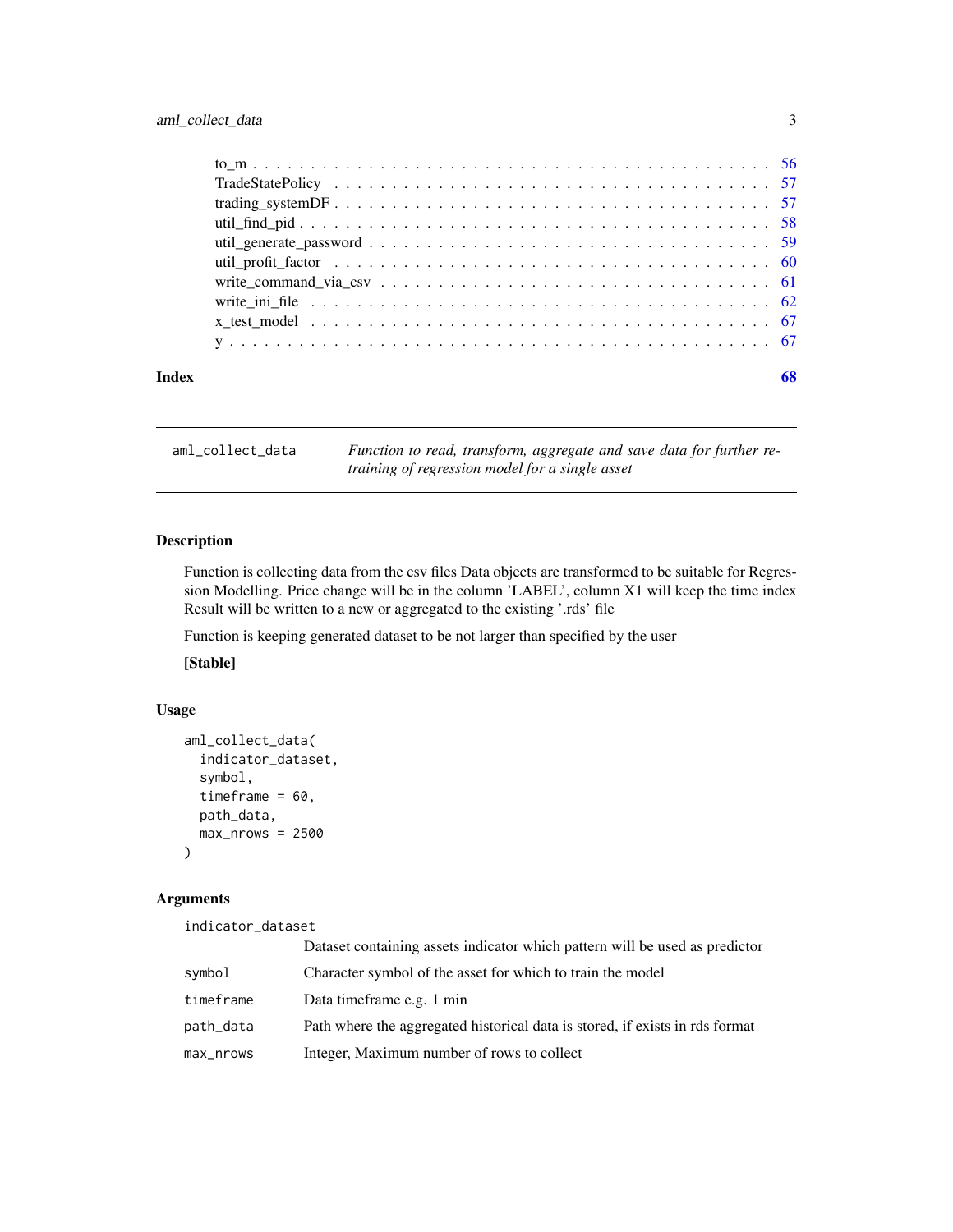| | |
|---|---|
| to_m | 56 |
| TradeStatePolicy | 57 |
| trading_systemDF | 57 |
| util_find_pid | 58 |
| util_generate_password | 59 |
| util_profit_factor | 60 |
| write_command_via_csv | 61 |
| write_ini_file | 62 |
| x_test_model | 67 |
| y | 67 |

**Index** **68**

---

## aml_collect_data

*Function to read, transform, aggregate and save data for further re-training of regression model for a single asset*

---

### Description

Function is collecting data from the csv files Data objects are transformed to be suitable for Regression Modelling. Price change will be in the column 'LABEL', column X1 will keep the time index Result will be written to a new or aggregated to the existing '.rds' file

Function is keeping generated dataset to be not larger than specified by the user

**[Stable]**

### Usage

```
aml_collect_data(
  indicator_dataset,
  symbol,
  timeframe = 60,
  path_data,
  max_nrows = 2500
)
```

### Arguments

| | |
|---|---|
| `indicator_dataset` | Dataset containing assets indicator which pattern will be used as predictor |
| `symbol` | Character symbol of the asset for which to train the model |
| `timeframe` | Data timeframe e.g. 1 min |
| `path_data` | Path where the aggregated historical data is stored, if exists in rds format |
| `max_nrows` | Integer, Maximum number of rows to collect |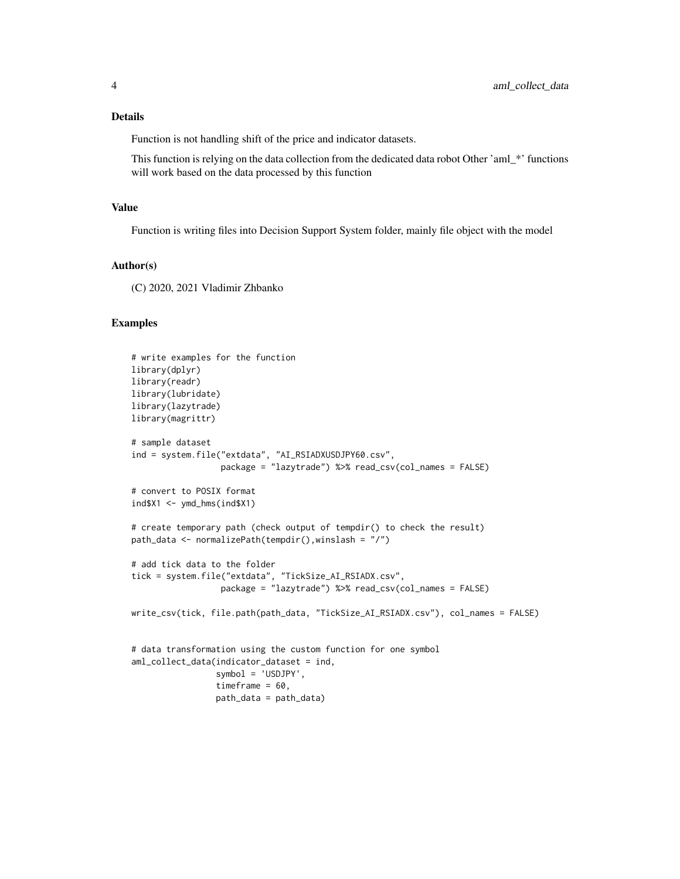## Details

Function is not handling shift of the price and indicator datasets.

This function is relying on the data collection from the dedicated data robot Other 'aml_*' functions will work based on the data processed by this function

## Value

Function is writing files into Decision Support System folder, mainly file object with the model

## Author(s)

(C) 2020, 2021 Vladimir Zhbanko

## Examples

```
# write examples for the function
library(dplyr)
library(readr)
library(lubridate)
library(lazytrade)
library(magrittr)

# sample dataset
ind = system.file("extdata", "AI_RSIADXUSDJPY60.csv",
                  package = "lazytrade") %>% read_csv(col_names = FALSE)

# convert to POSIX format
ind$X1 <- ymd_hms(ind$X1)

# create temporary path (check output of tempdir() to check the result)
path_data <- normalizePath(tempdir(),winslash = "/")

# add tick data to the folder
tick = system.file("extdata", "TickSize_AI_RSIADX.csv",
                  package = "lazytrade") %>% read_csv(col_names = FALSE)

write_csv(tick, file.path(path_data, "TickSize_AI_RSIADX.csv"), col_names = FALSE)


# data transformation using the custom function for one symbol
aml_collect_data(indicator_dataset = ind,
                 symbol = 'USDJPY',
                 timeframe = 60,
                 path_data = path_data)
```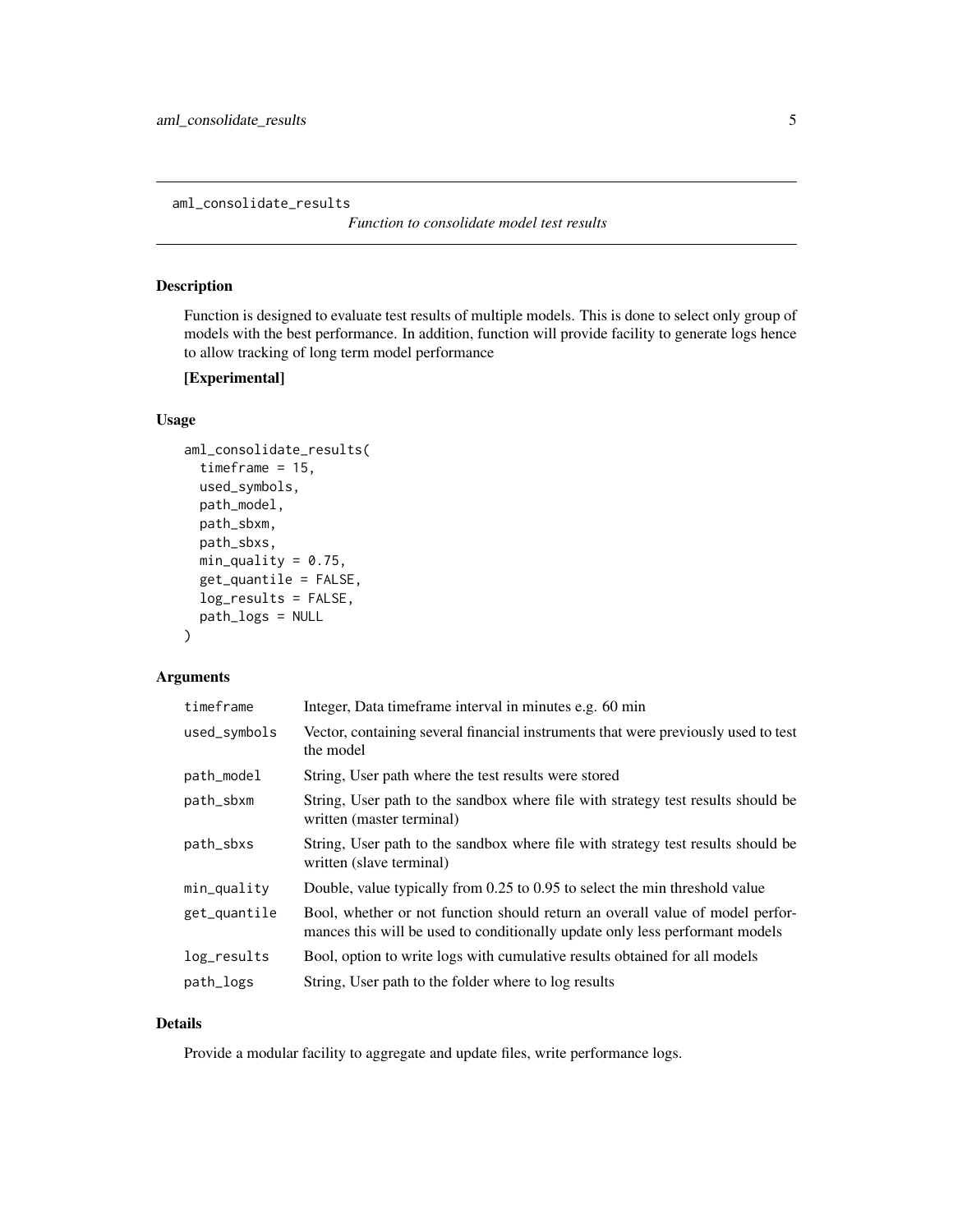aml_consolidate_results

*Function to consolidate model test results*

## Description

Function is designed to evaluate test results of multiple models. This is done to select only group of models with the best performance. In addition, function will provide facility to generate logs hence to allow tracking of long term model performance

**[Experimental]**

## Usage

```
aml_consolidate_results(
  timeframe = 15,
  used_symbols,
  path_model,
  path_sbxm,
  path_sbxs,
  min_quality = 0.75,
  get_quantile = FALSE,
  log_results = FALSE,
  path_logs = NULL
)
```

## Arguments

| | |
|---|---|
| timeframe | Integer, Data timeframe interval in minutes e.g. 60 min |
| used_symbols | Vector, containing several financial instruments that were previously used to test the model |
| path_model | String, User path where the test results were stored |
| path_sbxm | String, User path to the sandbox where file with strategy test results should be written (master terminal) |
| path_sbxs | String, User path to the sandbox where file with strategy test results should be written (slave terminal) |
| min_quality | Double, value typically from 0.25 to 0.95 to select the min threshold value |
| get_quantile | Bool, whether or not function should return an overall value of model performances this will be used to conditionally update only less performant models |
| log_results | Bool, option to write logs with cumulative results obtained for all models |
| path_logs | String, User path to the folder where to log results |

## Details

Provide a modular facility to aggregate and update files, write performance logs.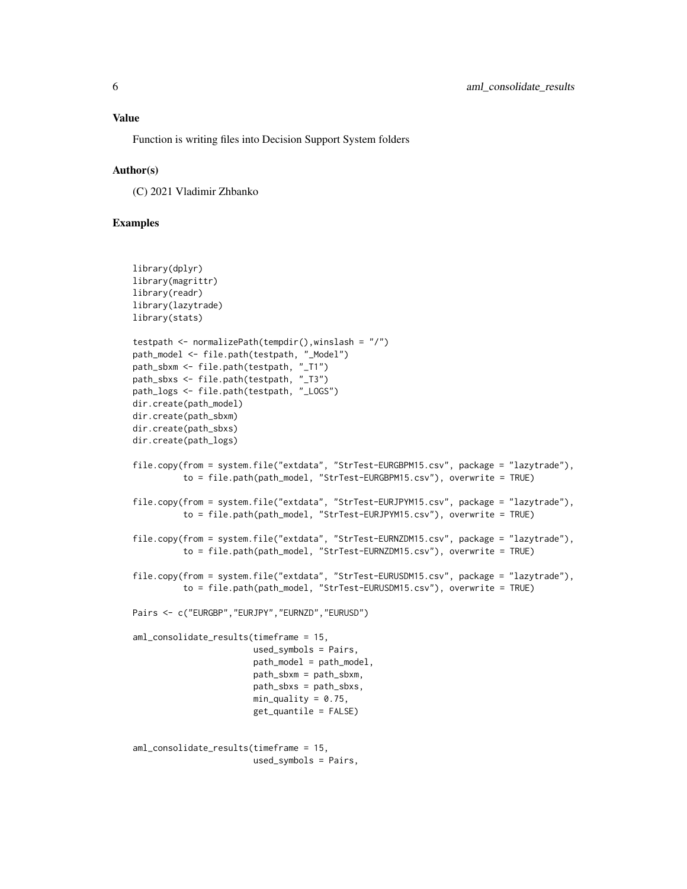## Value

Function is writing files into Decision Support System folders

## Author(s)

(C) 2021 Vladimir Zhbanko

## Examples

```
library(dplyr)
library(magrittr)
library(readr)
library(lazytrade)
library(stats)

testpath <- normalizePath(tempdir(),winslash = "/")
path_model <- file.path(testpath, "_Model")
path_sbxm <- file.path(testpath, "_T1")
path_sbxs <- file.path(testpath, "_T3")
path_logs <- file.path(testpath, "_LOGS")
dir.create(path_model)
dir.create(path_sbxm)
dir.create(path_sbxs)
dir.create(path_logs)

file.copy(from = system.file("extdata", "StrTest-EURGBPM15.csv", package = "lazytrade"),
          to = file.path(path_model, "StrTest-EURGBPM15.csv"), overwrite = TRUE)

file.copy(from = system.file("extdata", "StrTest-EURJPYM15.csv", package = "lazytrade"),
          to = file.path(path_model, "StrTest-EURJPYM15.csv"), overwrite = TRUE)

file.copy(from = system.file("extdata", "StrTest-EURNZDM15.csv", package = "lazytrade"),
          to = file.path(path_model, "StrTest-EURNZDM15.csv"), overwrite = TRUE)

file.copy(from = system.file("extdata", "StrTest-EURUSDM15.csv", package = "lazytrade"),
          to = file.path(path_model, "StrTest-EURUSDM15.csv"), overwrite = TRUE)

Pairs <- c("EURGBP","EURJPY","EURNZD","EURUSD")

aml_consolidate_results(timeframe = 15,
                        used_symbols = Pairs,
                        path_model = path_model,
                        path_sbxm = path_sbxm,
                        path_sbxs = path_sbxs,
                        min_quality = 0.75,
                        get_quantile = FALSE)


aml_consolidate_results(timeframe = 15,
                        used_symbols = Pairs,
```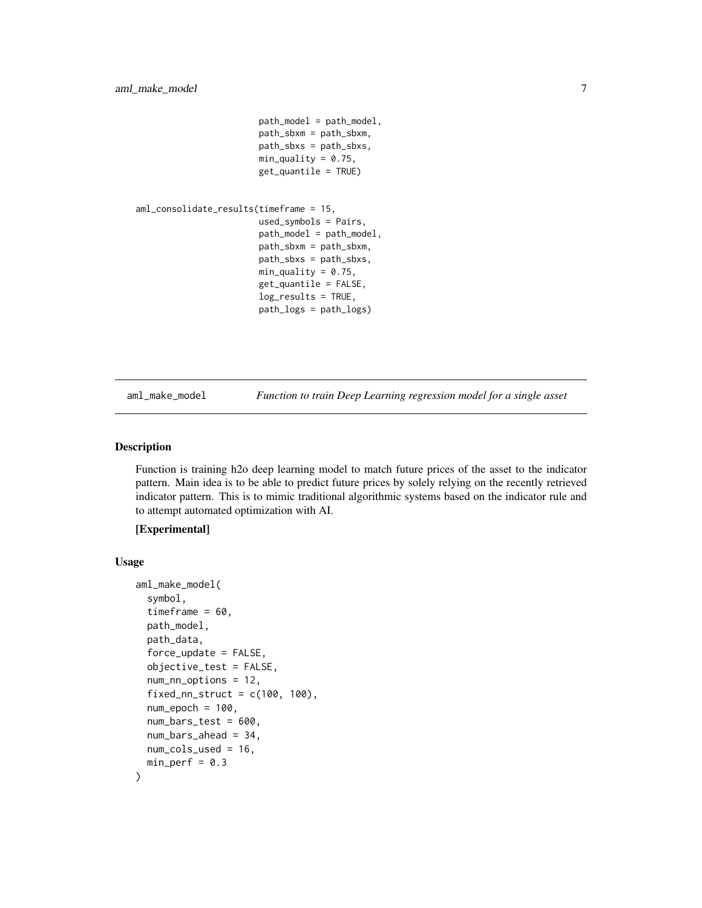```
                        path_model = path_model,
                        path_sbxm = path_sbxm,
                        path_sbxs = path_sbxs,
                        min_quality = 0.75,
                        get_quantile = TRUE)


aml_consolidate_results(timeframe = 15,
                        used_symbols = Pairs,
                        path_model = path_model,
                        path_sbxm = path_sbxm,
                        path_sbxs = path_sbxs,
                        min_quality = 0.75,
                        get_quantile = FALSE,
                        log_results = TRUE,
                        path_logs = path_logs)
```

## aml_make_model *Function to train Deep Learning regression model for a single asset*

### Description

Function is training h2o deep learning model to match future prices of the asset to the indicator pattern. Main idea is to be able to predict future prices by solely relying on the recently retrieved indicator pattern. This is to mimic traditional algorithmic systems based on the indicator rule and to attempt automated optimization with AI.

**[Experimental]**

### Usage

```
aml_make_model(
  symbol,
  timeframe = 60,
  path_model,
  path_data,
  force_update = FALSE,
  objective_test = FALSE,
  num_nn_options = 12,
  fixed_nn_struct = c(100, 100),
  num_epoch = 100,
  num_bars_test = 600,
  num_bars_ahead = 34,
  num_cols_used = 16,
  min_perf = 0.3
)
```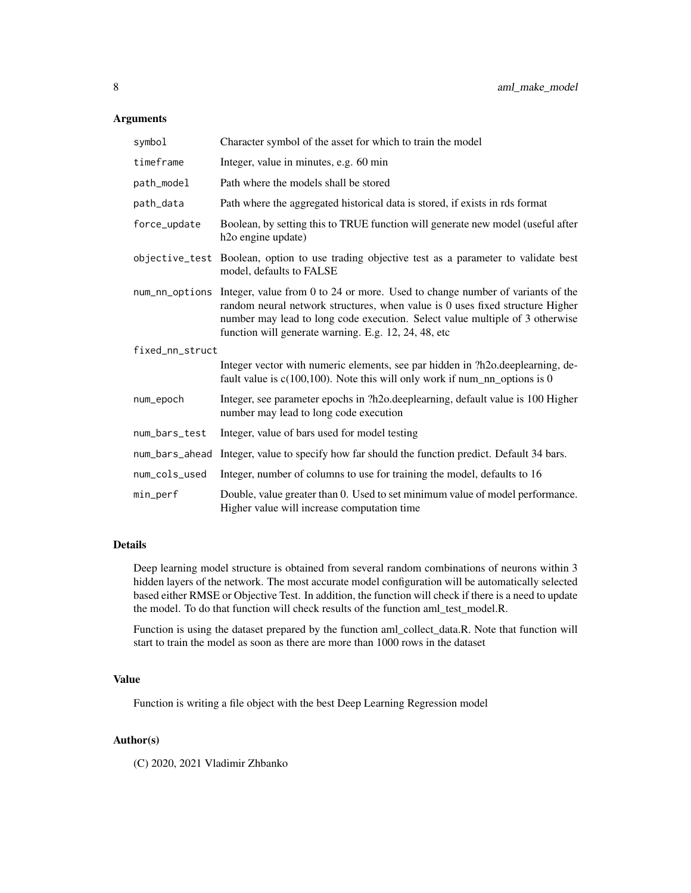### Arguments

| | |
|---|---|
| symbol | Character symbol of the asset for which to train the model |
| timeframe | Integer, value in minutes, e.g. 60 min |
| path_model | Path where the models shall be stored |
| path_data | Path where the aggregated historical data is stored, if exists in rds format |
| force_update | Boolean, by setting this to TRUE function will generate new model (useful after h2o engine update) |
| objective_test | Boolean, option to use trading objective test as a parameter to validate best model, defaults to FALSE |
| num_nn_options | Integer, value from 0 to 24 or more. Used to change number of variants of the random neural network structures, when value is 0 uses fixed structure Higher number may lead to long code execution. Select value multiple of 3 otherwise function will generate warning. E.g. 12, 24, 48, etc |
| fixed_nn_struct | Integer vector with numeric elements, see par hidden in ?h2o.deeplearning, default value is c(100,100). Note this will only work if num_nn_options is 0 |
| num_epoch | Integer, see parameter epochs in ?h2o.deeplearning, default value is 100 Higher number may lead to long code execution |
| num_bars_test | Integer, value of bars used for model testing |
| num_bars_ahead | Integer, value to specify how far should the function predict. Default 34 bars. |
| num_cols_used | Integer, number of columns to use for training the model, defaults to 16 |
| min_perf | Double, value greater than 0. Used to set minimum value of model performance. Higher value will increase computation time |

### Details

Deep learning model structure is obtained from several random combinations of neurons within 3 hidden layers of the network. The most accurate model configuration will be automatically selected based either RMSE or Objective Test. In addition, the function will check if there is a need to update the model. To do that function will check results of the function aml_test_model.R.

Function is using the dataset prepared by the function aml_collect_data.R. Note that function will start to train the model as soon as there are more than 1000 rows in the dataset

### Value

Function is writing a file object with the best Deep Learning Regression model

### Author(s)

(C) 2020, 2021 Vladimir Zhbanko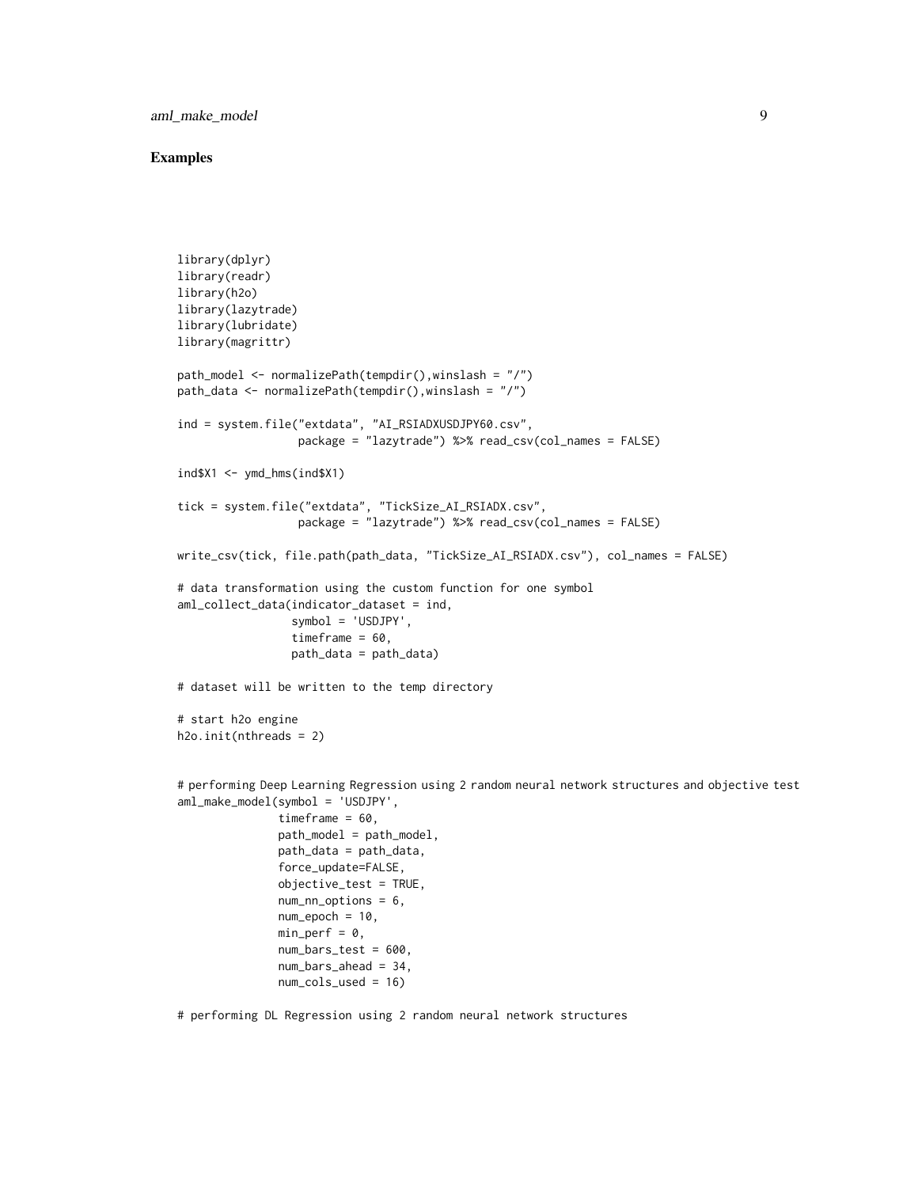## Examples

```
library(dplyr)
library(readr)
library(h2o)
library(lazytrade)
library(lubridate)
library(magrittr)

path_model <- normalizePath(tempdir(),winslash = "/")
path_data <- normalizePath(tempdir(),winslash = "/")

ind = system.file("extdata", "AI_RSIADXUSDJPY60.csv",
                  package = "lazytrade") %>% read_csv(col_names = FALSE)

ind$X1 <- ymd_hms(ind$X1)

tick = system.file("extdata", "TickSize_AI_RSIADX.csv",
                  package = "lazytrade") %>% read_csv(col_names = FALSE)

write_csv(tick, file.path(path_data, "TickSize_AI_RSIADX.csv"), col_names = FALSE)

# data transformation using the custom function for one symbol
aml_collect_data(indicator_dataset = ind,
                 symbol = 'USDJPY',
                 timeframe = 60,
                 path_data = path_data)

# dataset will be written to the temp directory

# start h2o engine
h2o.init(nthreads = 2)


# performing Deep Learning Regression using 2 random neural network structures and objective test
aml_make_model(symbol = 'USDJPY',
               timeframe = 60,
               path_model = path_model,
               path_data = path_data,
               force_update=FALSE,
               objective_test = TRUE,
               num_nn_options = 6,
               num_epoch = 10,
               min_perf = 0,
               num_bars_test = 600,
               num_bars_ahead = 34,
               num_cols_used = 16)

# performing DL Regression using 2 random neural network structures
```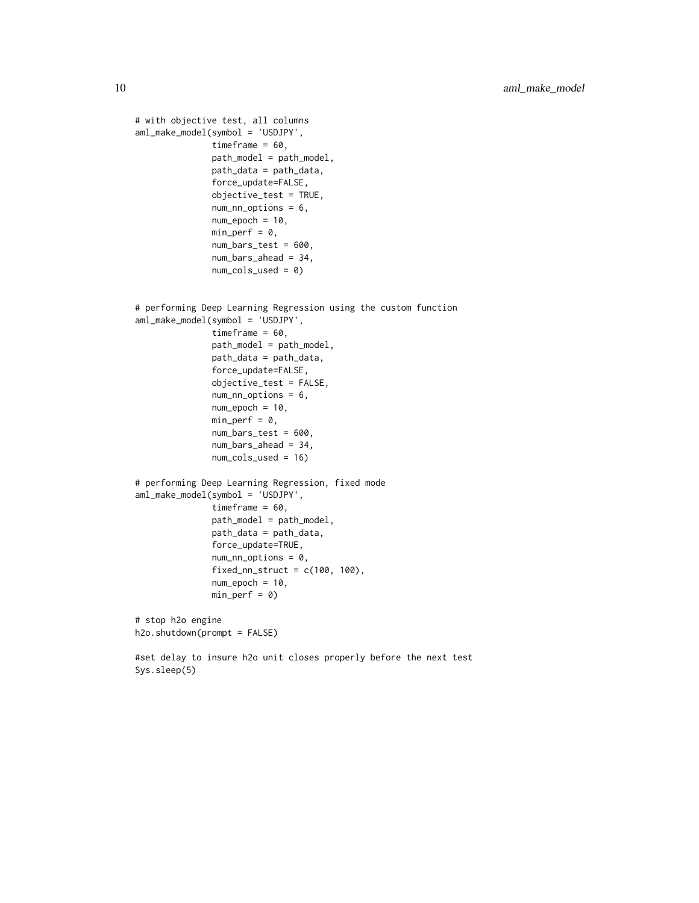```
# with objective test, all columns
aml_make_model(symbol = 'USDJPY',
               timeframe = 60,
               path_model = path_model,
               path_data = path_data,
               force_update=FALSE,
               objective_test = TRUE,
               num_nn_options = 6,
               num_epoch = 10,
               min_perf = 0,
               num_bars_test = 600,
               num_bars_ahead = 34,
               num_cols_used = 0)


# performing Deep Learning Regression using the custom function
aml_make_model(symbol = 'USDJPY',
               timeframe = 60,
               path_model = path_model,
               path_data = path_data,
               force_update=FALSE,
               objective_test = FALSE,
               num_nn_options = 6,
               num_epoch = 10,
               min_perf = 0,
               num_bars_test = 600,
               num_bars_ahead = 34,
               num_cols_used = 16)

# performing Deep Learning Regression, fixed mode
aml_make_model(symbol = 'USDJPY',
               timeframe = 60,
               path_model = path_model,
               path_data = path_data,
               force_update=TRUE,
               num_nn_options = 0,
               fixed_nn_struct = c(100, 100),
               num_epoch = 10,
               min_perf = 0)

# stop h2o engine
h2o.shutdown(prompt = FALSE)

#set delay to insure h2o unit closes properly before the next test
Sys.sleep(5)
```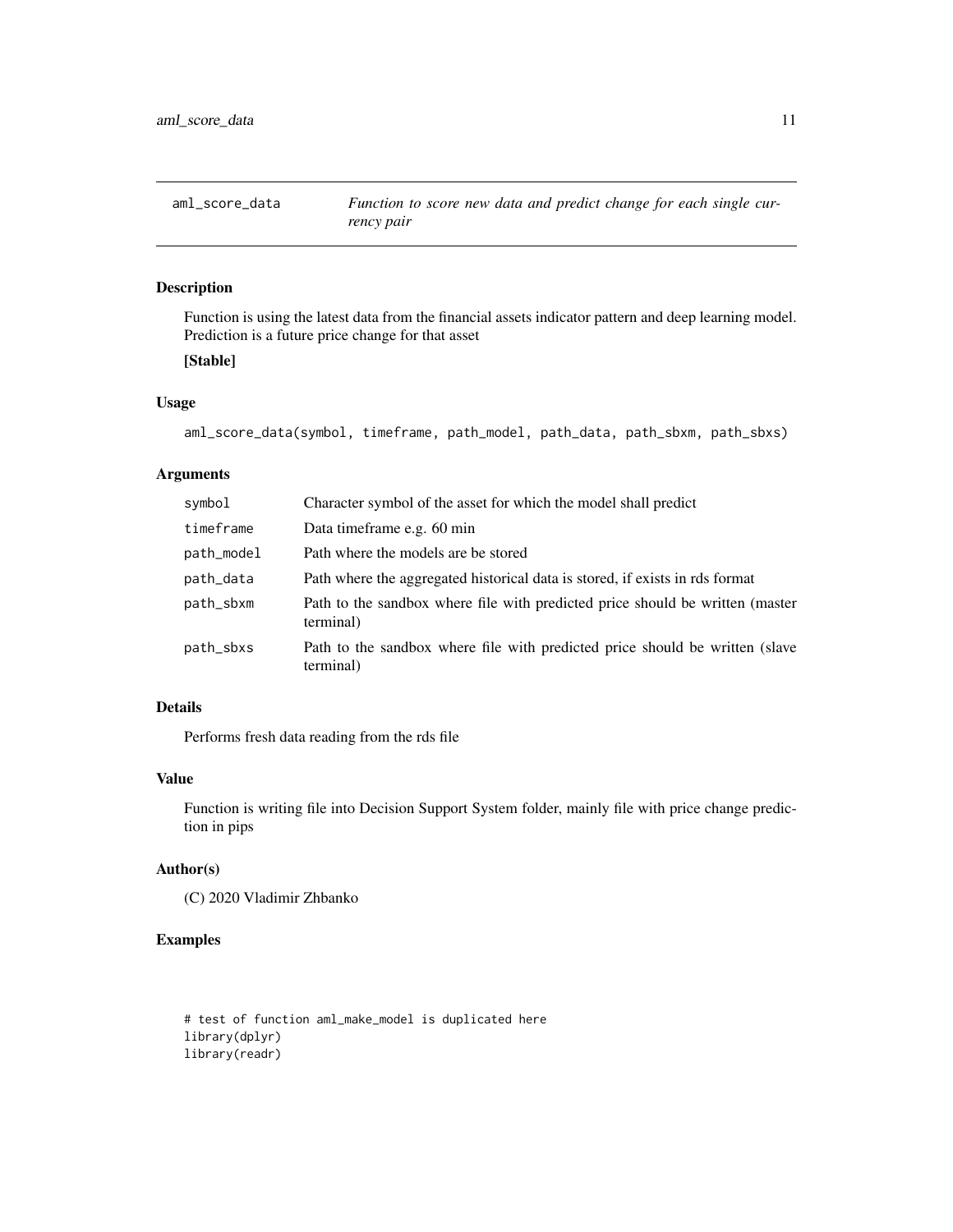# aml_score_data — *Function to score new data and predict change for each single currency pair*

## Description

Function is using the latest data from the financial assets indicator pattern and deep learning model. Prediction is a future price change for that asset

**[Stable]**

## Usage

```
aml_score_data(symbol, timeframe, path_model, path_data, path_sbxm, path_sbxs)
```

## Arguments

| Argument | Description |
|---|---|
| `symbol` | Character symbol of the asset for which the model shall predict |
| `timeframe` | Data timeframe e.g. 60 min |
| `path_model` | Path where the models are be stored |
| `path_data` | Path where the aggregated historical data is stored, if exists in rds format |
| `path_sbxm` | Path to the sandbox where file with predicted price should be written (master terminal) |
| `path_sbxs` | Path to the sandbox where file with predicted price should be written (slave terminal) |

## Details

Performs fresh data reading from the rds file

## Value

Function is writing file into Decision Support System folder, mainly file with price change prediction in pips

## Author(s)

(C) 2020 Vladimir Zhbanko

## Examples

```
# test of function aml_make_model is duplicated here
library(dplyr)
library(readr)
```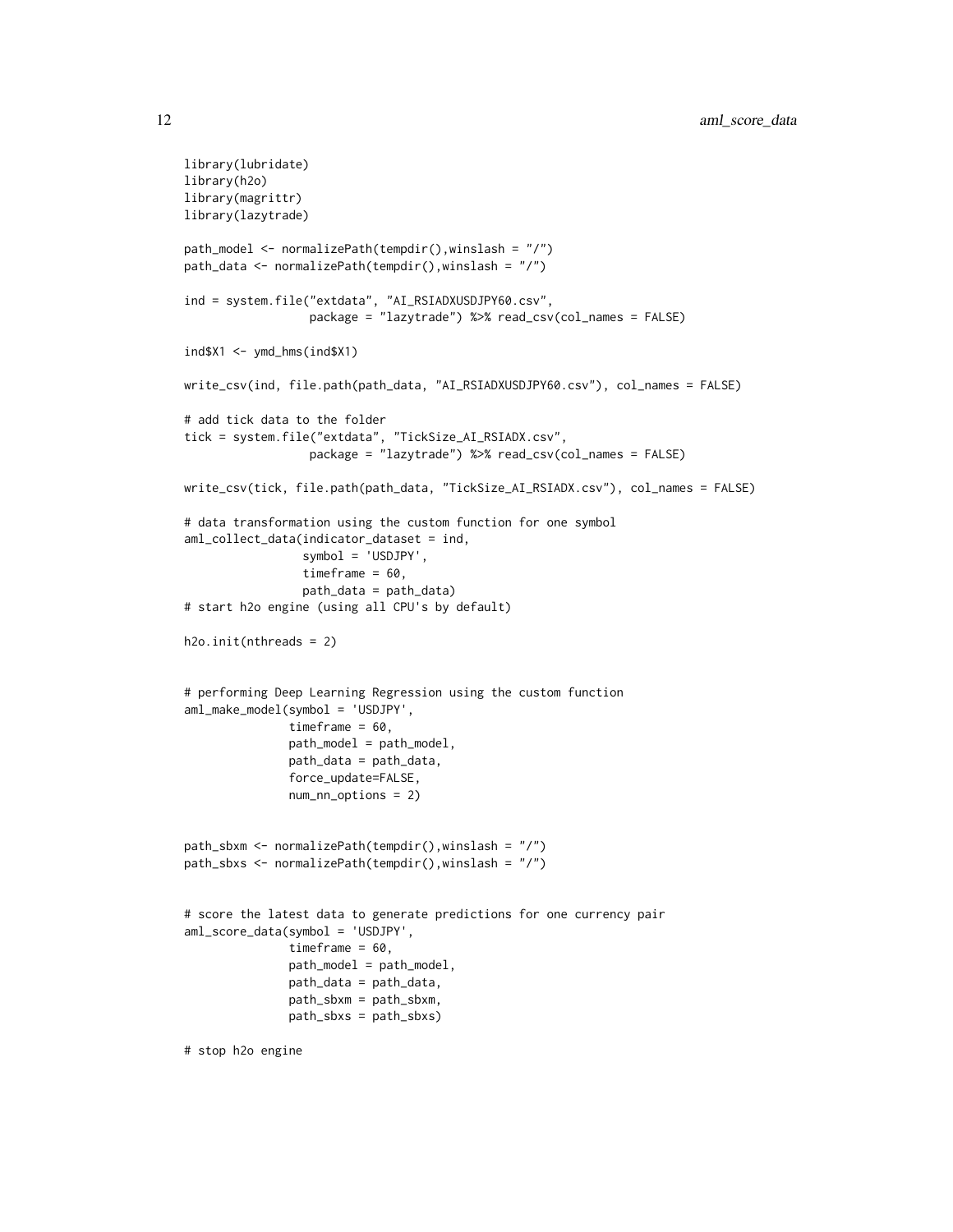```
library(lubridate)
library(h2o)
library(magrittr)
library(lazytrade)

path_model <- normalizePath(tempdir(),winslash = "/")
path_data <- normalizePath(tempdir(),winslash = "/")

ind = system.file("extdata", "AI_RSIADXUSDJPY60.csv",
                  package = "lazytrade") %>% read_csv(col_names = FALSE)

ind$X1 <- ymd_hms(ind$X1)

write_csv(ind, file.path(path_data, "AI_RSIADXUSDJPY60.csv"), col_names = FALSE)

# add tick data to the folder
tick = system.file("extdata", "TickSize_AI_RSIADX.csv",
                  package = "lazytrade") %>% read_csv(col_names = FALSE)

write_csv(tick, file.path(path_data, "TickSize_AI_RSIADX.csv"), col_names = FALSE)

# data transformation using the custom function for one symbol
aml_collect_data(indicator_dataset = ind,
                 symbol = 'USDJPY',
                 timeframe = 60,
                 path_data = path_data)
# start h2o engine (using all CPU's by default)

h2o.init(nthreads = 2)


# performing Deep Learning Regression using the custom function
aml_make_model(symbol = 'USDJPY',
               timeframe = 60,
               path_model = path_model,
               path_data = path_data,
               force_update=FALSE,
               num_nn_options = 2)


path_sbxm <- normalizePath(tempdir(),winslash = "/")
path_sbxs <- normalizePath(tempdir(),winslash = "/")


# score the latest data to generate predictions for one currency pair
aml_score_data(symbol = 'USDJPY',
               timeframe = 60,
               path_model = path_model,
               path_data = path_data,
               path_sbxm = path_sbxm,
               path_sbxs = path_sbxs)

# stop h2o engine
```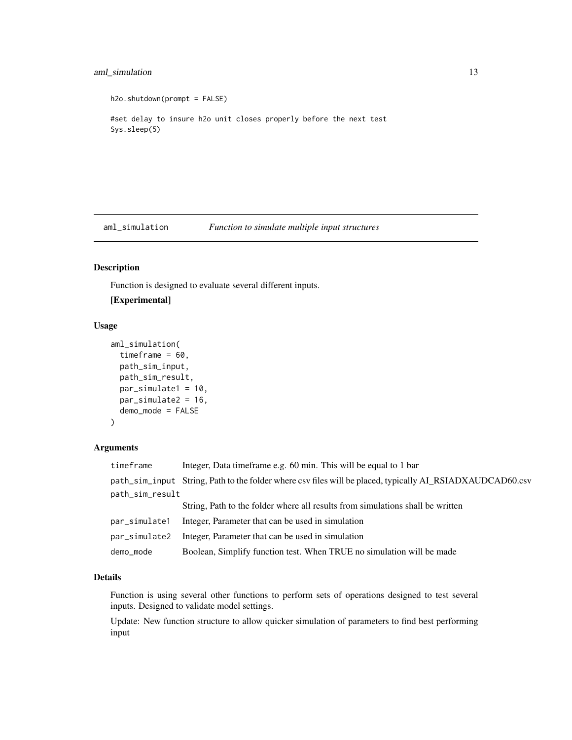```
h2o.shutdown(prompt = FALSE)

#set delay to insure h2o unit closes properly before the next test
Sys.sleep(5)
```

## aml_simulation *Function to simulate multiple input structures*

### Description

Function is designed to evaluate several different inputs.

**[Experimental]**

### Usage

```
aml_simulation(
  timeframe = 60,
  path_sim_input,
  path_sim_result,
  par_simulate1 = 10,
  par_simulate2 = 16,
  demo_mode = FALSE
)
```

### Arguments

| Argument | Description |
| --- | --- |
| timeframe | Integer, Data timeframe e.g. 60 min. This will be equal to 1 bar |
| path_sim_input | String, Path to the folder where csv files will be placed, typically AI_RSIADXAUDCAD60.csv |
| path_sim_result | String, Path to the folder where all results from simulations shall be written |
| par_simulate1 | Integer, Parameter that can be used in simulation |
| par_simulate2 | Integer, Parameter that can be used in simulation |
| demo_mode | Boolean, Simplify function test. When TRUE no simulation will be made |

### Details

Function is using several other functions to perform sets of operations designed to test several inputs. Designed to validate model settings.

Update: New function structure to allow quicker simulation of parameters to find best performing input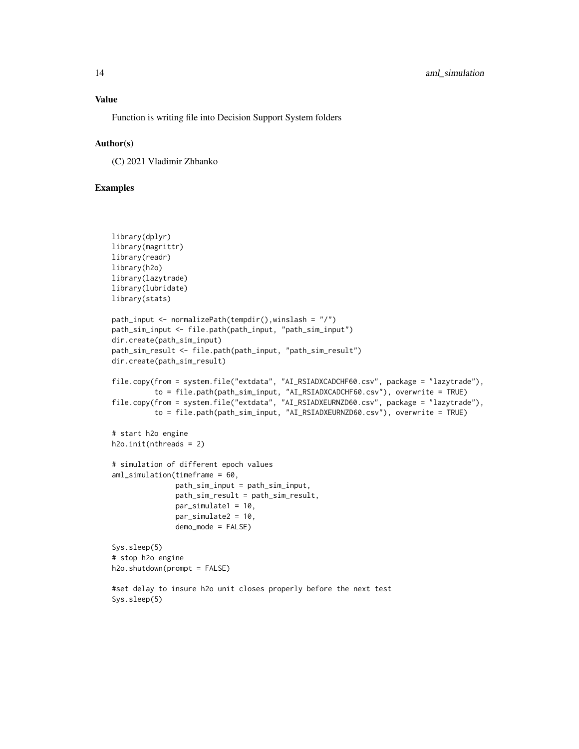## Value

Function is writing file into Decision Support System folders

## Author(s)

(C) 2021 Vladimir Zhbanko

## Examples

```
library(dplyr)
library(magrittr)
library(readr)
library(h2o)
library(lazytrade)
library(lubridate)
library(stats)

path_input <- normalizePath(tempdir(),winslash = "/")
path_sim_input <- file.path(path_input, "path_sim_input")
dir.create(path_sim_input)
path_sim_result <- file.path(path_input, "path_sim_result")
dir.create(path_sim_result)

file.copy(from = system.file("extdata", "AI_RSIADXCADCHF60.csv", package = "lazytrade"),
          to = file.path(path_sim_input, "AI_RSIADXCADCHF60.csv"), overwrite = TRUE)
file.copy(from = system.file("extdata", "AI_RSIADXEURNZD60.csv", package = "lazytrade"),
          to = file.path(path_sim_input, "AI_RSIADXEURNZD60.csv"), overwrite = TRUE)

# start h2o engine
h2o.init(nthreads = 2)

# simulation of different epoch values
aml_simulation(timeframe = 60,
               path_sim_input = path_sim_input,
               path_sim_result = path_sim_result,
               par_simulate1 = 10,
               par_simulate2 = 10,
               demo_mode = FALSE)

Sys.sleep(5)
# stop h2o engine
h2o.shutdown(prompt = FALSE)

#set delay to insure h2o unit closes properly before the next test
Sys.sleep(5)
```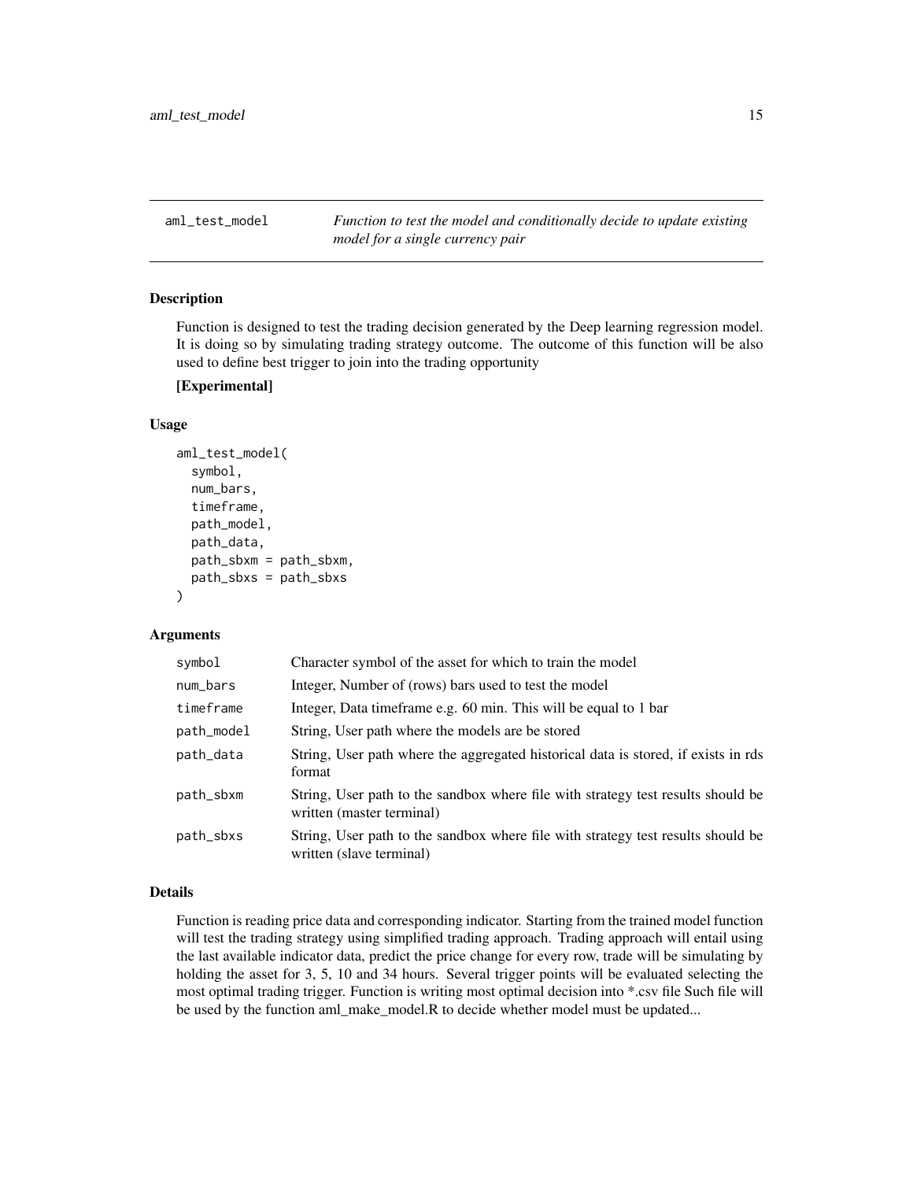# aml_test_model — *Function to test the model and conditionally decide to update existing model for a single currency pair*

## Description

Function is designed to test the trading decision generated by the Deep learning regression model. It is doing so by simulating trading strategy outcome. The outcome of this function will be also used to define best trigger to join into the trading opportunity

**[Experimental]**

## Usage

```
aml_test_model(
  symbol,
  num_bars,
  timeframe,
  path_model,
  path_data,
  path_sbxm = path_sbxm,
  path_sbxs = path_sbxs
)
```

## Arguments

| | |
|---|---|
| `symbol` | Character symbol of the asset for which to train the model |
| `num_bars` | Integer, Number of (rows) bars used to test the model |
| `timeframe` | Integer, Data timeframe e.g. 60 min. This will be equal to 1 bar |
| `path_model` | String, User path where the models are be stored |
| `path_data` | String, User path where the aggregated historical data is stored, if exists in rds format |
| `path_sbxm` | String, User path to the sandbox where file with strategy test results should be written (master terminal) |
| `path_sbxs` | String, User path to the sandbox where file with strategy test results should be written (slave terminal) |

## Details

Function is reading price data and corresponding indicator. Starting from the trained model function will test the trading strategy using simplified trading approach. Trading approach will entail using the last available indicator data, predict the price change for every row, trade will be simulating by holding the asset for 3, 5, 10 and 34 hours. Several trigger points will be evaluated selecting the most optimal trading trigger. Function is writing most optimal decision into *.csv file Such file will be used by the function aml_make_model.R to decide whether model must be updated...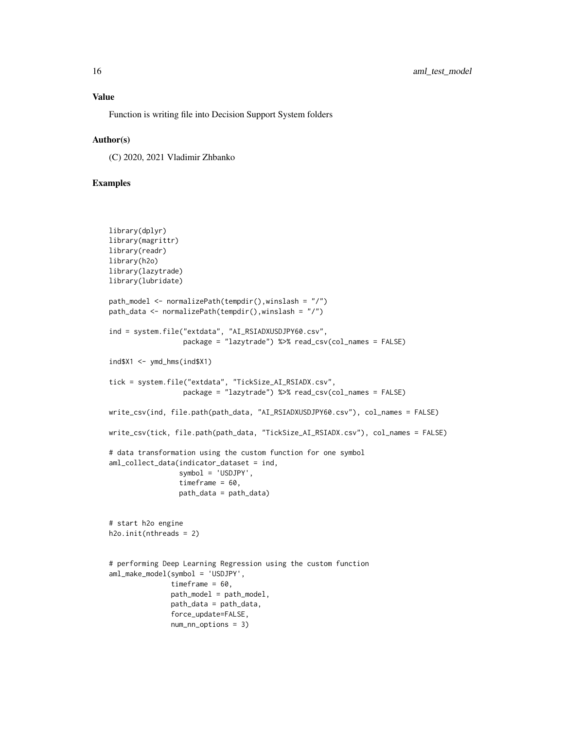## Value

Function is writing file into Decision Support System folders

## Author(s)

(C) 2020, 2021 Vladimir Zhbanko

## Examples

```
library(dplyr)
library(magrittr)
library(readr)
library(h2o)
library(lazytrade)
library(lubridate)

path_model <- normalizePath(tempdir(),winslash = "/")
path_data <- normalizePath(tempdir(),winslash = "/")

ind = system.file("extdata", "AI_RSIADXUSDJPY60.csv",
                  package = "lazytrade") %>% read_csv(col_names = FALSE)

ind$X1 <- ymd_hms(ind$X1)

tick = system.file("extdata", "TickSize_AI_RSIADX.csv",
                  package = "lazytrade") %>% read_csv(col_names = FALSE)

write_csv(ind, file.path(path_data, "AI_RSIADXUSDJPY60.csv"), col_names = FALSE)

write_csv(tick, file.path(path_data, "TickSize_AI_RSIADX.csv"), col_names = FALSE)

# data transformation using the custom function for one symbol
aml_collect_data(indicator_dataset = ind,
                 symbol = 'USDJPY',
                 timeframe = 60,
                 path_data = path_data)


# start h2o engine
h2o.init(nthreads = 2)


# performing Deep Learning Regression using the custom function
aml_make_model(symbol = 'USDJPY',
               timeframe = 60,
               path_model = path_model,
               path_data = path_data,
               force_update=FALSE,
               num_nn_options = 3)
```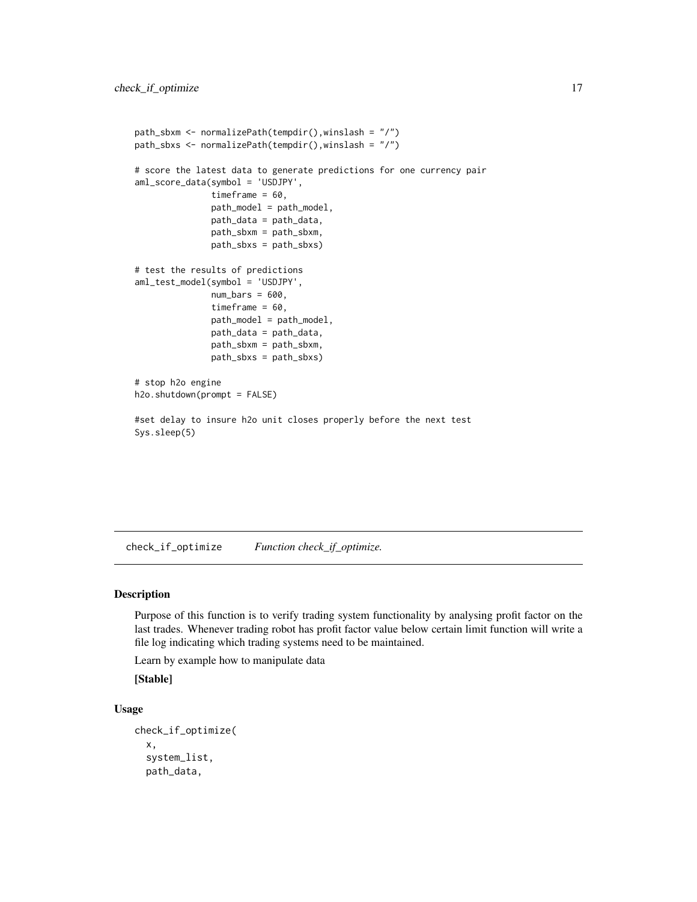```
path_sbxm <- normalizePath(tempdir(),winslash = "/")
path_sbxs <- normalizePath(tempdir(),winslash = "/")

# score the latest data to generate predictions for one currency pair
aml_score_data(symbol = 'USDJPY',
               timeframe = 60,
               path_model = path_model,
               path_data = path_data,
               path_sbxm = path_sbxm,
               path_sbxs = path_sbxs)

# test the results of predictions
aml_test_model(symbol = 'USDJPY',
               num_bars = 600,
               timeframe = 60,
               path_model = path_model,
               path_data = path_data,
               path_sbxm = path_sbxm,
               path_sbxs = path_sbxs)

# stop h2o engine
h2o.shutdown(prompt = FALSE)

#set delay to insure h2o unit closes properly before the next test
Sys.sleep(5)
```

## check_if_optimize    *Function check_if_optimize.*

### Description

Purpose of this function is to verify trading system functionality by analysing profit factor on the last trades. Whenever trading robot has profit factor value below certain limit function will write a file log indicating which trading systems need to be maintained.

Learn by example how to manipulate data

**[Stable]**

### Usage

```
check_if_optimize(
  x,
  system_list,
  path_data,
```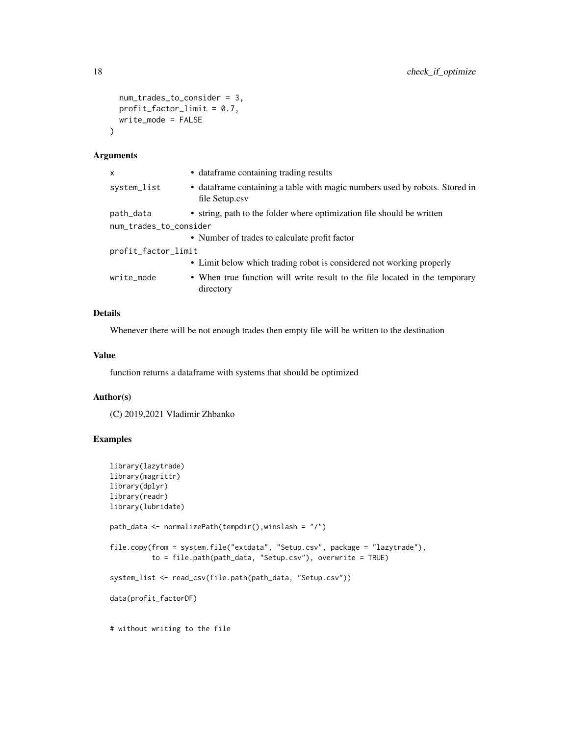```
  num_trades_to_consider = 3,
  profit_factor_limit = 0.7,
  write_mode = FALSE
)
```

### Arguments

| | |
|---|---|
| x | • dataframe containing trading results |
| system_list | • dataframe containing a table with magic numbers used by robots. Stored in file Setup.csv |
| path_data | • string, path to the folder where optimization file should be written |
| num_trades_to_consider | • Number of trades to calculate profit factor |
| profit_factor_limit | • Limit below which trading robot is considered not working properly |
| write_mode | • When true function will write result to the file located in the temporary directory |

### Details

Whenever there will be not enough trades then empty file will be written to the destination

### Value

function returns a dataframe with systems that should be optimized

### Author(s)

(C) 2019,2021 Vladimir Zhbanko

### Examples

```
library(lazytrade)
library(magrittr)
library(dplyr)
library(readr)
library(lubridate)

path_data <- normalizePath(tempdir(),winslash = "/")

file.copy(from = system.file("extdata", "Setup.csv", package = "lazytrade"),
          to = file.path(path_data, "Setup.csv"), overwrite = TRUE)

system_list <- read_csv(file.path(path_data, "Setup.csv"))

data(profit_factorDF)


# without writing to the file
```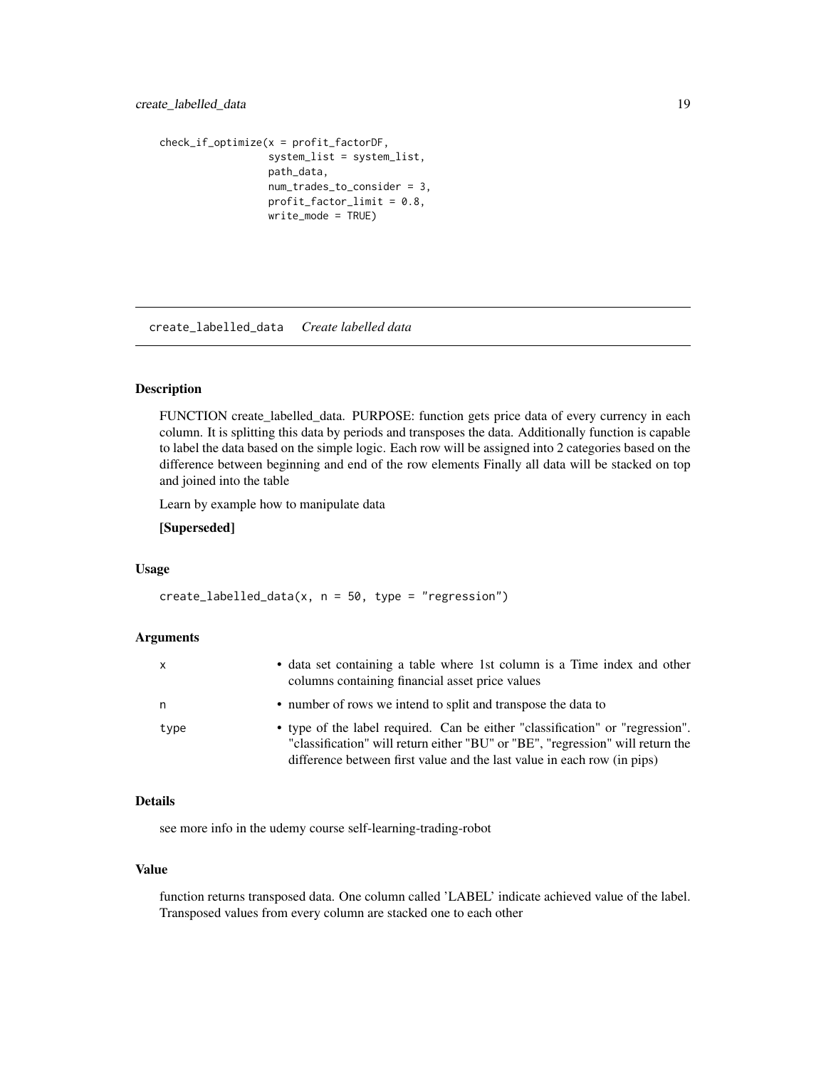```
check_if_optimize(x = profit_factorDF,
                  system_list = system_list,
                  path_data,
                  num_trades_to_consider = 3,
                  profit_factor_limit = 0.8,
                  write_mode = TRUE)
```

## create_labelled_data *Create labelled data*

### Description

FUNCTION create_labelled_data. PURPOSE: function gets price data of every currency in each column. It is splitting this data by periods and transposes the data. Additionally function is capable to label the data based on the simple logic. Each row will be assigned into 2 categories based on the difference between beginning and end of the row elements Finally all data will be stacked on top and joined into the table

Learn by example how to manipulate data

**[Superseded]**

### Usage

```
create_labelled_data(x, n = 50, type = "regression")
```

### Arguments

| | |
|---|---|
| x | • data set containing a table where 1st column is a Time index and other columns containing financial asset price values |
| n | • number of rows we intend to split and transpose the data to |
| type | • type of the label required. Can be either "classification" or "regression". "classification" will return either "BU" or "BE", "regression" will return the difference between first value and the last value in each row (in pips) |

### Details

see more info in the udemy course self-learning-trading-robot

### Value

function returns transposed data. One column called 'LABEL' indicate achieved value of the label. Transposed values from every column are stacked one to each other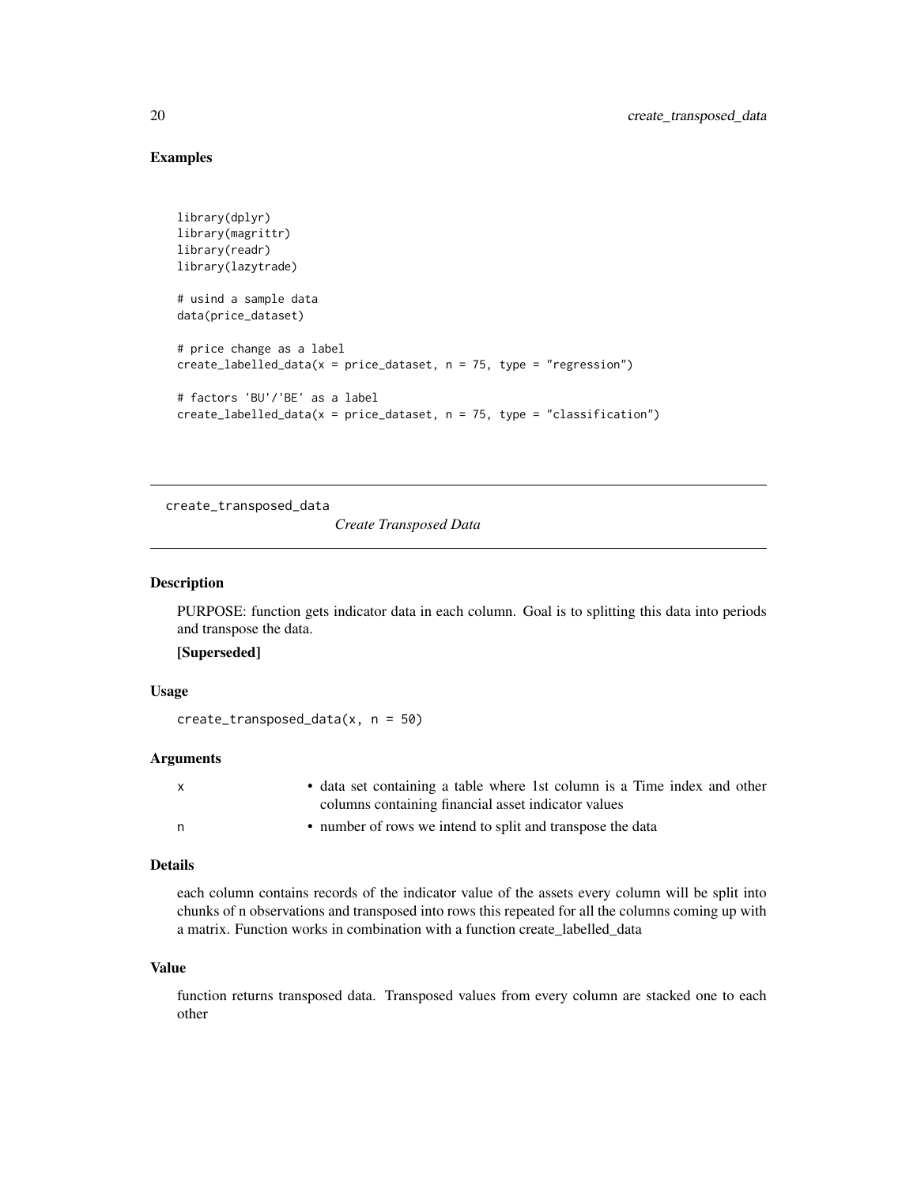## Examples

```
library(dplyr)
library(magrittr)
library(readr)
library(lazytrade)

# usind a sample data
data(price_dataset)

# price change as a label
create_labelled_data(x = price_dataset, n = 75, type = "regression")

# factors 'BU'/'BE' as a label
create_labelled_data(x = price_dataset, n = 75, type = "classification")
```

---

# create_transposed_data    *Create Transposed Data*

---

## Description

PURPOSE: function gets indicator data in each column. Goal is to splitting this data into periods and transpose the data.

**[Superseded]**

## Usage

```
create_transposed_data(x, n = 50)
```

## Arguments

| | |
|---|---|
| x | • data set containing a table where 1st column is a Time index and other columns containing financial asset indicator values |
| n | • number of rows we intend to split and transpose the data |

## Details

each column contains records of the indicator value of the assets every column will be split into chunks of n observations and transposed into rows this repeated for all the columns coming up with a matrix. Function works in combination with a function create_labelled_data

## Value

function returns transposed data. Transposed values from every column are stacked one to each other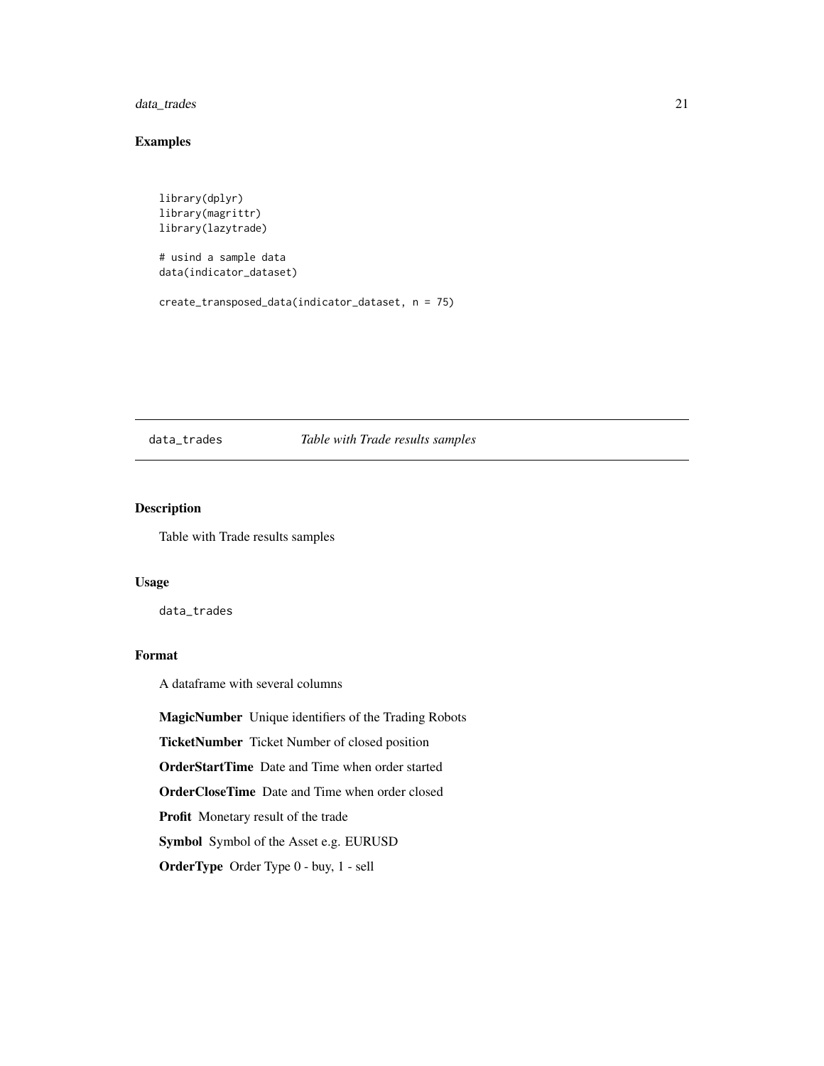## Examples

```
library(dplyr)
library(magrittr)
library(lazytrade)

# usind a sample data
data(indicator_dataset)

create_transposed_data(indicator_dataset, n = 75)
```

---

# data_trades    *Table with Trade results samples*

---

## Description

Table with Trade results samples

## Usage

```
data_trades
```

## Format

A dataframe with several columns

**MagicNumber** Unique identifiers of the Trading Robots

**TicketNumber** Ticket Number of closed position

**OrderStartTime** Date and Time when order started

**OrderCloseTime** Date and Time when order closed

**Profit** Monetary result of the trade

**Symbol** Symbol of the Asset e.g. EURUSD

**OrderType** Order Type 0 - buy, 1 - sell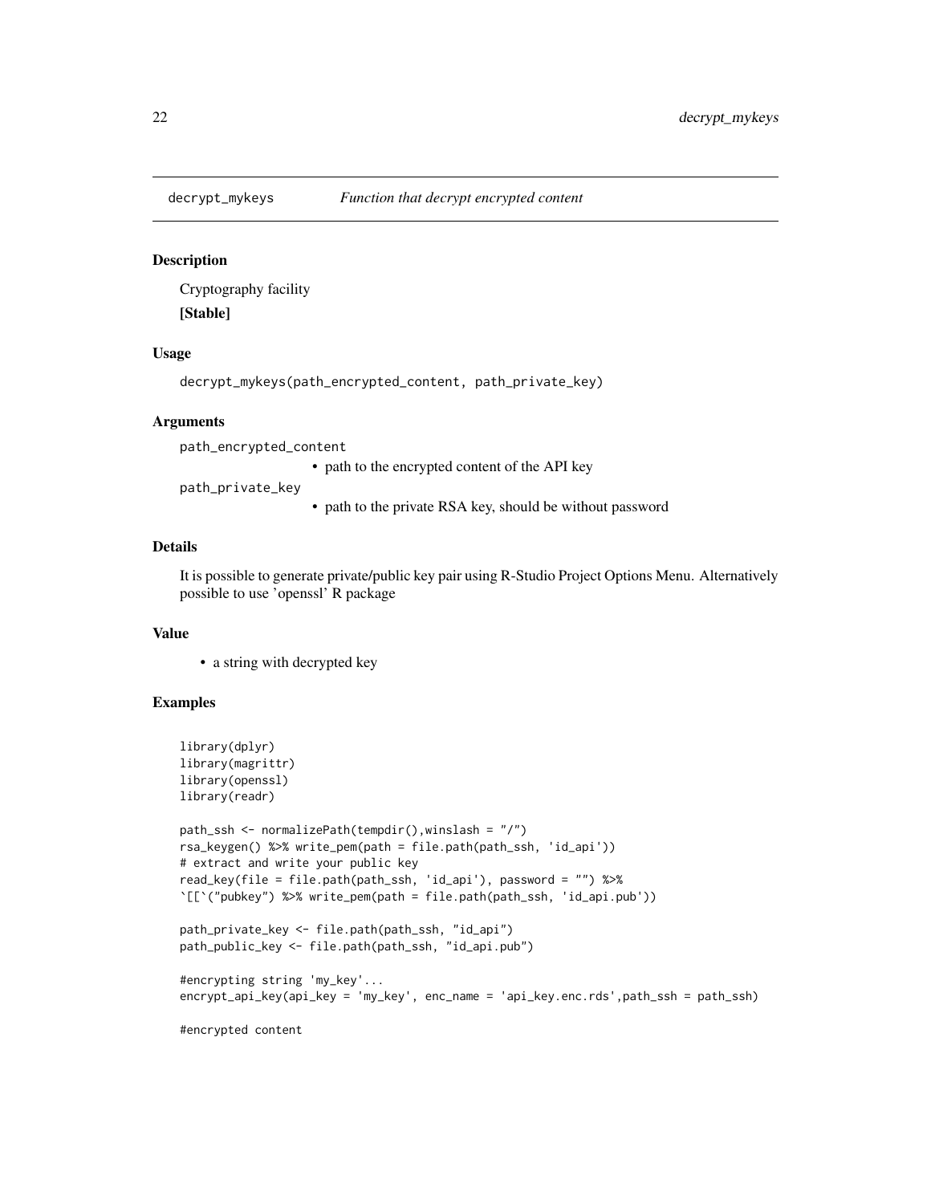## decrypt_mykeys *Function that decrypt encrypted content*

### Description

Cryptography facility

**[Stable]**

### Usage

```
decrypt_mykeys(path_encrypted_content, path_private_key)
```

### Arguments

`path_encrypted_content`
- path to the encrypted content of the API key

`path_private_key`
- path to the private RSA key, should be without password

### Details

It is possible to generate private/public key pair using R-Studio Project Options Menu. Alternatively possible to use 'openssl' R package

### Value

- a string with decrypted key

### Examples

```
library(dplyr)
library(magrittr)
library(openssl)
library(readr)

path_ssh <- normalizePath(tempdir(),winslash = "/")
rsa_keygen() %>% write_pem(path = file.path(path_ssh, 'id_api'))
# extract and write your public key
read_key(file = file.path(path_ssh, 'id_api'), password = "") %>%
`[[`("pubkey") %>% write_pem(path = file.path(path_ssh, 'id_api.pub'))

path_private_key <- file.path(path_ssh, "id_api")
path_public_key <- file.path(path_ssh, "id_api.pub")

#encrypting string 'my_key'...
encrypt_api_key(api_key = 'my_key', enc_name = 'api_key.enc.rds',path_ssh = path_ssh)

#encrypted content
```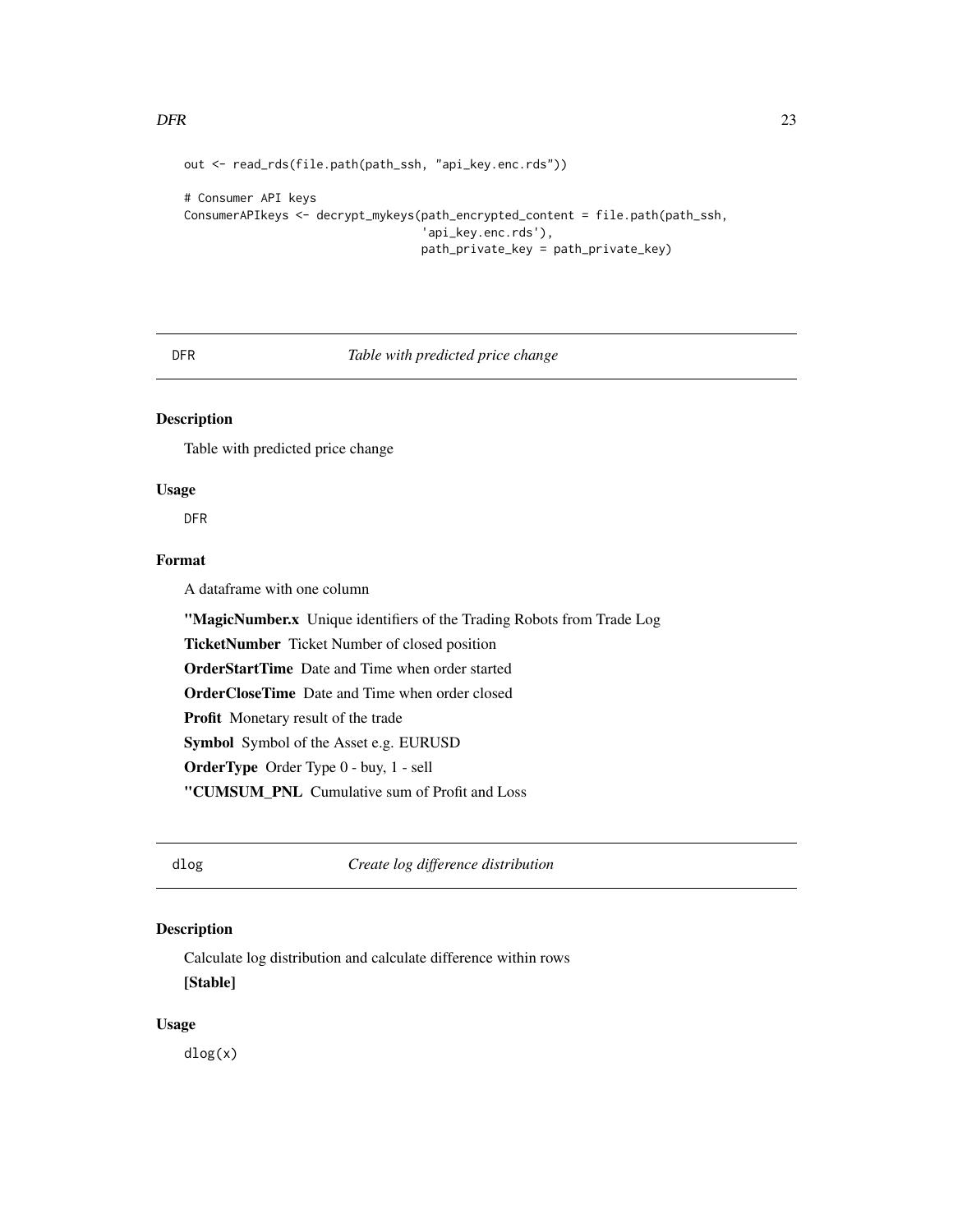```
out <- read_rds(file.path(path_ssh, "api_key.enc.rds"))

# Consumer API keys
ConsumerAPIkeys <- decrypt_mykeys(path_encrypted_content = file.path(path_ssh,
                                  'api_key.enc.rds'),
                                  path_private_key = path_private_key)
```

## DFR — *Table with predicted price change*

### Description

Table with predicted price change

### Usage

```
DFR
```

### Format

A dataframe with one column

**"MagicNumber.x** Unique identifiers of the Trading Robots from Trade Log

**TicketNumber** Ticket Number of closed position

**OrderStartTime** Date and Time when order started

**OrderCloseTime** Date and Time when order closed

**Profit** Monetary result of the trade

**Symbol** Symbol of the Asset e.g. EURUSD

**OrderType** Order Type 0 - buy, 1 - sell

**"CUMSUM_PNL** Cumulative sum of Profit and Loss

## dlog — *Create log difference distribution*

### Description

Calculate log distribution and calculate difference within rows

**[Stable]**

### Usage

```
dlog(x)
```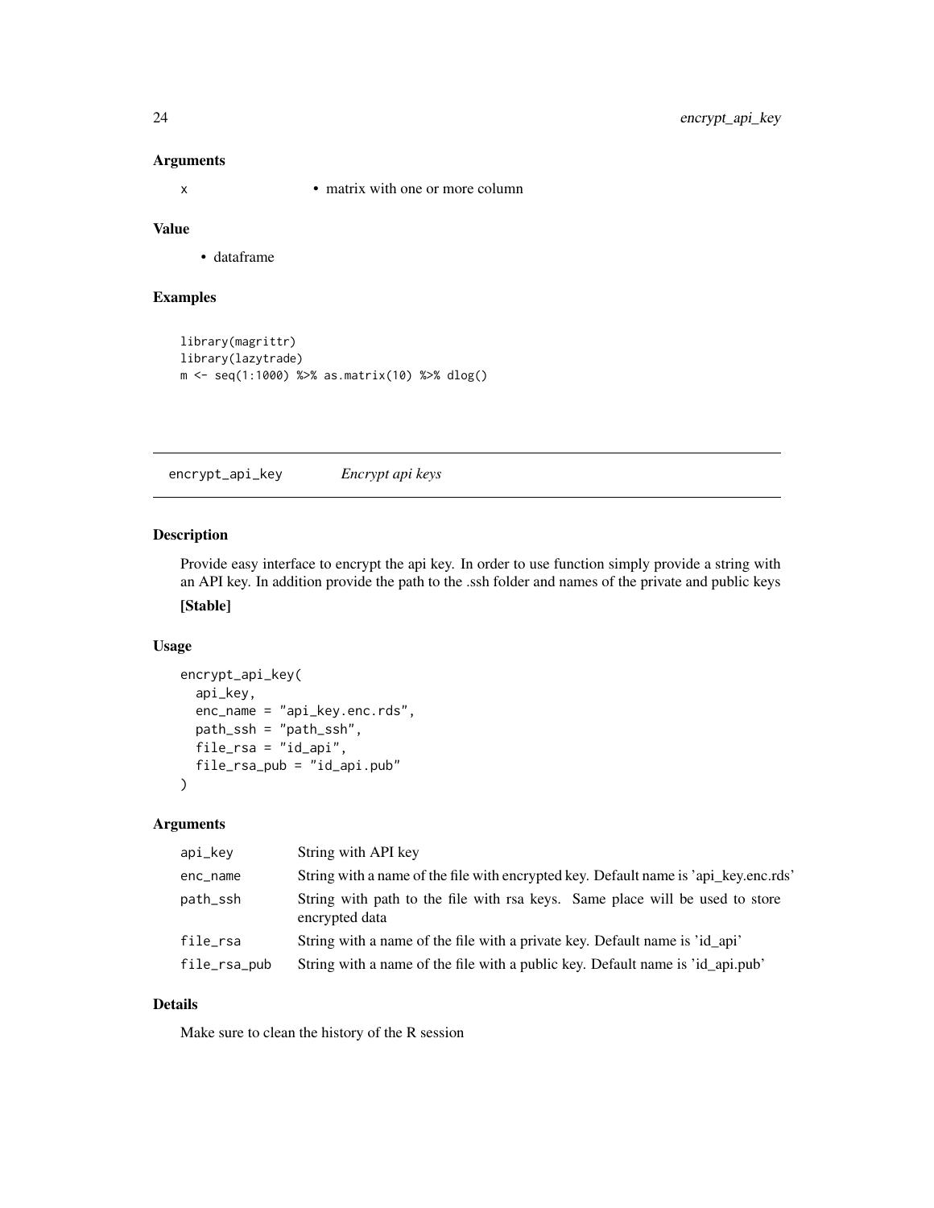## Arguments

| | |
|---|---|
| x | • matrix with one or more column |

## Value

- dataframe

## Examples

```
library(magrittr)
library(lazytrade)
m <- seq(1:1000) %>% as.matrix(10) %>% dlog()
```

---

# encrypt_api_key    *Encrypt api keys*

---

## Description

Provide easy interface to encrypt the api key. In order to use function simply provide a string with an API key. In addition provide the path to the .ssh folder and names of the private and public keys

**[Stable]**

## Usage

```
encrypt_api_key(
  api_key,
  enc_name = "api_key.enc.rds",
  path_ssh = "path_ssh",
  file_rsa = "id_api",
  file_rsa_pub = "id_api.pub"
)
```

## Arguments

| | |
|---|---|
| api_key | String with API key |
| enc_name | String with a name of the file with encrypted key. Default name is 'api_key.enc.rds' |
| path_ssh | String with path to the file with rsa keys. Same place will be used to store encrypted data |
| file_rsa | String with a name of the file with a private key. Default name is 'id_api' |
| file_rsa_pub | String with a name of the file with a public key. Default name is 'id_api.pub' |

## Details

Make sure to clean the history of the R session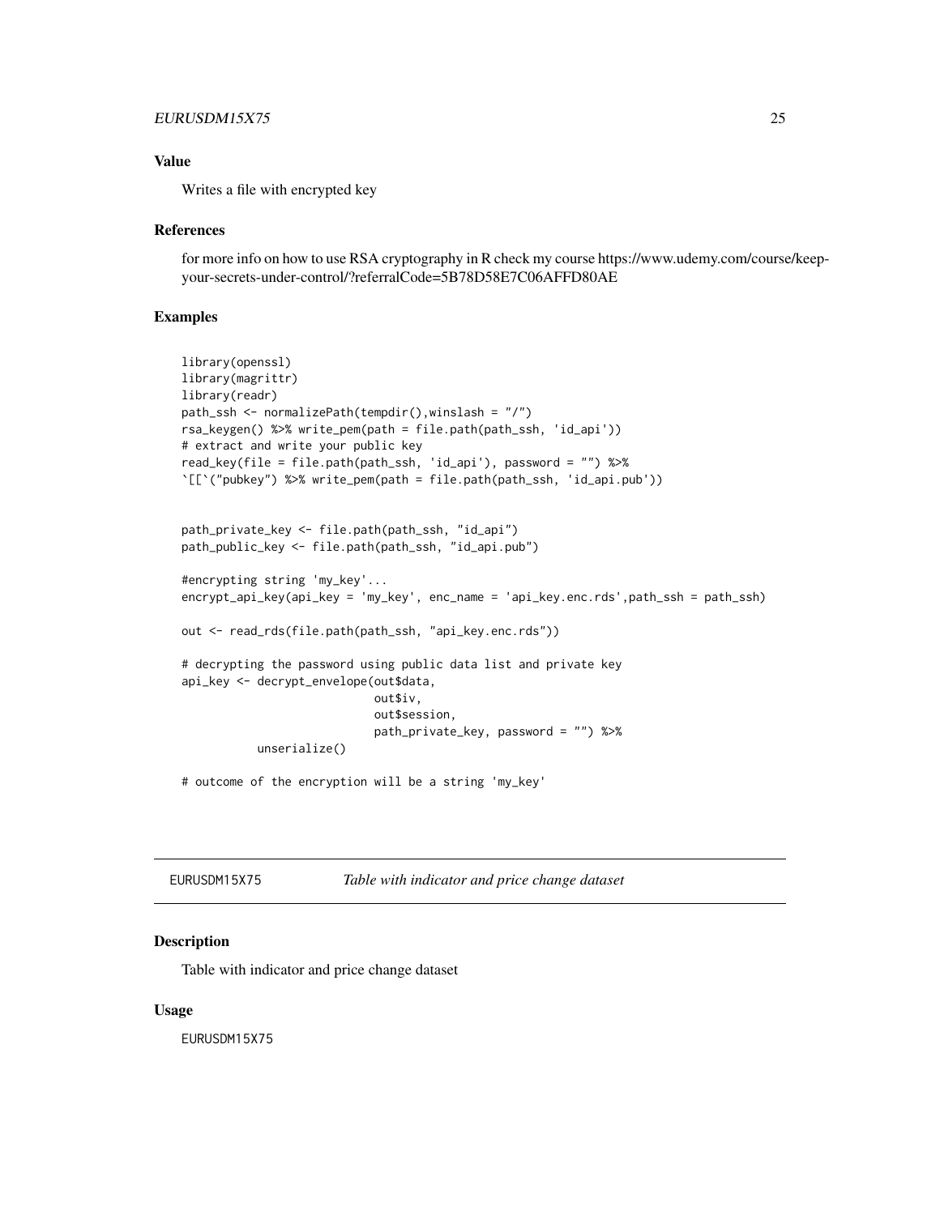### Value

Writes a file with encrypted key

### References

for more info on how to use RSA cryptography in R check my course https://www.udemy.com/course/keep-your-secrets-under-control/?referralCode=5B78D58E7C06AFFD80AE

### Examples

```
library(openssl)
library(magrittr)
library(readr)
path_ssh <- normalizePath(tempdir(),winslash = "/")
rsa_keygen() %>% write_pem(path = file.path(path_ssh, 'id_api'))
# extract and write your public key
read_key(file = file.path(path_ssh, 'id_api'), password = "") %>%
`[[`("pubkey") %>% write_pem(path = file.path(path_ssh, 'id_api.pub'))


path_private_key <- file.path(path_ssh, "id_api")
path_public_key <- file.path(path_ssh, "id_api.pub")

#encrypting string 'my_key'...
encrypt_api_key(api_key = 'my_key', enc_name = 'api_key.enc.rds',path_ssh = path_ssh)

out <- read_rds(file.path(path_ssh, "api_key.enc.rds"))

# decrypting the password using public data list and private key
api_key <- decrypt_envelope(out$data,
                            out$iv,
                            out$session,
                            path_private_key, password = "") %>%
           unserialize()

# outcome of the encryption will be a string 'my_key'
```

---

## EURUSDM15X75 — *Table with indicator and price change dataset*

### Description

Table with indicator and price change dataset

### Usage

```
EURUSDM15X75
```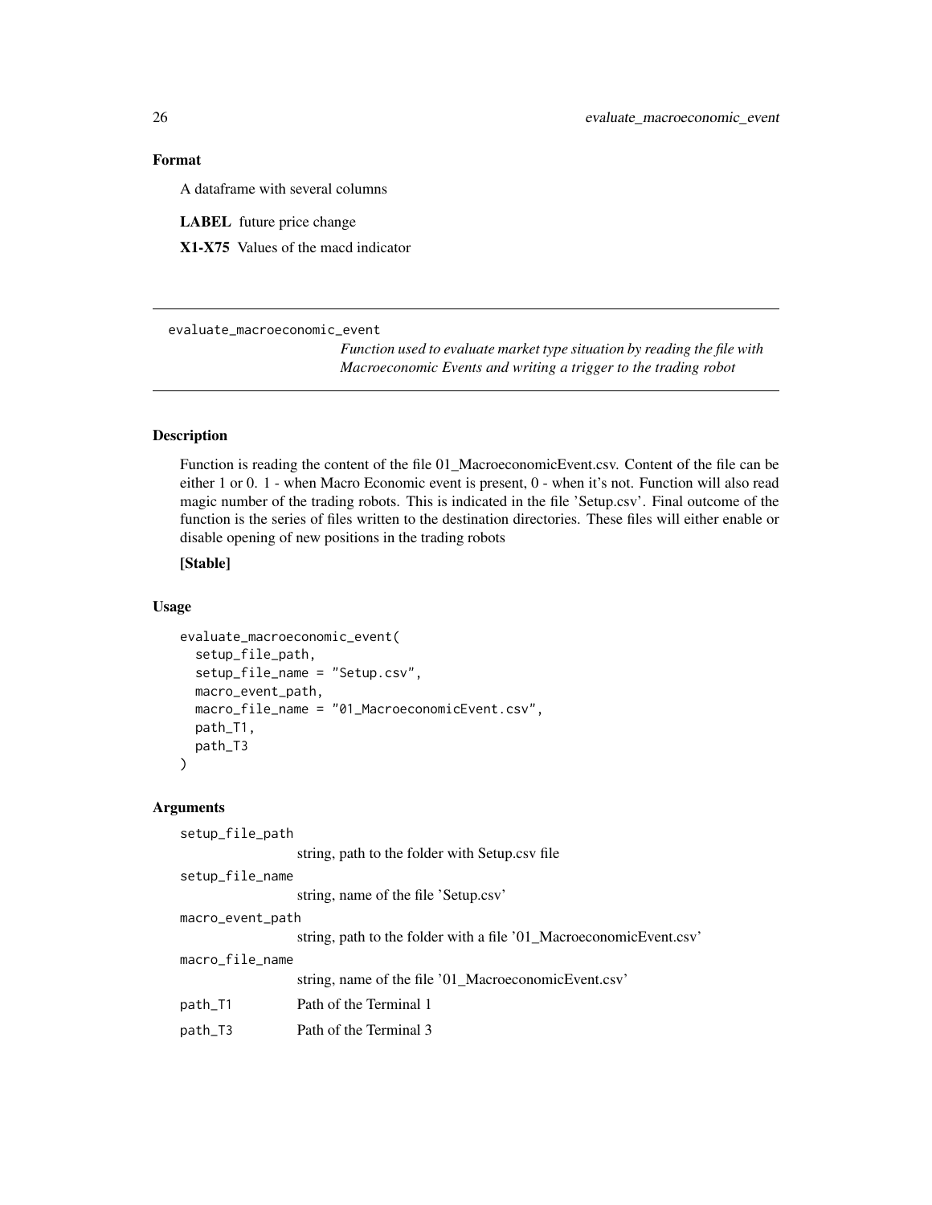### Format

A dataframe with several columns

**LABEL** future price change

**X1-X75** Values of the macd indicator

---

## evaluate_macroeconomic_event

*Function used to evaluate market type situation by reading the file with Macroeconomic Events and writing a trigger to the trading robot*

---

### Description

Function is reading the content of the file 01_MacroeconomicEvent.csv. Content of the file can be either 1 or 0. 1 - when Macro Economic event is present, 0 - when it's not. Function will also read magic number of the trading robots. This is indicated in the file 'Setup.csv'. Final outcome of the function is the series of files written to the destination directories. These files will either enable or disable opening of new positions in the trading robots

**[Stable]**

### Usage

```
evaluate_macroeconomic_event(
  setup_file_path,
  setup_file_name = "Setup.csv",
  macro_event_path,
  macro_file_name = "01_MacroeconomicEvent.csv",
  path_T1,
  path_T3
)
```

### Arguments

| | |
|---|---|
| `setup_file_path` | string, path to the folder with Setup.csv file |
| `setup_file_name` | string, name of the file 'Setup.csv' |
| `macro_event_path` | string, path to the folder with a file '01_MacroeconomicEvent.csv' |
| `macro_file_name` | string, name of the file '01_MacroeconomicEvent.csv' |
| `path_T1` | Path of the Terminal 1 |
| `path_T3` | Path of the Terminal 3 |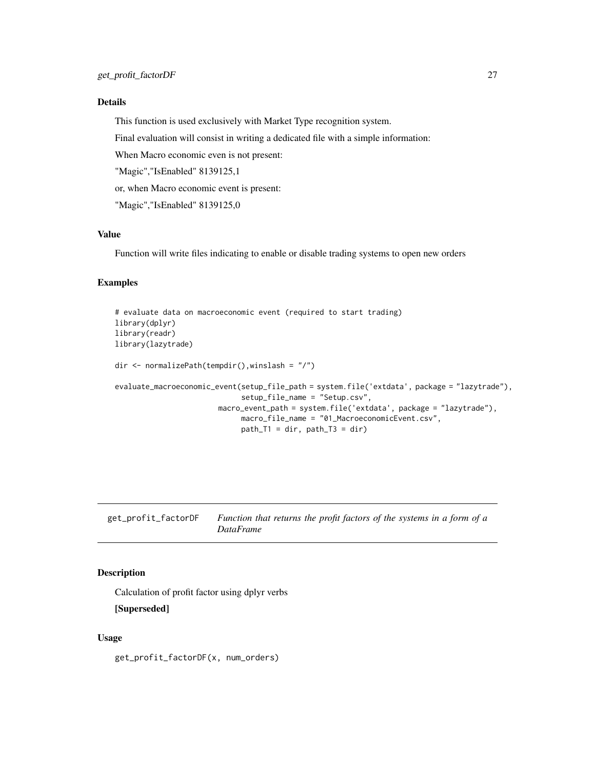### Details

This function is used exclusively with Market Type recognition system.

Final evaluation will consist in writing a dedicated file with a simple information:

When Macro economic even is not present:

"Magic","IsEnabled" 8139125,1

or, when Macro economic event is present:

"Magic","IsEnabled" 8139125,0

### Value

Function will write files indicating to enable or disable trading systems to open new orders

### Examples

```
# evaluate data on macroeconomic event (required to start trading)
library(dplyr)
library(readr)
library(lazytrade)

dir <- normalizePath(tempdir(),winslash = "/")

evaluate_macroeconomic_event(setup_file_path = system.file('extdata', package = "lazytrade"),
                             setup_file_name = "Setup.csv",
                         macro_event_path = system.file('extdata', package = "lazytrade"),
                             macro_file_name = "01_MacroeconomicEvent.csv",
                             path_T1 = dir, path_T3 = dir)
```

---

## get_profit_factorDF &nbsp;&nbsp; *Function that returns the profit factors of the systems in a form of a DataFrame*

### Description

Calculation of profit factor using dplyr verbs

**[Superseded]**

### Usage

```
get_profit_factorDF(x, num_orders)
```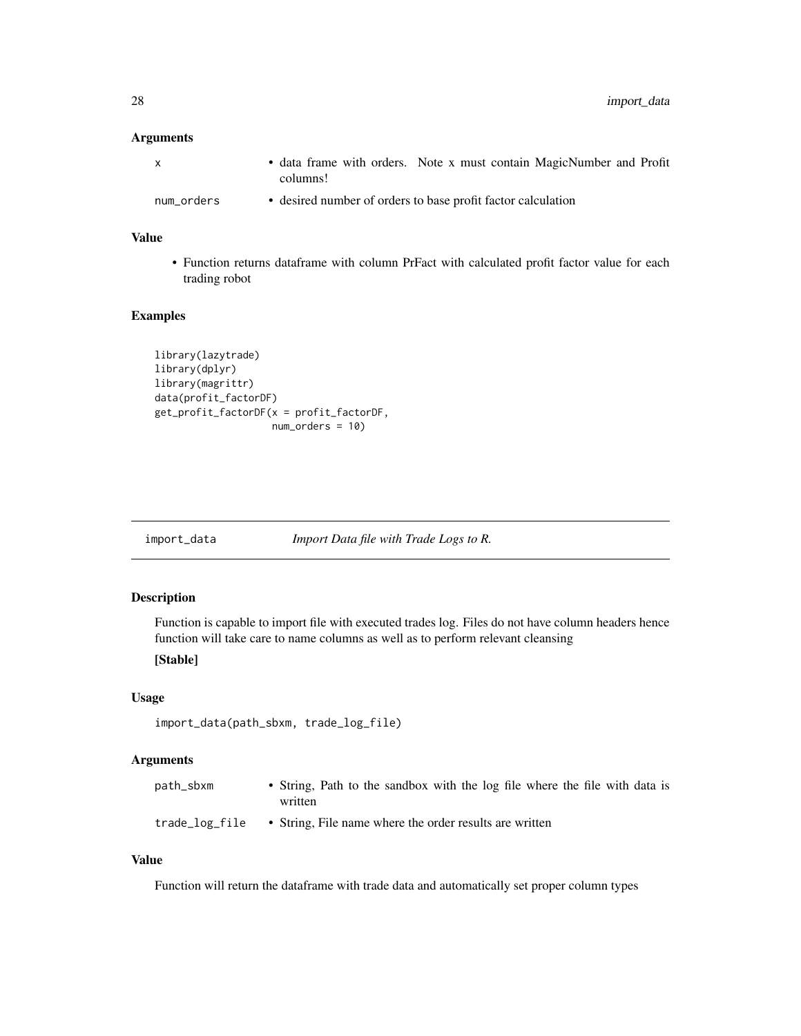## Arguments

| | |
|---|---|
| x | • data frame with orders. Note x must contain MagicNumber and Profit columns! |
| num_orders | • desired number of orders to base profit factor calculation |

## Value

- Function returns dataframe with column PrFact with calculated profit factor value for each trading robot

## Examples

```
library(lazytrade)
library(dplyr)
library(magrittr)
data(profit_factorDF)
get_profit_factorDF(x = profit_factorDF,
                    num_orders = 10)
```

---

# import_data    *Import Data file with Trade Logs to R.*

---

## Description

Function is capable to import file with executed trades log. Files do not have column headers hence function will take care to name columns as well as to perform relevant cleansing

**[Stable]**

## Usage

```
import_data(path_sbxm, trade_log_file)
```

## Arguments

| | |
|---|---|
| path_sbxm | • String, Path to the sandbox with the log file where the file with data is written |
| trade_log_file | • String, File name where the order results are written |

## Value

Function will return the dataframe with trade data and automatically set proper column types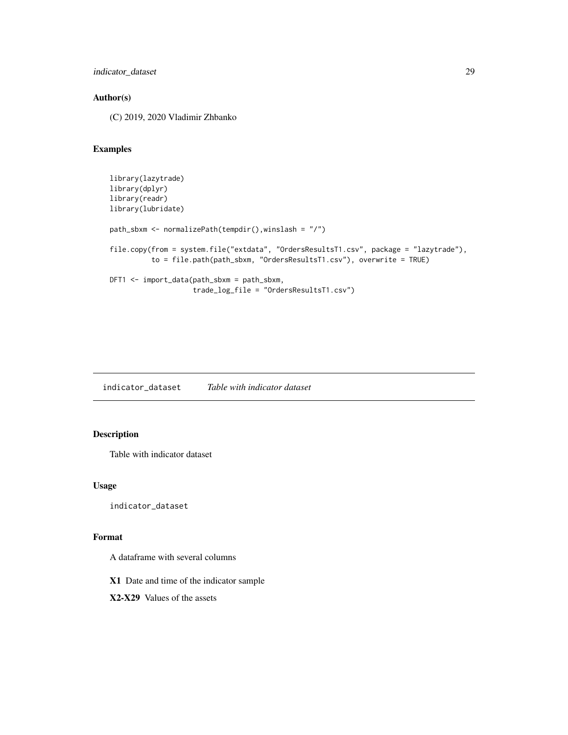## Author(s)

(C) 2019, 2020 Vladimir Zhbanko

## Examples

```
library(lazytrade)
library(dplyr)
library(readr)
library(lubridate)

path_sbxm <- normalizePath(tempdir(),winslash = "/")

file.copy(from = system.file("extdata", "OrdersResultsT1.csv", package = "lazytrade"),
          to = file.path(path_sbxm, "OrdersResultsT1.csv"), overwrite = TRUE)

DFT1 <- import_data(path_sbxm = path_sbxm,
                    trade_log_file = "OrdersResultsT1.csv")
```

---

# indicator_dataset    *Table with indicator dataset*

## Description

Table with indicator dataset

## Usage

```
indicator_dataset
```

## Format

A dataframe with several columns

**X1** Date and time of the indicator sample

**X2-X29** Values of the assets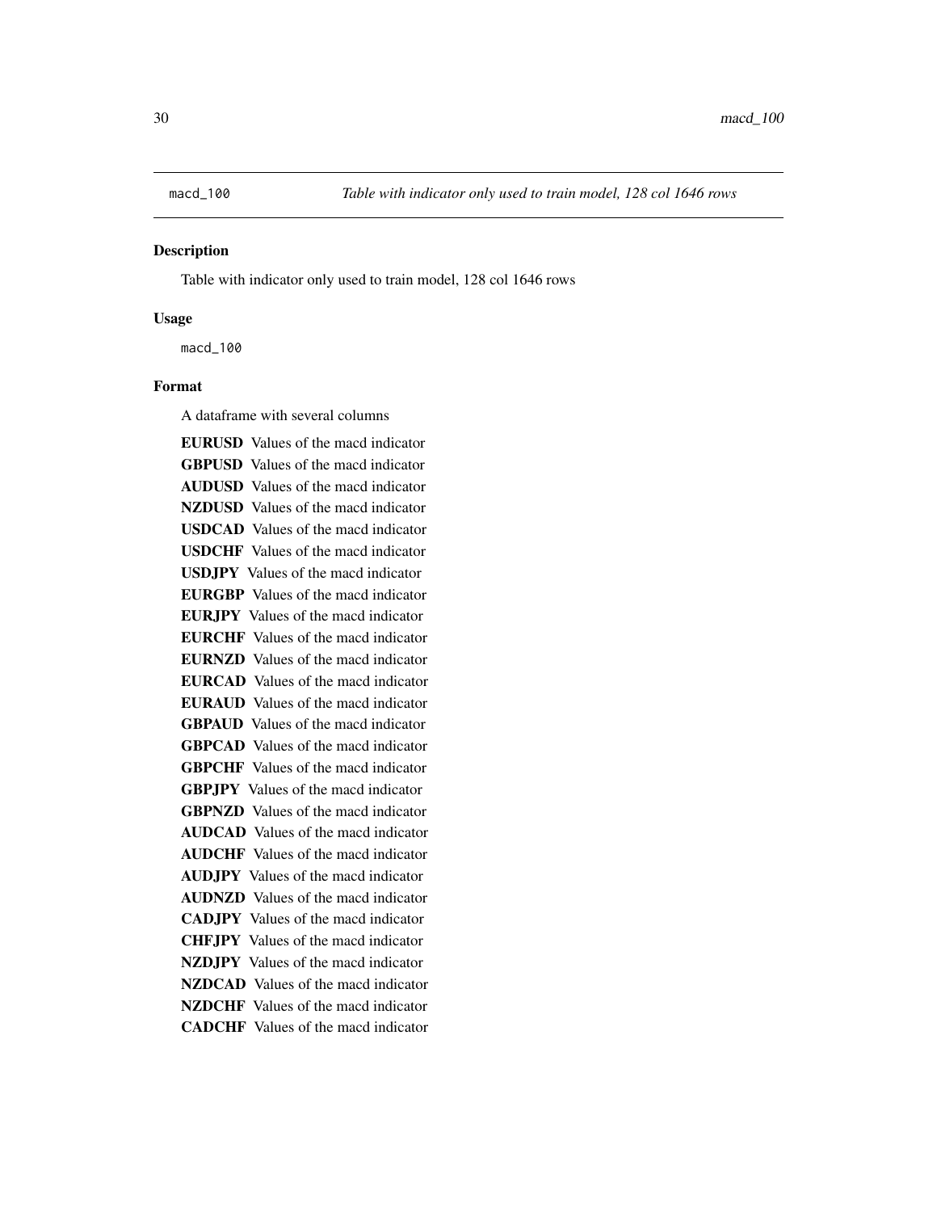`macd_100` *Table with indicator only used to train model, 128 col 1646 rows*

## Description

Table with indicator only used to train model, 128 col 1646 rows

## Usage

```
macd_100
```

## Format

A dataframe with several columns

**EURUSD** Values of the macd indicator
**GBPUSD** Values of the macd indicator
**AUDUSD** Values of the macd indicator
**NZDUSD** Values of the macd indicator
**USDCAD** Values of the macd indicator
**USDCHF** Values of the macd indicator
**USDJPY** Values of the macd indicator
**EURGBP** Values of the macd indicator
**EURJPY** Values of the macd indicator
**EURCHF** Values of the macd indicator
**EURNZD** Values of the macd indicator
**EURCAD** Values of the macd indicator
**EURAUD** Values of the macd indicator
**GBPAUD** Values of the macd indicator
**GBPCAD** Values of the macd indicator
**GBPCHF** Values of the macd indicator
**GBPJPY** Values of the macd indicator
**GBPNZD** Values of the macd indicator
**AUDCAD** Values of the macd indicator
**AUDCHF** Values of the macd indicator
**AUDJPY** Values of the macd indicator
**AUDNZD** Values of the macd indicator
**CADJPY** Values of the macd indicator
**CHFJPY** Values of the macd indicator
**NZDJPY** Values of the macd indicator
**NZDCAD** Values of the macd indicator
**NZDCHF** Values of the macd indicator
**CADCHF** Values of the macd indicator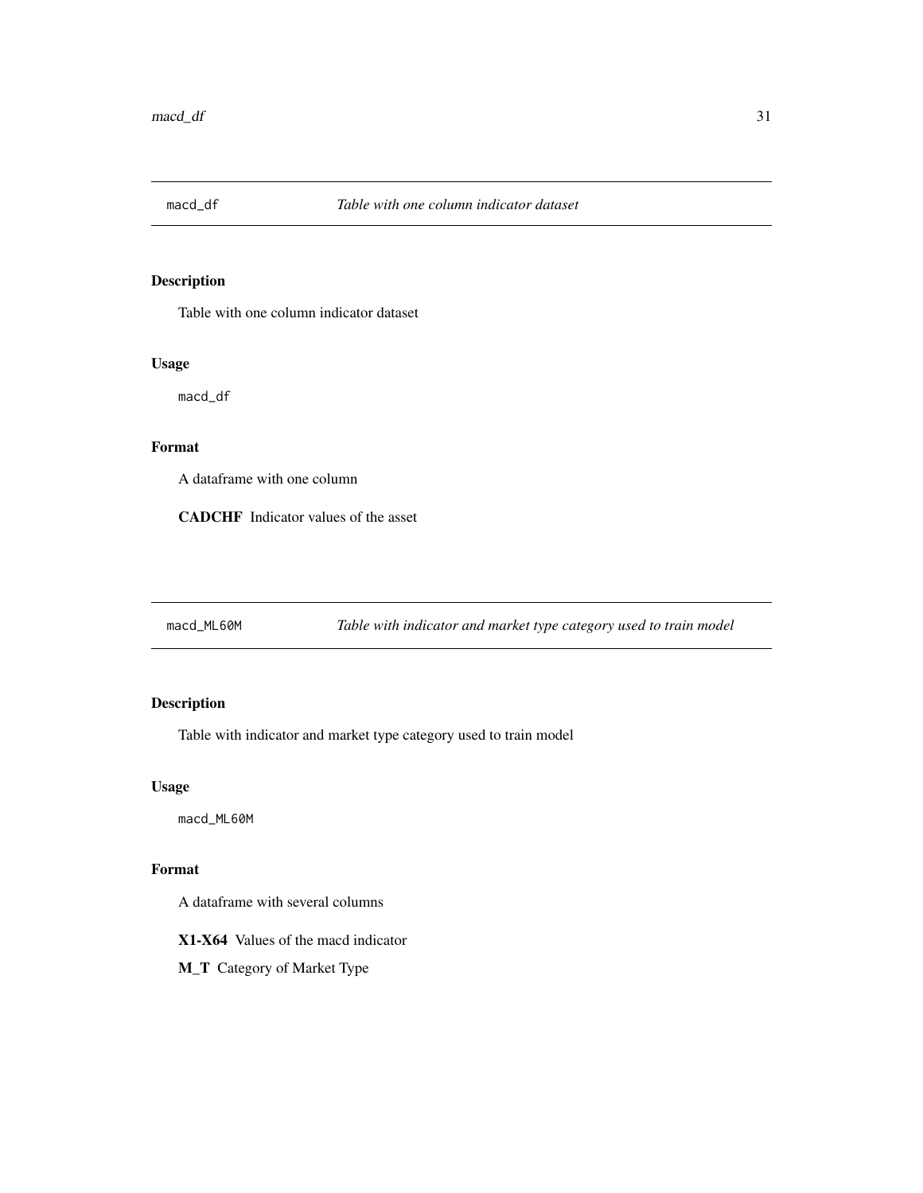## macd_df — *Table with one column indicator dataset*

### Description

Table with one column indicator dataset

### Usage

```
macd_df
```

### Format

A dataframe with one column

**CADCHF** Indicator values of the asset

## macd_ML60M — *Table with indicator and market type category used to train model*

### Description

Table with indicator and market type category used to train model

### Usage

```
macd_ML60M
```

### Format

A dataframe with several columns

**X1-X64** Values of the macd indicator

**M_T** Category of Market Type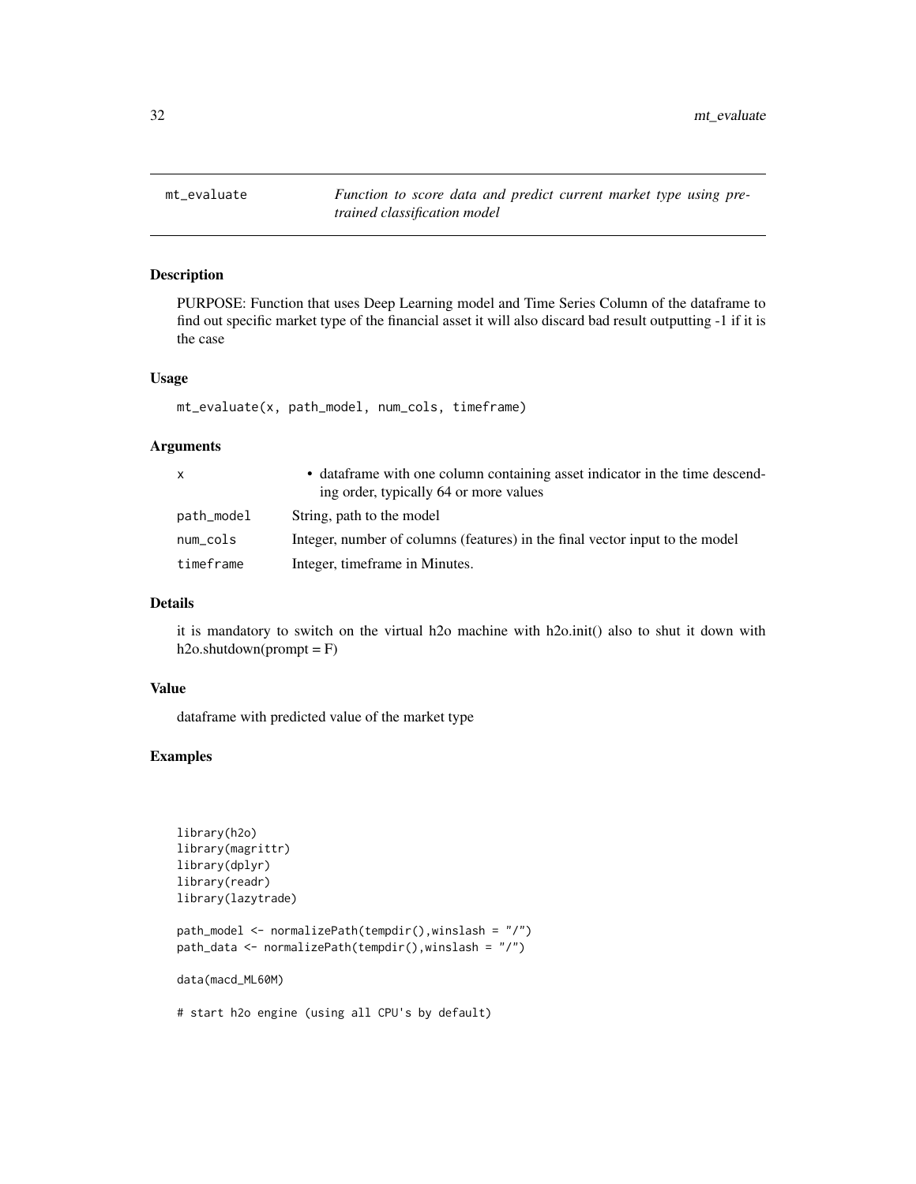## mt_evaluate

*Function to score data and predict current market type using pre-trained classification model*

### Description

PURPOSE: Function that uses Deep Learning model and Time Series Column of the dataframe to find out specific market type of the financial asset it will also discard bad result outputting -1 if it is the case

### Usage

```
mt_evaluate(x, path_model, num_cols, timeframe)
```

### Arguments

| | |
|---|---|
| x | • dataframe with one column containing asset indicator in the time descending order, typically 64 or more values |
| path_model | String, path to the model |
| num_cols | Integer, number of columns (features) in the final vector input to the model |
| timeframe | Integer, timeframe in Minutes. |

### Details

it is mandatory to switch on the virtual h2o machine with h2o.init() also to shut it down with h2o.shutdown(prompt = F)

### Value

dataframe with predicted value of the market type

### Examples

```
library(h2o)
library(magrittr)
library(dplyr)
library(readr)
library(lazytrade)

path_model <- normalizePath(tempdir(),winslash = "/")
path_data <- normalizePath(tempdir(),winslash = "/")

data(macd_ML60M)

# start h2o engine (using all CPU's by default)
```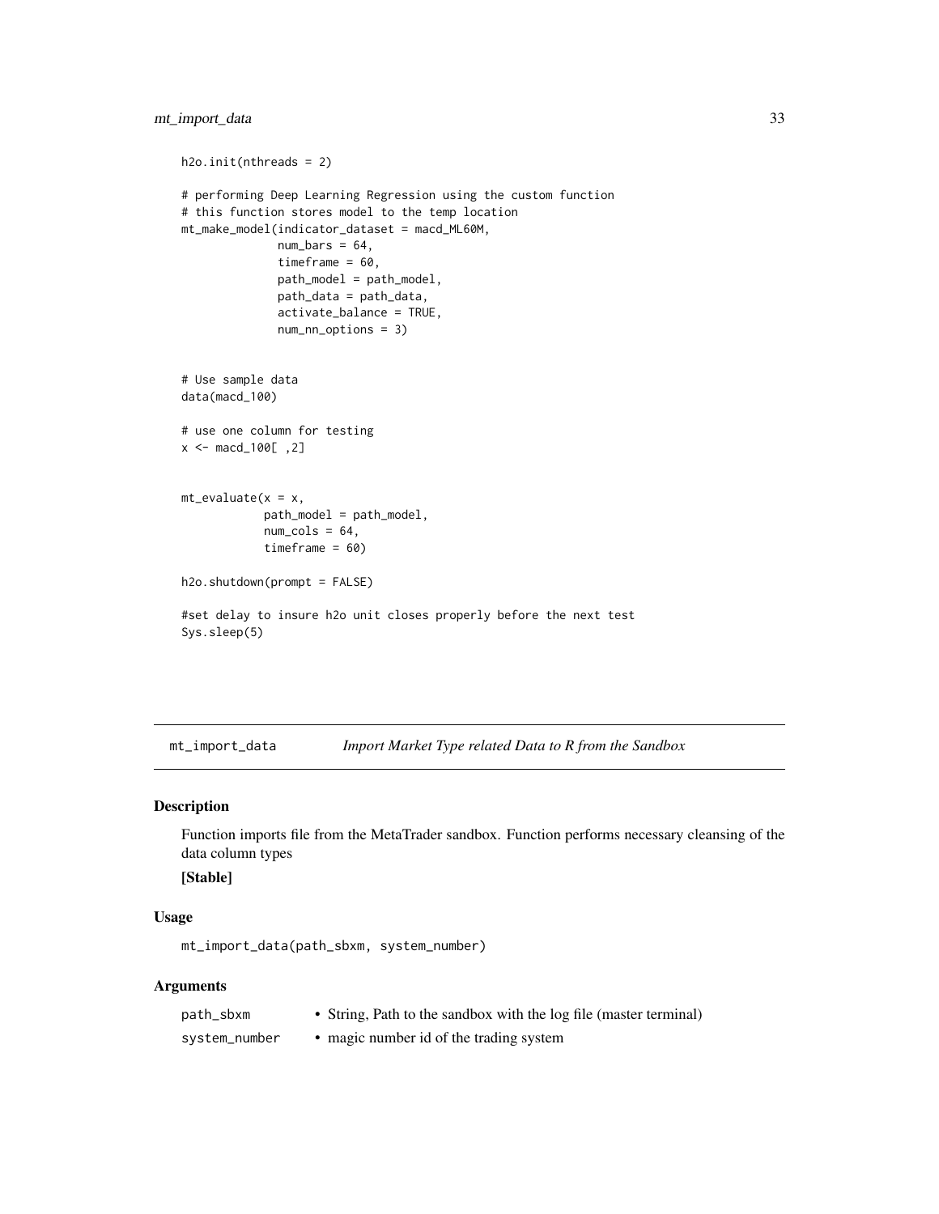```
h2o.init(nthreads = 2)

# performing Deep Learning Regression using the custom function
# this function stores model to the temp location
mt_make_model(indicator_dataset = macd_ML60M,
              num_bars = 64,
              timeframe = 60,
              path_model = path_model,
              path_data = path_data,
              activate_balance = TRUE,
              num_nn_options = 3)


# Use sample data
data(macd_100)

# use one column for testing
x <- macd_100[ ,2]


mt_evaluate(x = x,
            path_model = path_model,
            num_cols = 64,
            timeframe = 60)

h2o.shutdown(prompt = FALSE)

#set delay to insure h2o unit closes properly before the next test
Sys.sleep(5)
```

## mt_import_data *Import Market Type related Data to R from the Sandbox*

### Description

Function imports file from the MetaTrader sandbox. Function performs necessary cleansing of the data column types

**[Stable]**

### Usage

```
mt_import_data(path_sbxm, system_number)
```

### Arguments

| | |
|---|---|
| path_sbxm | • String, Path to the sandbox with the log file (master terminal) |
| system_number | • magic number id of the trading system |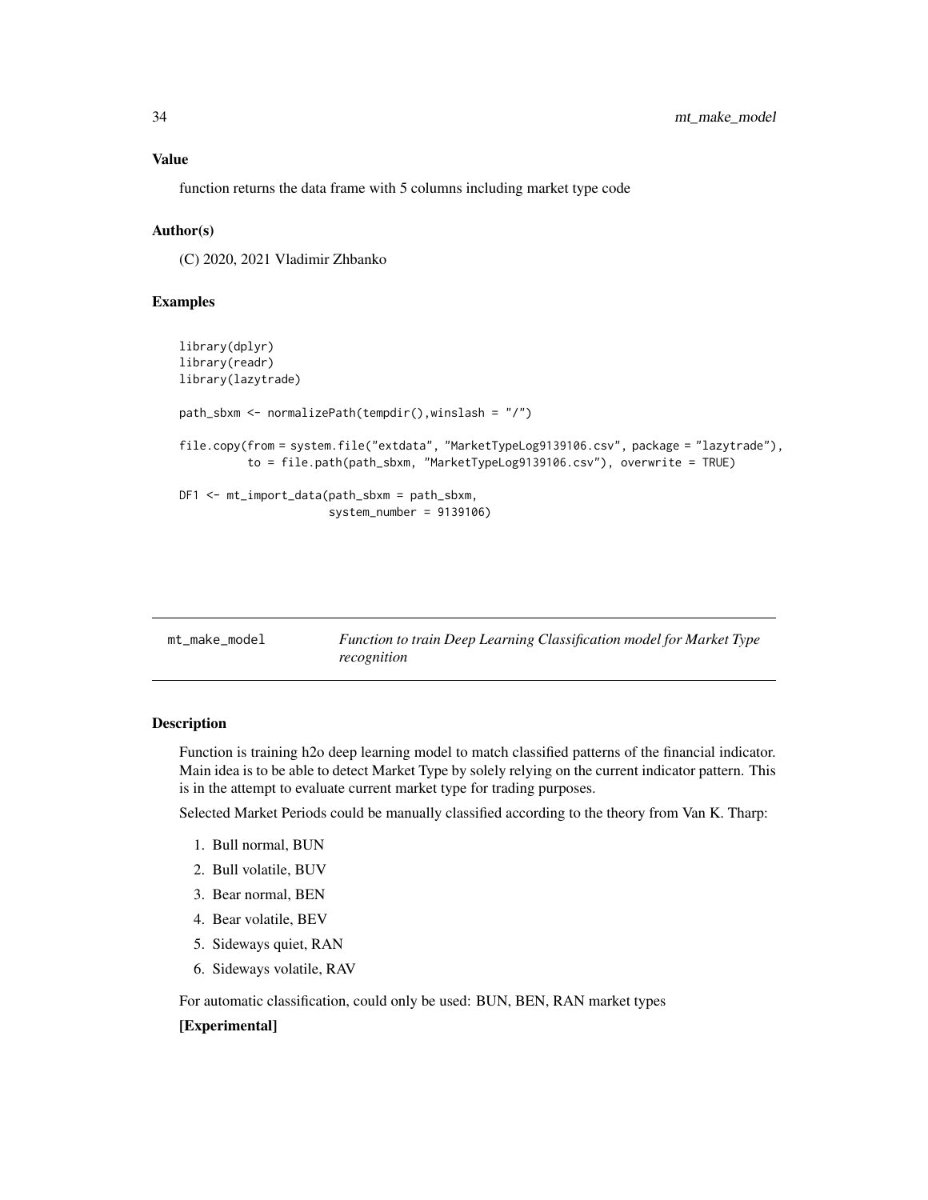### Value

function returns the data frame with 5 columns including market type code

### Author(s)

(C) 2020, 2021 Vladimir Zhbanko

### Examples

```
library(dplyr)
library(readr)
library(lazytrade)

path_sbxm <- normalizePath(tempdir(),winslash = "/")

file.copy(from = system.file("extdata", "MarketTypeLog9139106.csv", package = "lazytrade"),
          to = file.path(path_sbxm, "MarketTypeLog9139106.csv"), overwrite = TRUE)

DF1 <- mt_import_data(path_sbxm = path_sbxm,
                      system_number = 9139106)
```

## mt_make_model — *Function to train Deep Learning Classification model for Market Type recognition*

### Description

Function is training h2o deep learning model to match classified patterns of the financial indicator. Main idea is to be able to detect Market Type by solely relying on the current indicator pattern. This is in the attempt to evaluate current market type for trading purposes.

Selected Market Periods could be manually classified according to the theory from Van K. Tharp:

1. Bull normal, BUN
2. Bull volatile, BUV
3. Bear normal, BEN
4. Bear volatile, BEV
5. Sideways quiet, RAN
6. Sideways volatile, RAV

For automatic classification, could only be used: BUN, BEN, RAN market types

**[Experimental]**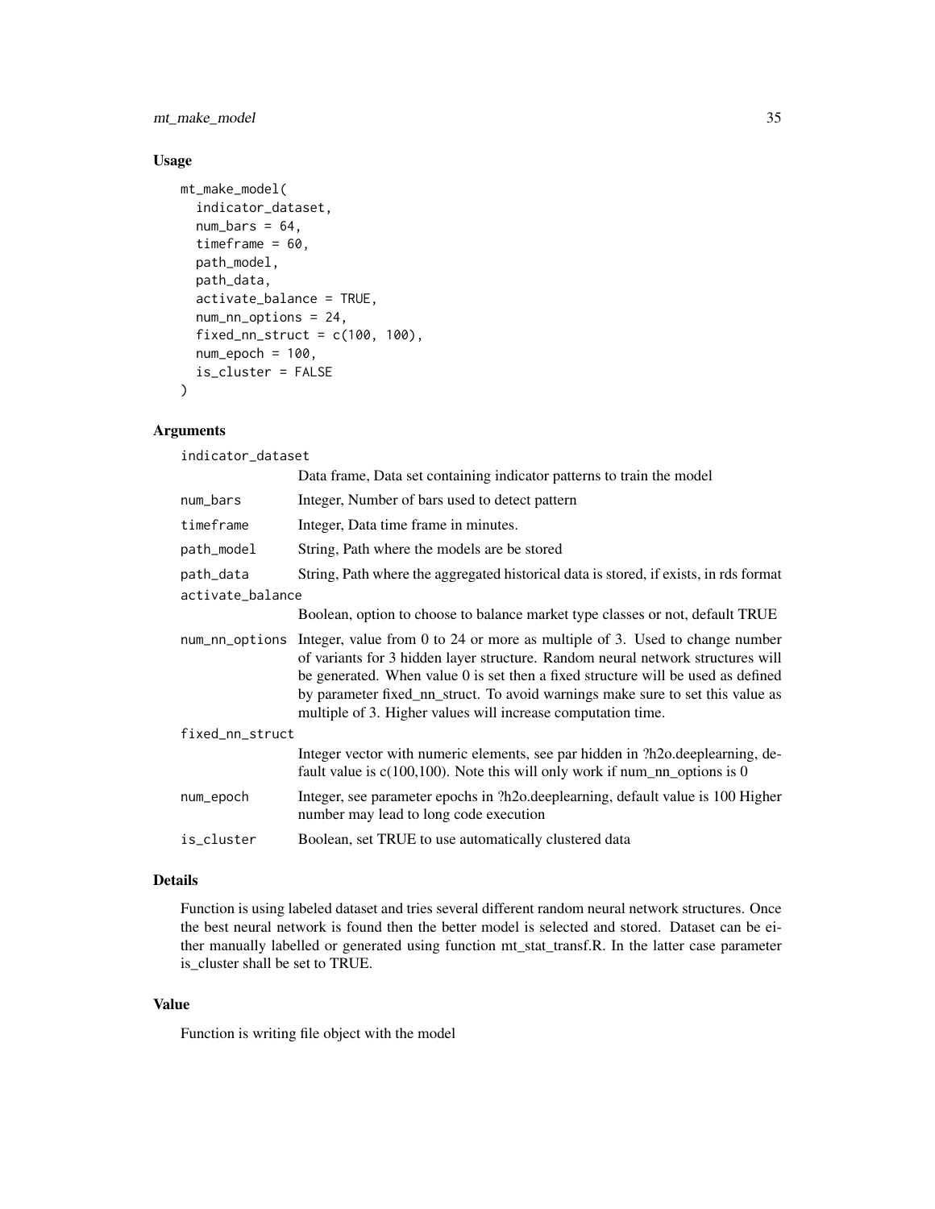### Usage

```
mt_make_model(
  indicator_dataset,
  num_bars = 64,
  timeframe = 60,
  path_model,
  path_data,
  activate_balance = TRUE,
  num_nn_options = 24,
  fixed_nn_struct = c(100, 100),
  num_epoch = 100,
  is_cluster = FALSE
)
```

### Arguments

| Argument | Description |
|---|---|
| indicator_dataset | Data frame, Data set containing indicator patterns to train the model |
| num_bars | Integer, Number of bars used to detect pattern |
| timeframe | Integer, Data time frame in minutes. |
| path_model | String, Path where the models are be stored |
| path_data | String, Path where the aggregated historical data is stored, if exists, in rds format |
| activate_balance | Boolean, option to choose to balance market type classes or not, default TRUE |
| num_nn_options | Integer, value from 0 to 24 or more as multiple of 3. Used to change number of variants for 3 hidden layer structure. Random neural network structures will be generated. When value 0 is set then a fixed structure will be used as defined by parameter fixed_nn_struct. To avoid warnings make sure to set this value as multiple of 3. Higher values will increase computation time. |
| fixed_nn_struct | Integer vector with numeric elements, see par hidden in ?h2o.deeplearning, default value is c(100,100). Note this will only work if num_nn_options is 0 |
| num_epoch | Integer, see parameter epochs in ?h2o.deeplearning, default value is 100 Higher number may lead to long code execution |
| is_cluster | Boolean, set TRUE to use automatically clustered data |

### Details

Function is using labeled dataset and tries several different random neural network structures. Once the best neural network is found then the better model is selected and stored. Dataset can be either manually labelled or generated using function mt_stat_transf.R. In the latter case parameter is_cluster shall be set to TRUE.

### Value

Function is writing file object with the model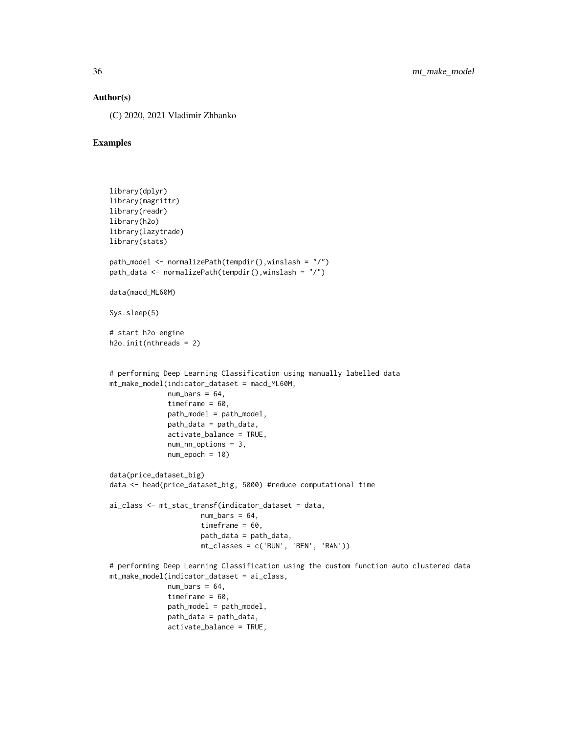### Author(s)

(C) 2020, 2021 Vladimir Zhbanko

### Examples

```
library(dplyr)
library(magrittr)
library(readr)
library(h2o)
library(lazytrade)
library(stats)

path_model <- normalizePath(tempdir(),winslash = "/")
path_data <- normalizePath(tempdir(),winslash = "/")

data(macd_ML60M)

Sys.sleep(5)

# start h2o engine
h2o.init(nthreads = 2)


# performing Deep Learning Classification using manually labelled data
mt_make_model(indicator_dataset = macd_ML60M,
              num_bars = 64,
              timeframe = 60,
              path_model = path_model,
              path_data = path_data,
              activate_balance = TRUE,
              num_nn_options = 3,
              num_epoch = 10)

data(price_dataset_big)
data <- head(price_dataset_big, 5000) #reduce computational time

ai_class <- mt_stat_transf(indicator_dataset = data,
                      num_bars = 64,
                      timeframe = 60,
                      path_data = path_data,
                      mt_classes = c('BUN', 'BEN', 'RAN'))

# performing Deep Learning Classification using the custom function auto clustered data
mt_make_model(indicator_dataset = ai_class,
              num_bars = 64,
              timeframe = 60,
              path_model = path_model,
              path_data = path_data,
              activate_balance = TRUE,
```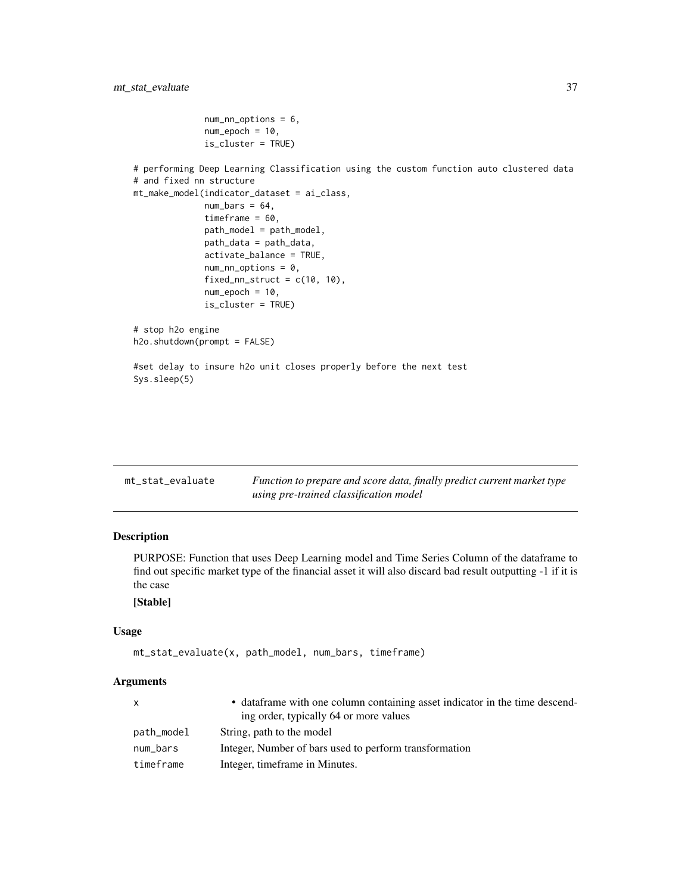```
              num_nn_options = 6,
              num_epoch = 10,
              is_cluster = TRUE)

# performing Deep Learning Classification using the custom function auto clustered data
# and fixed nn structure
mt_make_model(indicator_dataset = ai_class,
              num_bars = 64,
              timeframe = 60,
              path_model = path_model,
              path_data = path_data,
              activate_balance = TRUE,
              num_nn_options = 0,
              fixed_nn_struct = c(10, 10),
              num_epoch = 10,
              is_cluster = TRUE)

# stop h2o engine
h2o.shutdown(prompt = FALSE)

#set delay to insure h2o unit closes properly before the next test
Sys.sleep(5)
```

---

## mt_stat_evaluate — *Function to prepare and score data, finally predict current market type using pre-trained classification model*

---

### Description

PURPOSE: Function that uses Deep Learning model and Time Series Column of the dataframe to find out specific market type of the financial asset it will also discard bad result outputting -1 if it is the case

**[Stable]**

### Usage

```
mt_stat_evaluate(x, path_model, num_bars, timeframe)
```

### Arguments

| | |
|---|---|
| x | • dataframe with one column containing asset indicator in the time descending order, typically 64 or more values |
| path_model | String, path to the model |
| num_bars | Integer, Number of bars used to perform transformation |
| timeframe | Integer, timeframe in Minutes. |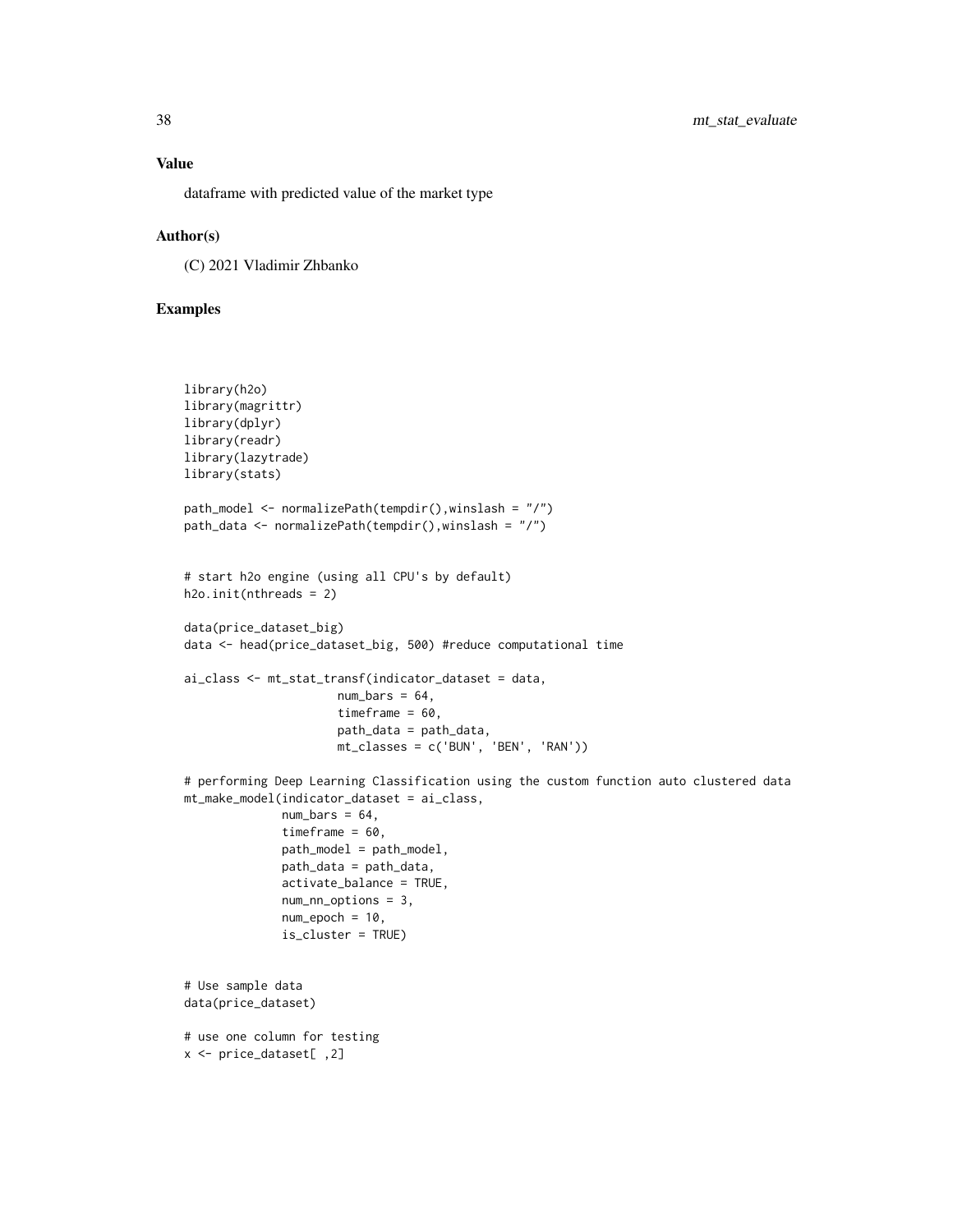## Value

dataframe with predicted value of the market type

## Author(s)

(C) 2021 Vladimir Zhbanko

## Examples

```
library(h2o)
library(magrittr)
library(dplyr)
library(readr)
library(lazytrade)
library(stats)

path_model <- normalizePath(tempdir(),winslash = "/")
path_data <- normalizePath(tempdir(),winslash = "/")


# start h2o engine (using all CPU's by default)
h2o.init(nthreads = 2)

data(price_dataset_big)
data <- head(price_dataset_big, 500) #reduce computational time

ai_class <- mt_stat_transf(indicator_dataset = data,
                      num_bars = 64,
                      timeframe = 60,
                      path_data = path_data,
                      mt_classes = c('BUN', 'BEN', 'RAN'))

# performing Deep Learning Classification using the custom function auto clustered data
mt_make_model(indicator_dataset = ai_class,
              num_bars = 64,
              timeframe = 60,
              path_model = path_model,
              path_data = path_data,
              activate_balance = TRUE,
              num_nn_options = 3,
              num_epoch = 10,
              is_cluster = TRUE)


# Use sample data
data(price_dataset)

# use one column for testing
x <- price_dataset[ ,2]
```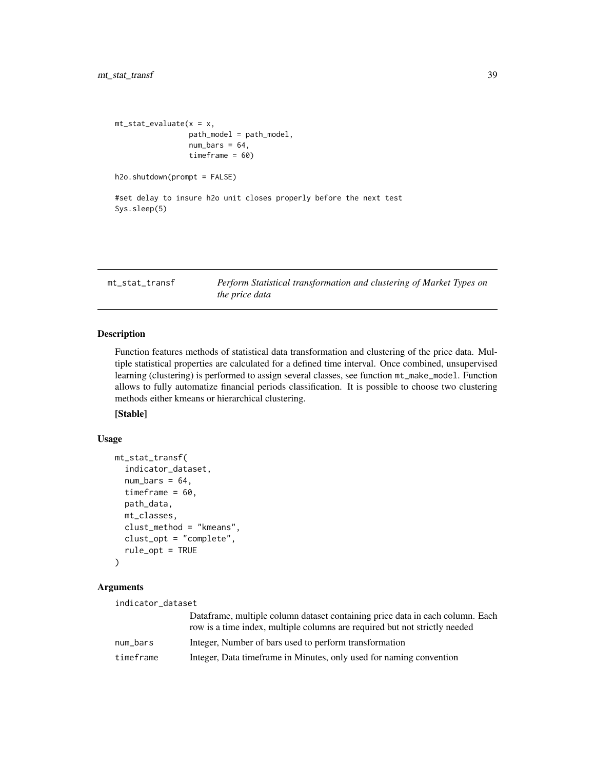```
mt_stat_evaluate(x = x,
                 path_model = path_model,
                 num_bars = 64,
                 timeframe = 60)

h2o.shutdown(prompt = FALSE)

#set delay to insure h2o unit closes properly before the next test
Sys.sleep(5)
```

## mt_stat_transf — *Perform Statistical transformation and clustering of Market Types on the price data*

### Description

Function features methods of statistical data transformation and clustering of the price data. Multiple statistical properties are calculated for a defined time interval. Once combined, unsupervised learning (clustering) is performed to assign several classes, see function `mt_make_model`. Function allows to fully automatize financial periods classification. It is possible to choose two clustering methods either kmeans or hierarchical clustering.

**[Stable]**

### Usage

```
mt_stat_transf(
  indicator_dataset,
  num_bars = 64,
  timeframe = 60,
  path_data,
  mt_classes,
  clust_method = "kmeans",
  clust_opt = "complete",
  rule_opt = TRUE
)
```

### Arguments

| | |
|---|---|
| `indicator_dataset` | Dataframe, multiple column dataset containing price data in each column. Each row is a time index, multiple columns are required but not strictly needed |
| `num_bars` | Integer, Number of bars used to perform transformation |
| `timeframe` | Integer, Data timeframe in Minutes, only used for naming convention |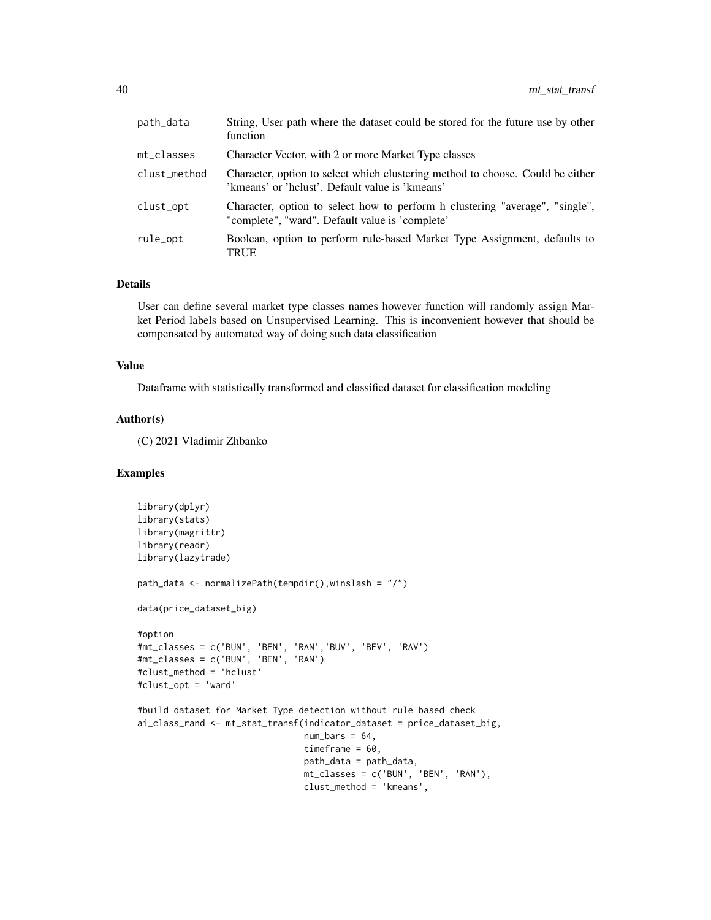| | |
|---|---|
| path_data | String, User path where the dataset could be stored for the future use by other function |
| mt_classes | Character Vector, with 2 or more Market Type classes |
| clust_method | Character, option to select which clustering method to choose. Could be either 'kmeans' or 'hclust'. Default value is 'kmeans' |
| clust_opt | Character, option to select how to perform h clustering "average", "single", "complete", "ward". Default value is 'complete' |
| rule_opt | Boolean, option to perform rule-based Market Type Assignment, defaults to TRUE |

## Details

User can define several market type classes names however function will randomly assign Market Period labels based on Unsupervised Learning. This is inconvenient however that should be compensated by automated way of doing such data classification

## Value

Dataframe with statistically transformed and classified dataset for classification modeling

## Author(s)

(C) 2021 Vladimir Zhbanko

## Examples

```
library(dplyr)
library(stats)
library(magrittr)
library(readr)
library(lazytrade)

path_data <- normalizePath(tempdir(),winslash = "/")

data(price_dataset_big)

#option
#mt_classes = c('BUN', 'BEN', 'RAN','BUV', 'BEV', 'RAV')
#mt_classes = c('BUN', 'BEN', 'RAN')
#clust_method = 'hclust'
#clust_opt = 'ward'

#build dataset for Market Type detection without rule based check
ai_class_rand <- mt_stat_transf(indicator_dataset = price_dataset_big,
                                num_bars = 64,
                                timeframe = 60,
                                path_data = path_data,
                                mt_classes = c('BUN', 'BEN', 'RAN'),
                                clust_method = 'kmeans',
```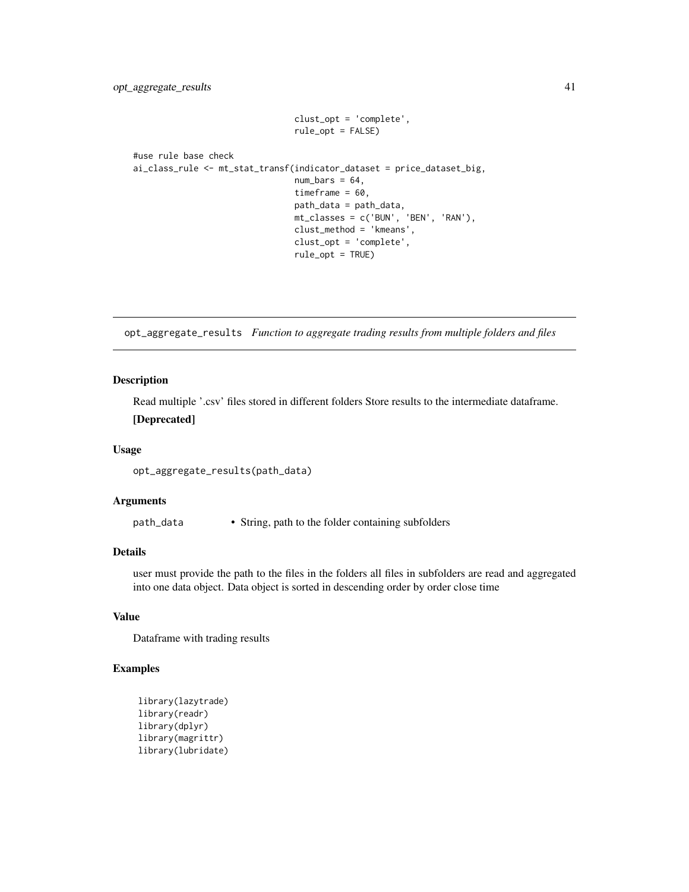```
                                  clust_opt = 'complete',
                                  rule_opt = FALSE)

#use rule base check
ai_class_rule <- mt_stat_transf(indicator_dataset = price_dataset_big,
                                  num_bars = 64,
                                  timeframe = 60,
                                  path_data = path_data,
                                  mt_classes = c('BUN', 'BEN', 'RAN'),
                                  clust_method = 'kmeans',
                                  clust_opt = 'complete',
                                  rule_opt = TRUE)
```

---

## opt_aggregate_results *Function to aggregate trading results from multiple folders and files*

### Description

Read multiple '.csv' files stored in different folders Store results to the intermediate dataframe.

**[Deprecated]**

### Usage

```
opt_aggregate_results(path_data)
```

### Arguments

| | |
|---|---|
| path_data | • String, path to the folder containing subfolders |

### Details

user must provide the path to the files in the folders all files in subfolders are read and aggregated into one data object. Data object is sorted in descending order by order close time

### Value

Dataframe with trading results

### Examples

```
library(lazytrade)
library(readr)
library(dplyr)
library(magrittr)
library(lubridate)
```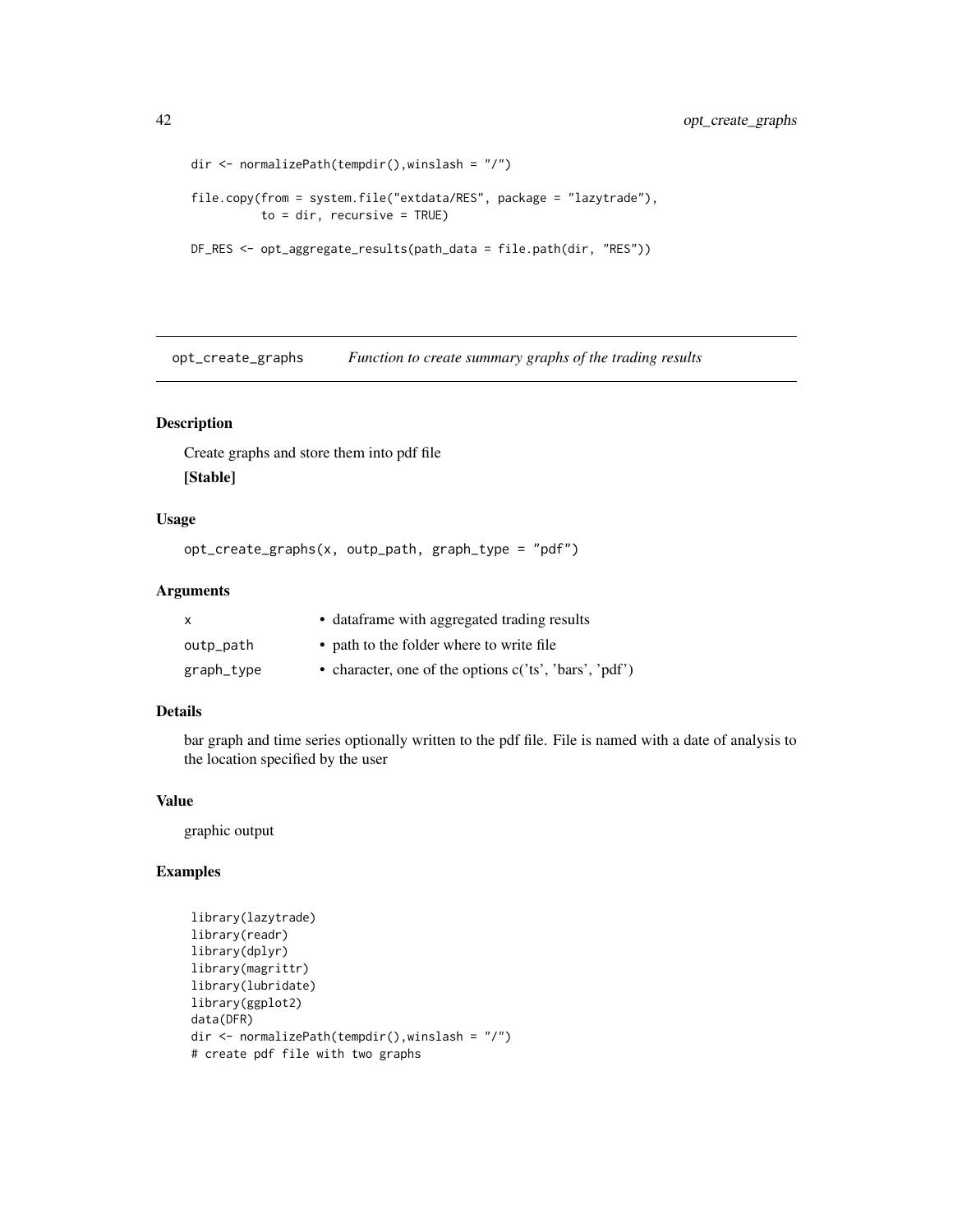```
dir <- normalizePath(tempdir(),winslash = "/")

file.copy(from = system.file("extdata/RES", package = "lazytrade"),
          to = dir, recursive = TRUE)

DF_RES <- opt_aggregate_results(path_data = file.path(dir, "RES"))
```

## opt_create_graphs *Function to create summary graphs of the trading results*

### Description

Create graphs and store them into pdf file

**[Stable]**

### Usage

```
opt_create_graphs(x, outp_path, graph_type = "pdf")
```

### Arguments

| | |
|---|---|
| x | • dataframe with aggregated trading results |
| outp_path | • path to the folder where to write file |
| graph_type | • character, one of the options c('ts', 'bars', 'pdf') |

### Details

bar graph and time series optionally written to the pdf file. File is named with a date of analysis to the location specified by the user

### Value

graphic output

### Examples

```
library(lazytrade)
library(readr)
library(dplyr)
library(magrittr)
library(lubridate)
library(ggplot2)
data(DFR)
dir <- normalizePath(tempdir(),winslash = "/")
# create pdf file with two graphs
```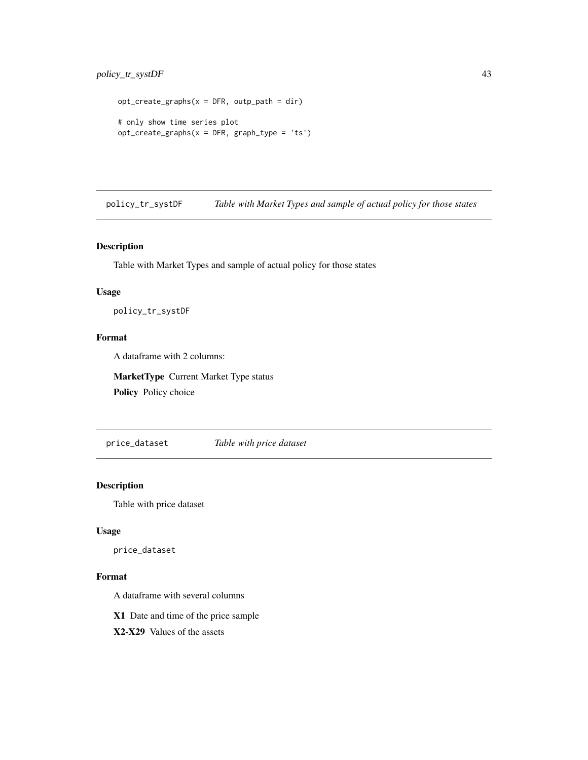```
opt_create_graphs(x = DFR, outp_path = dir)

# only show time series plot
opt_create_graphs(x = DFR, graph_type = 'ts')
```

## policy_tr_systDF *Table with Market Types and sample of actual policy for those states*

### Description

Table with Market Types and sample of actual policy for those states

### Usage

```
policy_tr_systDF
```

### Format

A dataframe with 2 columns:

**MarketType** Current Market Type status

**Policy** Policy choice

## price_dataset *Table with price dataset*

### Description

Table with price dataset

### Usage

```
price_dataset
```

### Format

A dataframe with several columns

**X1** Date and time of the price sample

**X2-X29** Values of the assets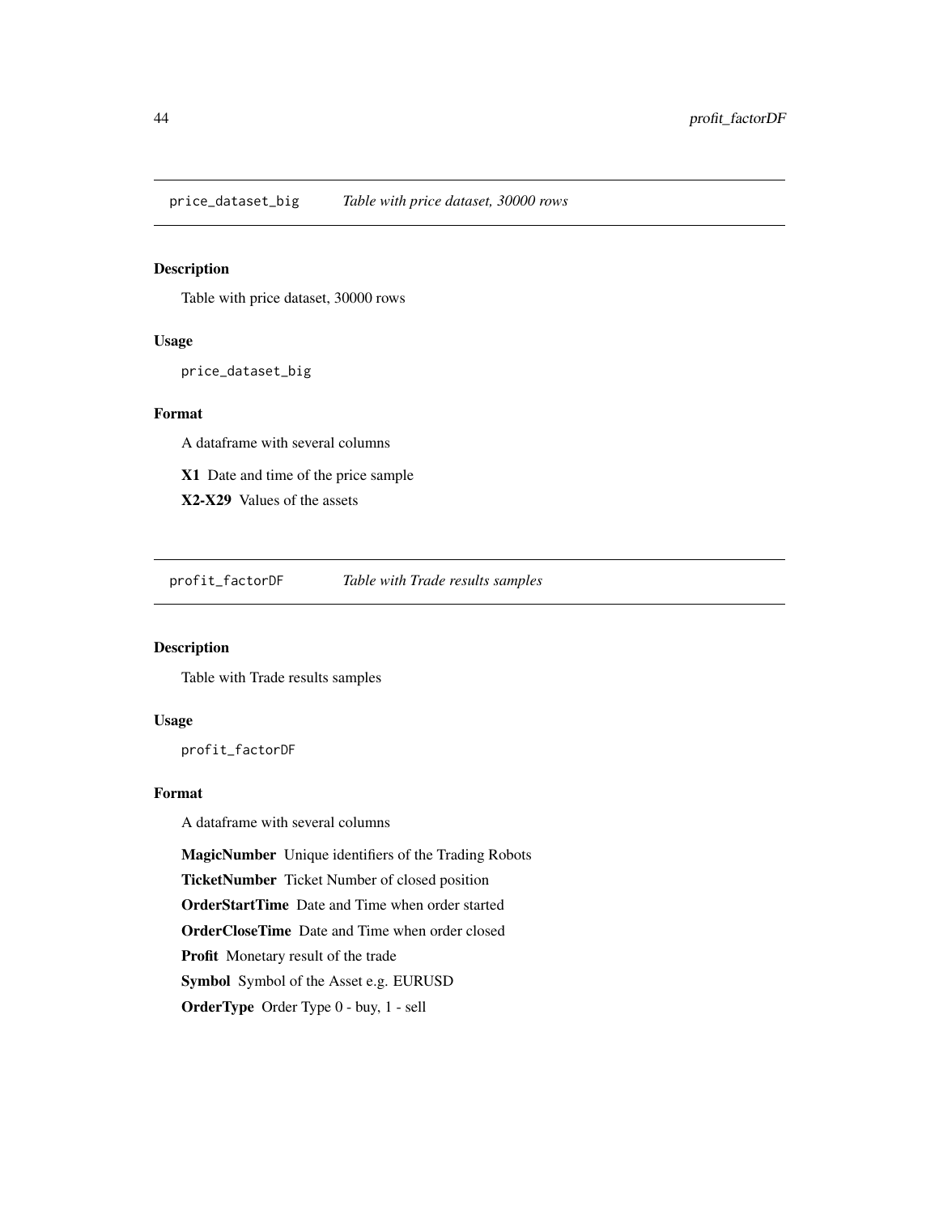## price_dataset_big *Table with price dataset, 30000 rows*

### Description

Table with price dataset, 30000 rows

### Usage

```
price_dataset_big
```

### Format

A dataframe with several columns

**X1** Date and time of the price sample

**X2-X29** Values of the assets

## profit_factorDF *Table with Trade results samples*

### Description

Table with Trade results samples

### Usage

```
profit_factorDF
```

### Format

A dataframe with several columns

**MagicNumber** Unique identifiers of the Trading Robots

**TicketNumber** Ticket Number of closed position

**OrderStartTime** Date and Time when order started

**OrderCloseTime** Date and Time when order closed

**Profit** Monetary result of the trade

**Symbol** Symbol of the Asset e.g. EURUSD

**OrderType** Order Type 0 - buy, 1 - sell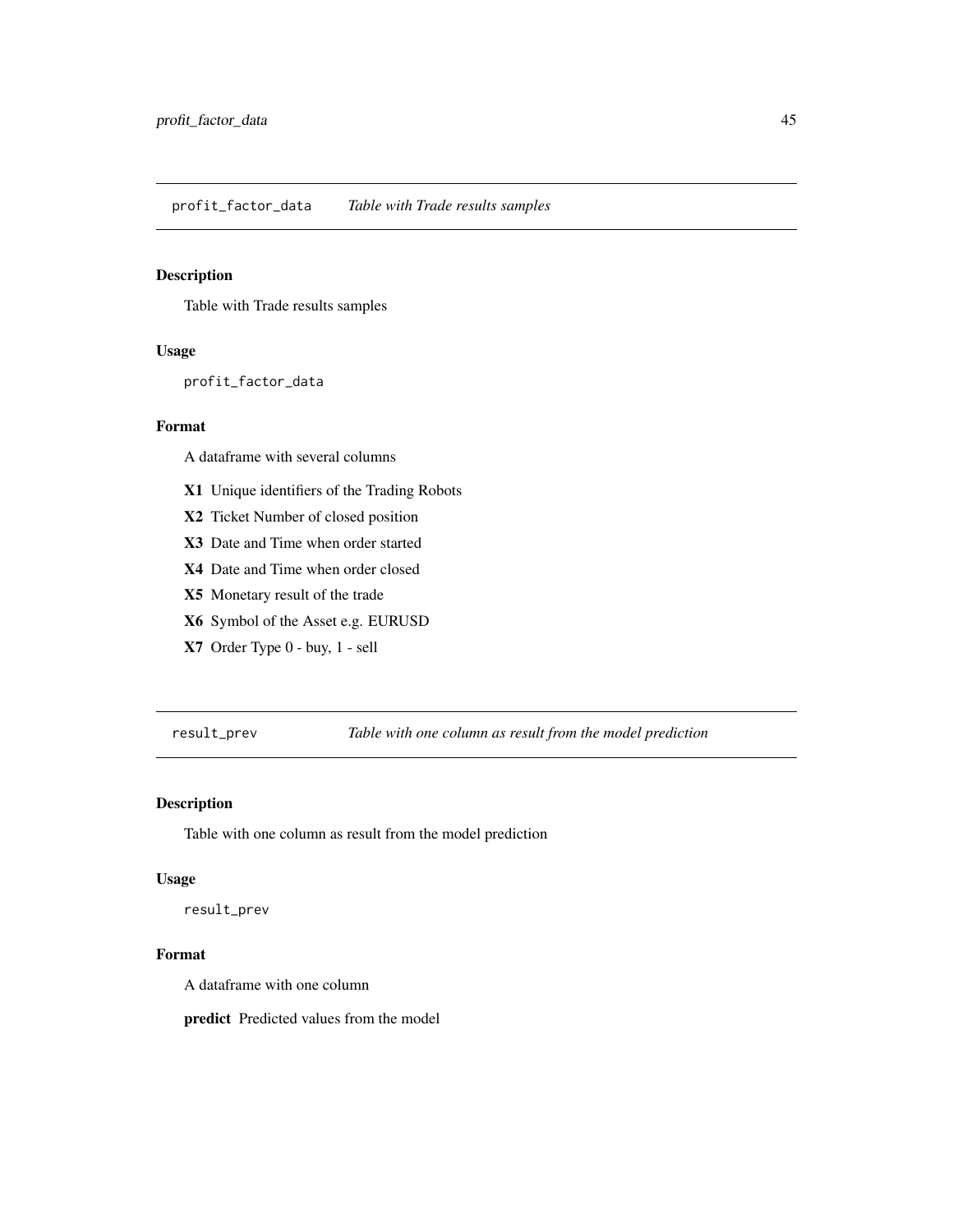## profit_factor_data *Table with Trade results samples*

### Description

Table with Trade results samples

### Usage

```
profit_factor_data
```

### Format

A dataframe with several columns

**X1** Unique identifiers of the Trading Robots

**X2** Ticket Number of closed position

**X3** Date and Time when order started

**X4** Date and Time when order closed

**X5** Monetary result of the trade

**X6** Symbol of the Asset e.g. EURUSD

**X7** Order Type 0 - buy, 1 - sell

## result_prev *Table with one column as result from the model prediction*

### Description

Table with one column as result from the model prediction

### Usage

```
result_prev
```

### Format

A dataframe with one column

**predict** Predicted values from the model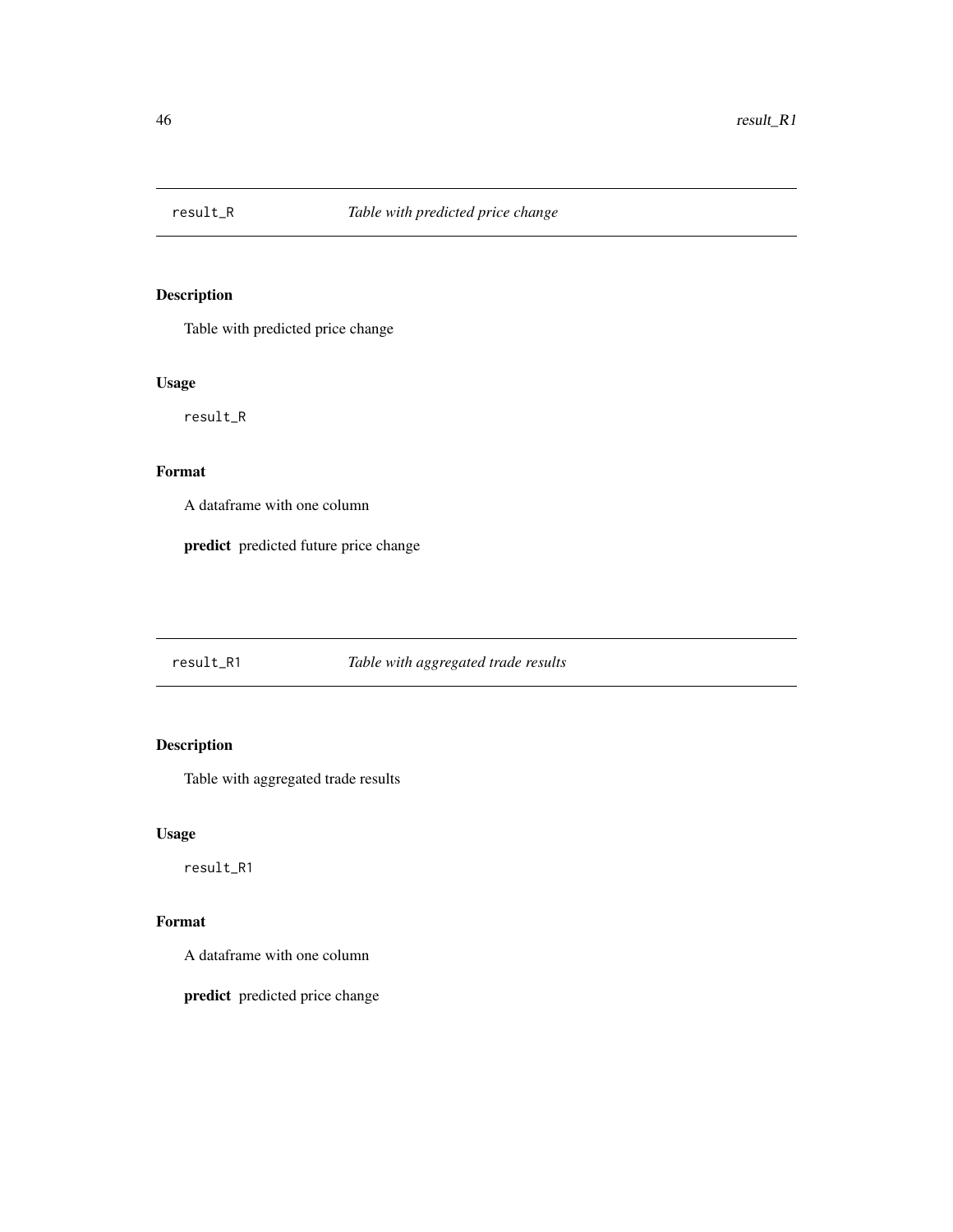## result_R    *Table with predicted price change*

### Description

Table with predicted price change

### Usage

```
result_R
```

### Format

A dataframe with one column

**predict** predicted future price change

## result_R1    *Table with aggregated trade results*

### Description

Table with aggregated trade results

### Usage

```
result_R1
```

### Format

A dataframe with one column

**predict** predicted price change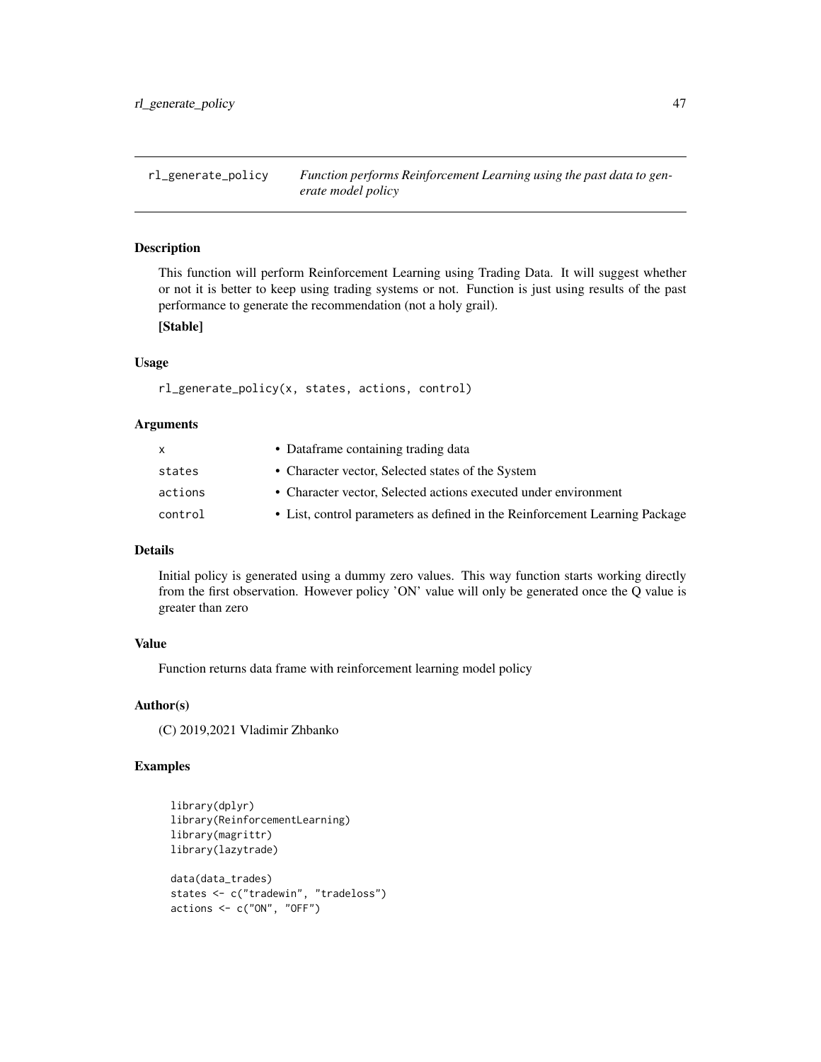## rl_generate_policy

*Function performs Reinforcement Learning using the past data to generate model policy*

### Description

This function will perform Reinforcement Learning using Trading Data. It will suggest whether or not it is better to keep using trading systems or not. Function is just using results of the past performance to generate the recommendation (not a holy grail).

**[Stable]**

### Usage

```
rl_generate_policy(x, states, actions, control)
```

### Arguments

| | |
|---|---|
| x | • Dataframe containing trading data |
| states | • Character vector, Selected states of the System |
| actions | • Character vector, Selected actions executed under environment |
| control | • List, control parameters as defined in the Reinforcement Learning Package |

### Details

Initial policy is generated using a dummy zero values. This way function starts working directly from the first observation. However policy 'ON' value will only be generated once the Q value is greater than zero

### Value

Function returns data frame with reinforcement learning model policy

### Author(s)

(C) 2019,2021 Vladimir Zhbanko

### Examples

```
library(dplyr)
library(ReinforcementLearning)
library(magrittr)
library(lazytrade)

data(data_trades)
states <- c("tradewin", "tradeloss")
actions <- c("ON", "OFF")
```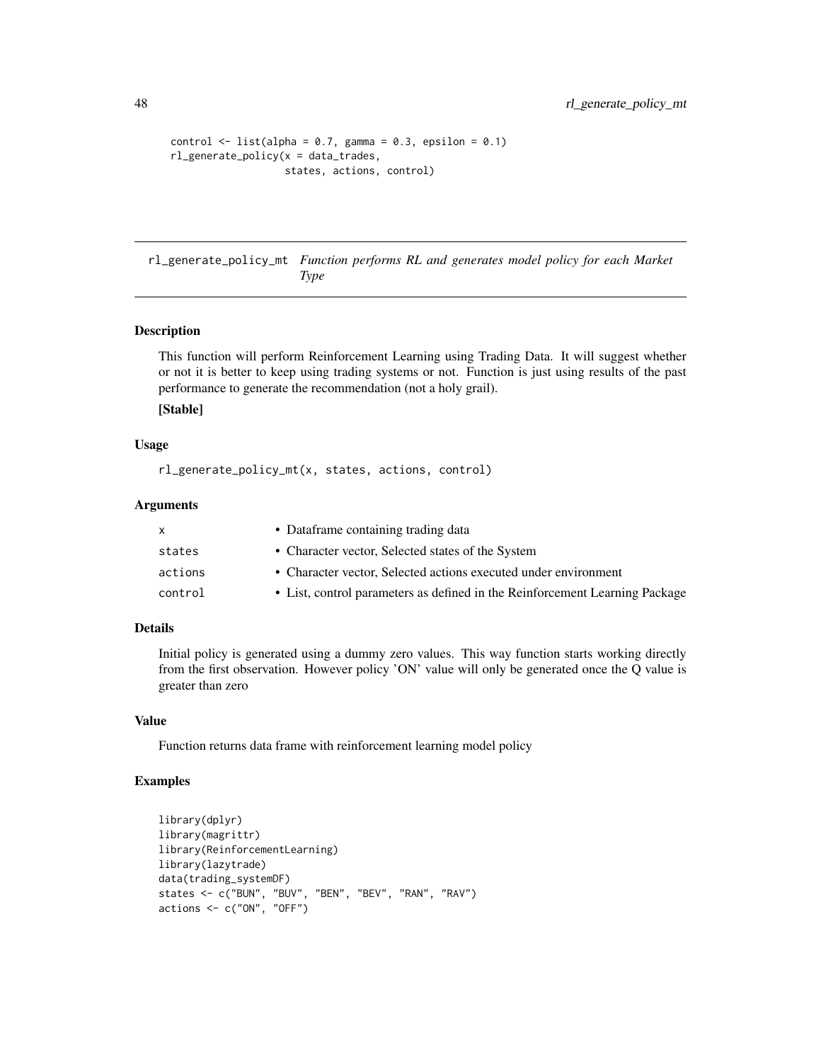```
control <- list(alpha = 0.7, gamma = 0.3, epsilon = 0.1)
rl_generate_policy(x = data_trades,
                   states, actions, control)
```

## rl_generate_policy_mt *Function performs RL and generates model policy for each Market Type*

### Description

This function will perform Reinforcement Learning using Trading Data. It will suggest whether or not it is better to keep using trading systems or not. Function is just using results of the past performance to generate the recommendation (not a holy grail).

**[Stable]**

### Usage

```
rl_generate_policy_mt(x, states, actions, control)
```

### Arguments

| | |
|---|---|
| x | • Dataframe containing trading data |
| states | • Character vector, Selected states of the System |
| actions | • Character vector, Selected actions executed under environment |
| control | • List, control parameters as defined in the Reinforcement Learning Package |

### Details

Initial policy is generated using a dummy zero values. This way function starts working directly from the first observation. However policy 'ON' value will only be generated once the Q value is greater than zero

### Value

Function returns data frame with reinforcement learning model policy

### Examples

```
library(dplyr)
library(magrittr)
library(ReinforcementLearning)
library(lazytrade)
data(trading_systemDF)
states <- c("BUN", "BUV", "BEN", "BEV", "RAN", "RAV")
actions <- c("ON", "OFF")
```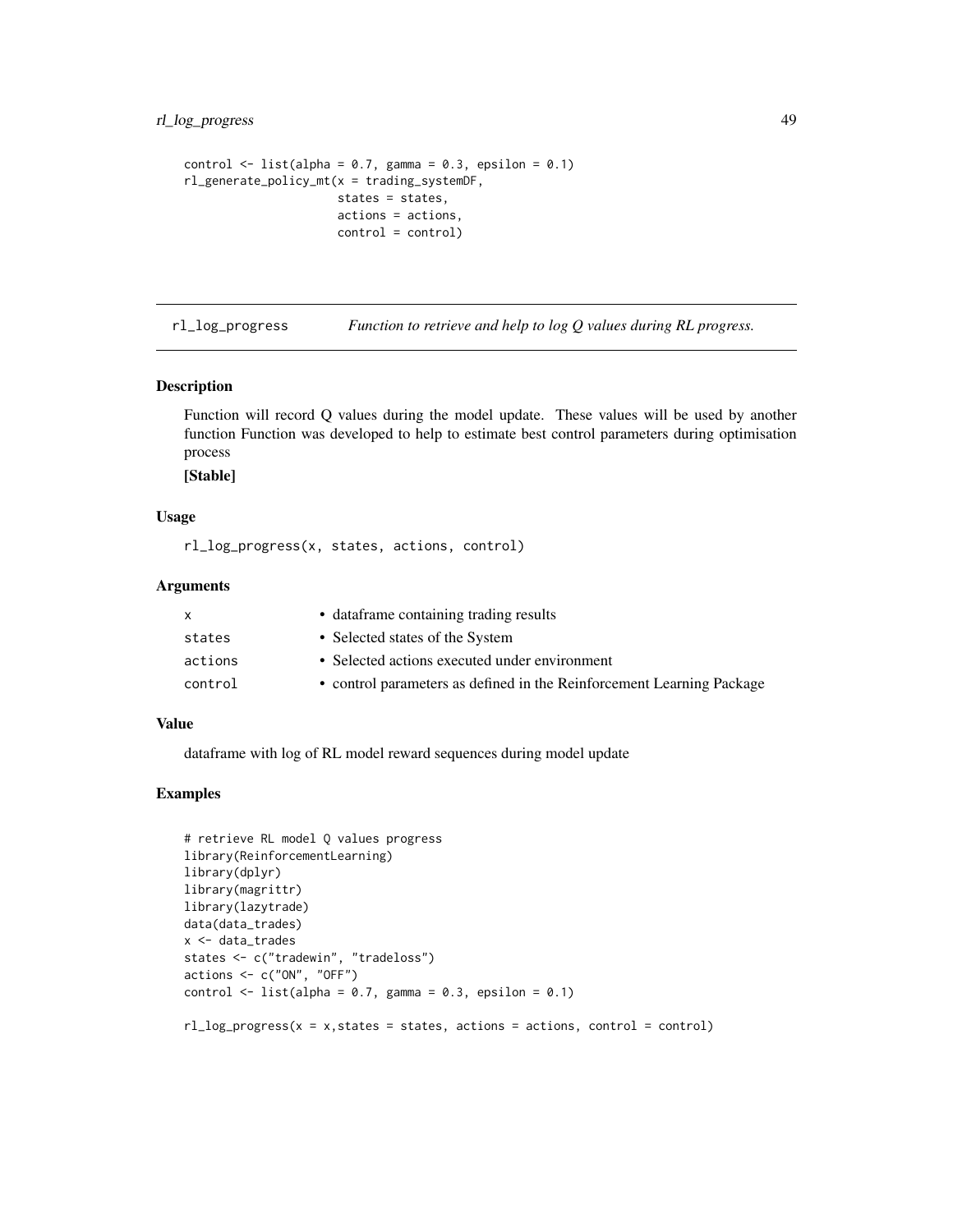```
control <- list(alpha = 0.7, gamma = 0.3, epsilon = 0.1)
rl_generate_policy_mt(x = trading_systemDF,
                      states = states,
                      actions = actions,
                      control = control)
```

---

## rl_log_progress *Function to retrieve and help to log Q values during RL progress.*

---

### Description

Function will record Q values during the model update. These values will be used by another function Function was developed to help to estimate best control parameters during optimisation process

**[Stable]**

### Usage

```
rl_log_progress(x, states, actions, control)
```

### Arguments

| | |
|---|---|
| x | • dataframe containing trading results |
| states | • Selected states of the System |
| actions | • Selected actions executed under environment |
| control | • control parameters as defined in the Reinforcement Learning Package |

### Value

dataframe with log of RL model reward sequences during model update

### Examples

```
# retrieve RL model Q values progress
library(ReinforcementLearning)
library(dplyr)
library(magrittr)
library(lazytrade)
data(data_trades)
x <- data_trades
states <- c("tradewin", "tradeloss")
actions <- c("ON", "OFF")
control <- list(alpha = 0.7, gamma = 0.3, epsilon = 0.1)

rl_log_progress(x = x,states = states, actions = actions, control = control)
```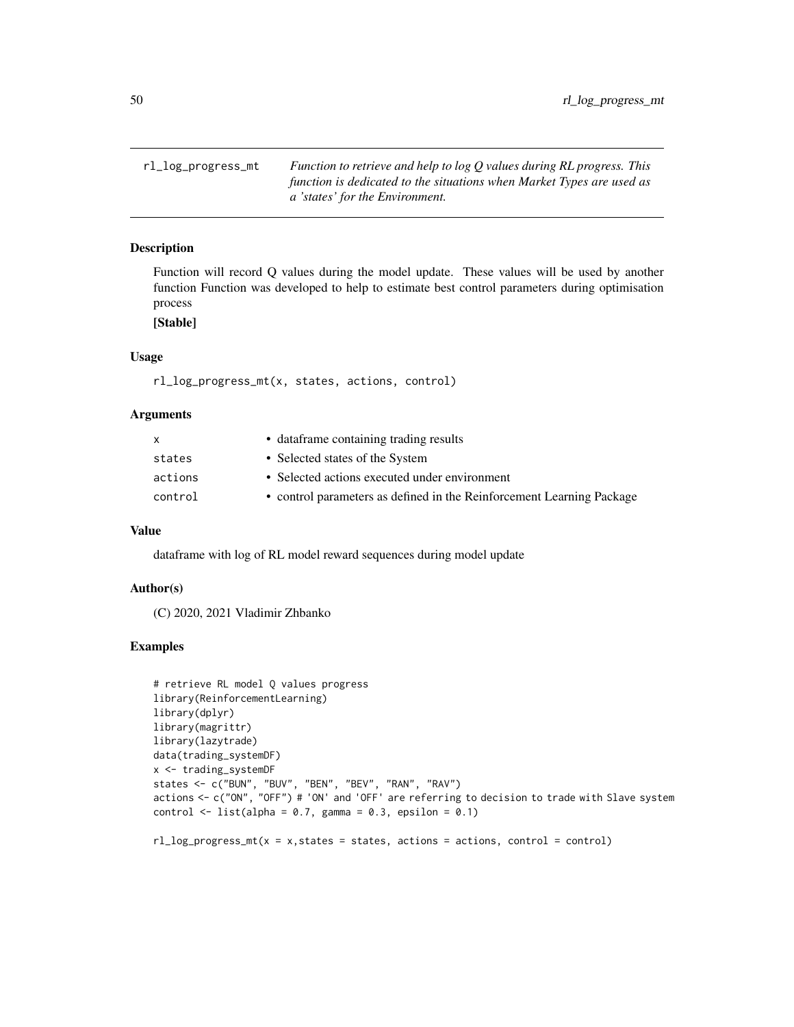## rl_log_progress_mt

*Function to retrieve and help to log Q values during RL progress. This function is dedicated to the situations when Market Types are used as a 'states' for the Environment.*

### Description

Function will record Q values during the model update. These values will be used by another function Function was developed to help to estimate best control parameters during optimisation process

**[Stable]**

### Usage

```
rl_log_progress_mt(x, states, actions, control)
```

### Arguments

| | |
|---|---|
| x | • dataframe containing trading results |
| states | • Selected states of the System |
| actions | • Selected actions executed under environment |
| control | • control parameters as defined in the Reinforcement Learning Package |

### Value

dataframe with log of RL model reward sequences during model update

### Author(s)

(C) 2020, 2021 Vladimir Zhbanko

### Examples

```
# retrieve RL model Q values progress
library(ReinforcementLearning)
library(dplyr)
library(magrittr)
library(lazytrade)
data(trading_systemDF)
x <- trading_systemDF
states <- c("BUN", "BUV", "BEN", "BEV", "RAN", "RAV")
actions <- c("ON", "OFF") # 'ON' and 'OFF' are referring to decision to trade with Slave system
control <- list(alpha = 0.7, gamma = 0.3, epsilon = 0.1)

rl_log_progress_mt(x = x,states = states, actions = actions, control = control)
```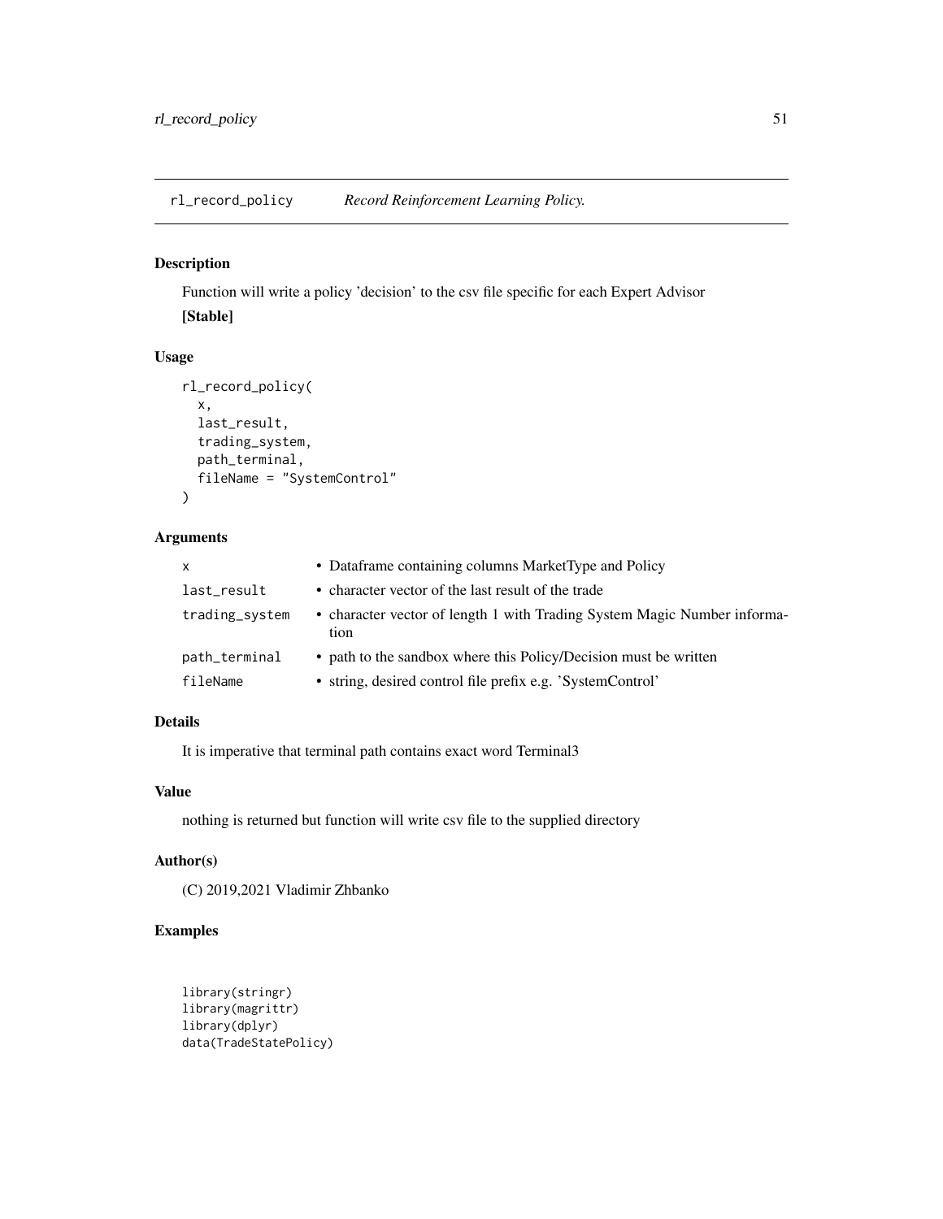## rl_record_policy — *Record Reinforcement Learning Policy.*

### Description

Function will write a policy 'decision' to the csv file specific for each Expert Advisor

**[Stable]**

### Usage

```
rl_record_policy(
  x,
  last_result,
  trading_system,
  path_terminal,
  fileName = "SystemControl"
)
```

### Arguments

| | |
|---|---|
| x | • Dataframe containing columns MarketType and Policy |
| last_result | • character vector of the last result of the trade |
| trading_system | • character vector of length 1 with Trading System Magic Number information |
| path_terminal | • path to the sandbox where this Policy/Decision must be written |
| fileName | • string, desired control file prefix e.g. 'SystemControl' |

### Details

It is imperative that terminal path contains exact word Terminal3

### Value

nothing is returned but function will write csv file to the supplied directory

### Author(s)

(C) 2019,2021 Vladimir Zhbanko

### Examples

```
library(stringr)
library(magrittr)
library(dplyr)
data(TradeStatePolicy)
```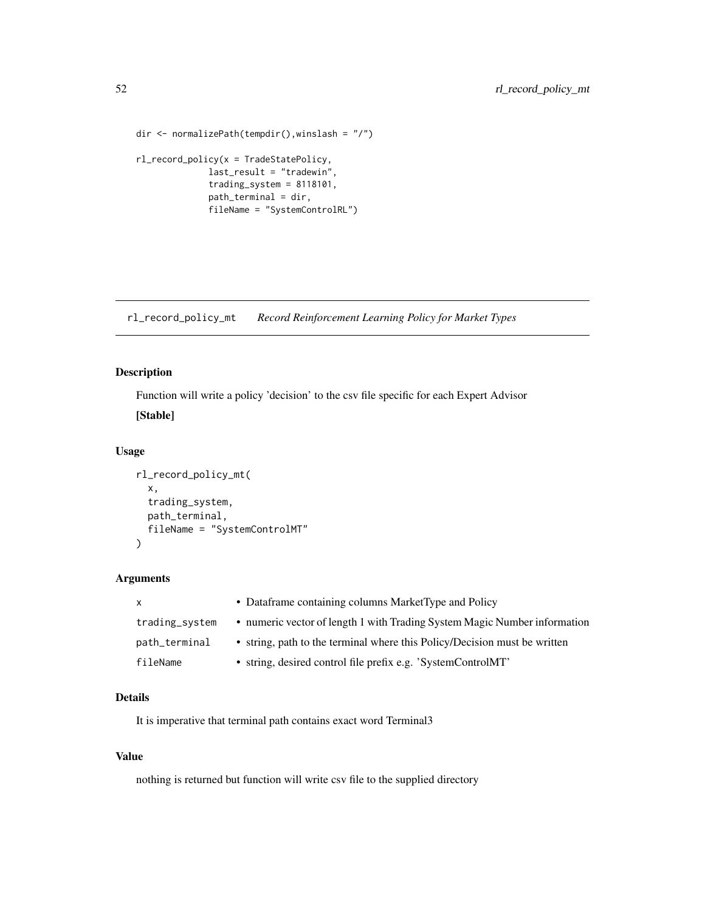```
dir <- normalizePath(tempdir(),winslash = "/")

rl_record_policy(x = TradeStatePolicy,
             last_result = "tradewin",
             trading_system = 8118101,
             path_terminal = dir,
             fileName = "SystemControlRL")
```

## rl_record_policy_mt *Record Reinforcement Learning Policy for Market Types*

### Description

Function will write a policy 'decision' to the csv file specific for each Expert Advisor

**[Stable]**

### Usage

```
rl_record_policy_mt(
  x,
  trading_system,
  path_terminal,
  fileName = "SystemControlMT"
)
```

### Arguments

| | |
|---|---|
| x | • Dataframe containing columns MarketType and Policy |
| trading_system | • numeric vector of length 1 with Trading System Magic Number information |
| path_terminal | • string, path to the terminal where this Policy/Decision must be written |
| fileName | • string, desired control file prefix e.g. 'SystemControlMT' |

### Details

It is imperative that terminal path contains exact word Terminal3

### Value

nothing is returned but function will write csv file to the supplied directory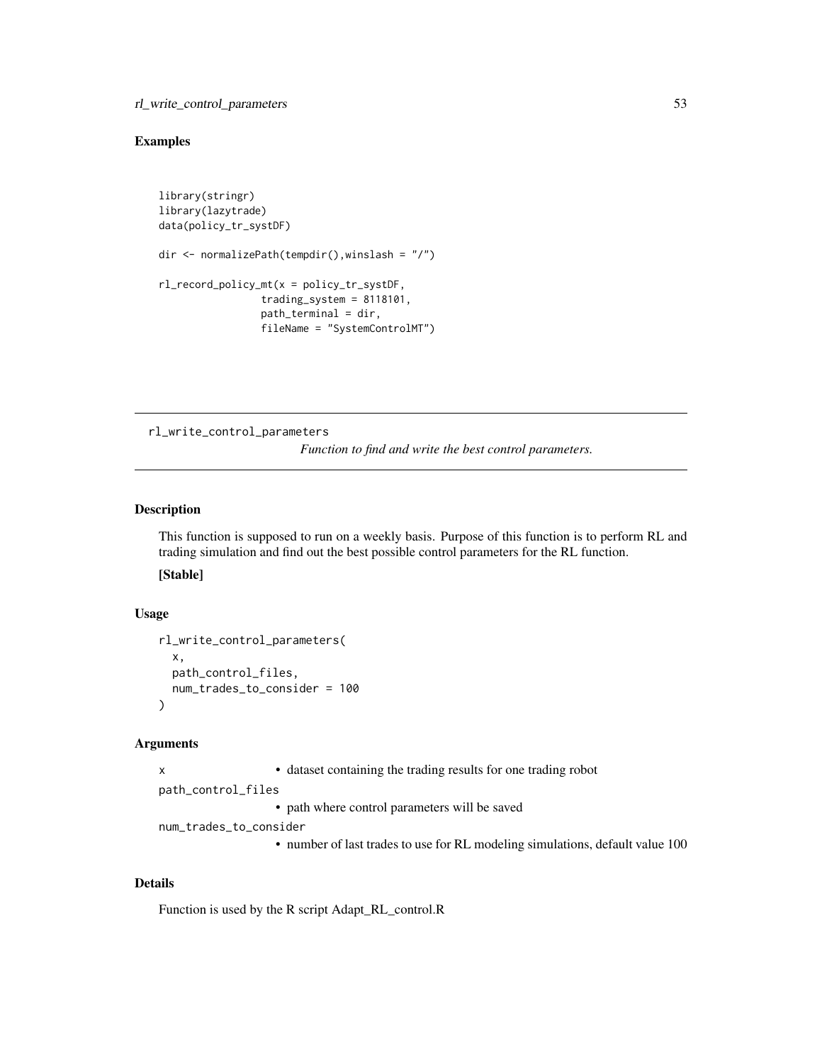## Examples

```
library(stringr)
library(lazytrade)
data(policy_tr_systDF)

dir <- normalizePath(tempdir(),winslash = "/")

rl_record_policy_mt(x = policy_tr_systDF,
                trading_system = 8118101,
                path_terminal = dir,
                fileName = "SystemControlMT")
```

---

# rl_write_control_parameters

*Function to find and write the best control parameters.*

## Description

This function is supposed to run on a weekly basis. Purpose of this function is to perform RL and trading simulation and find out the best possible control parameters for the RL function.

**[Stable]**

## Usage

```
rl_write_control_parameters(
  x,
  path_control_files,
  num_trades_to_consider = 100
)
```

## Arguments

`x`
- dataset containing the trading results for one trading robot

`path_control_files`
- path where control parameters will be saved

`num_trades_to_consider`
- number of last trades to use for RL modeling simulations, default value 100

## Details

Function is used by the R script Adapt_RL_control.R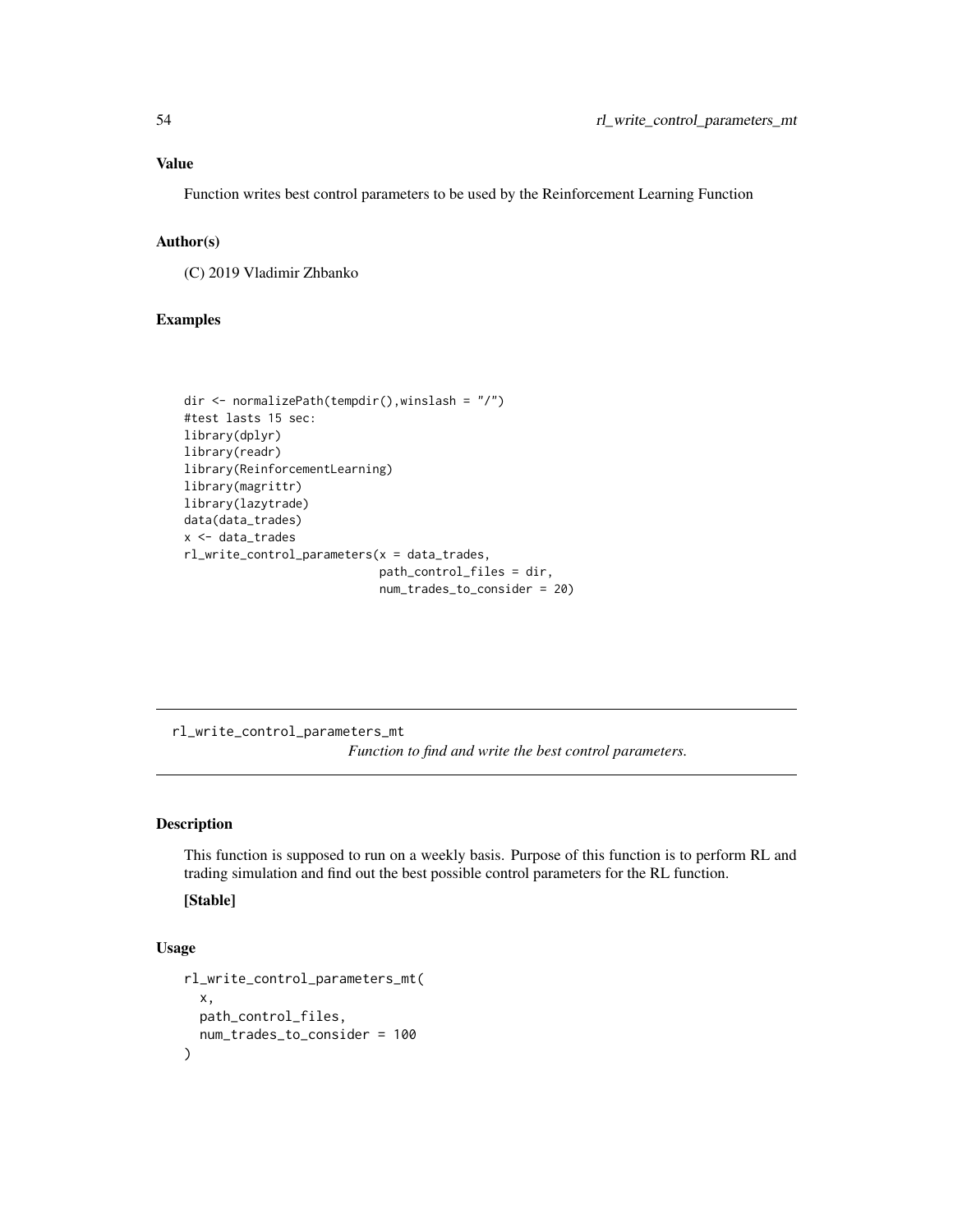## Value

Function writes best control parameters to be used by the Reinforcement Learning Function

## Author(s)

(C) 2019 Vladimir Zhbanko

## Examples

```
dir <- normalizePath(tempdir(),winslash = "/")
#test lasts 15 sec:
library(dplyr)
library(readr)
library(ReinforcementLearning)
library(magrittr)
library(lazytrade)
data(data_trades)
x <- data_trades
rl_write_control_parameters(x = data_trades,
                            path_control_files = dir,
                            num_trades_to_consider = 20)
```

---

# rl_write_control_parameters_mt

*Function to find and write the best control parameters.*

---

## Description

This function is supposed to run on a weekly basis. Purpose of this function is to perform RL and trading simulation and find out the best possible control parameters for the RL function.

**[Stable]**

## Usage

```
rl_write_control_parameters_mt(
  x,
  path_control_files,
  num_trades_to_consider = 100
)
```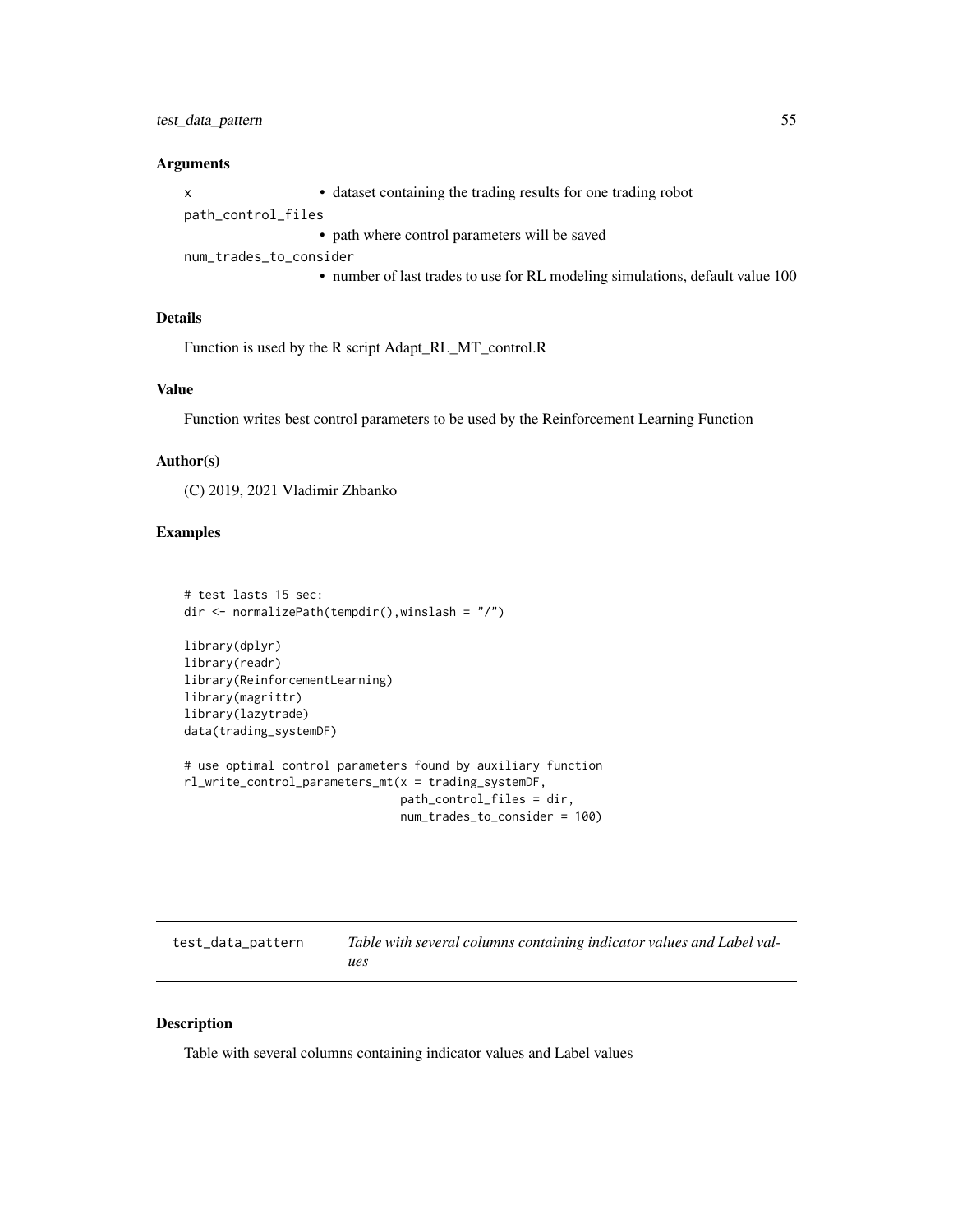### Arguments

- `x` • dataset containing the trading results for one trading robot
- `path_control_files` • path where control parameters will be saved
- `num_trades_to_consider` • number of last trades to use for RL modeling simulations, default value 100

### Details

Function is used by the R script Adapt_RL_MT_control.R

### Value

Function writes best control parameters to be used by the Reinforcement Learning Function

### Author(s)

(C) 2019, 2021 Vladimir Zhbanko

### Examples

```
# test lasts 15 sec:
dir <- normalizePath(tempdir(),winslash = "/")

library(dplyr)
library(readr)
library(ReinforcementLearning)
library(magrittr)
library(lazytrade)
data(trading_systemDF)

# use optimal control parameters found by auxiliary function
rl_write_control_parameters_mt(x = trading_systemDF,
                               path_control_files = dir,
                               num_trades_to_consider = 100)
```

---

## test_data_pattern — *Table with several columns containing indicator values and Label values*

### Description

Table with several columns containing indicator values and Label values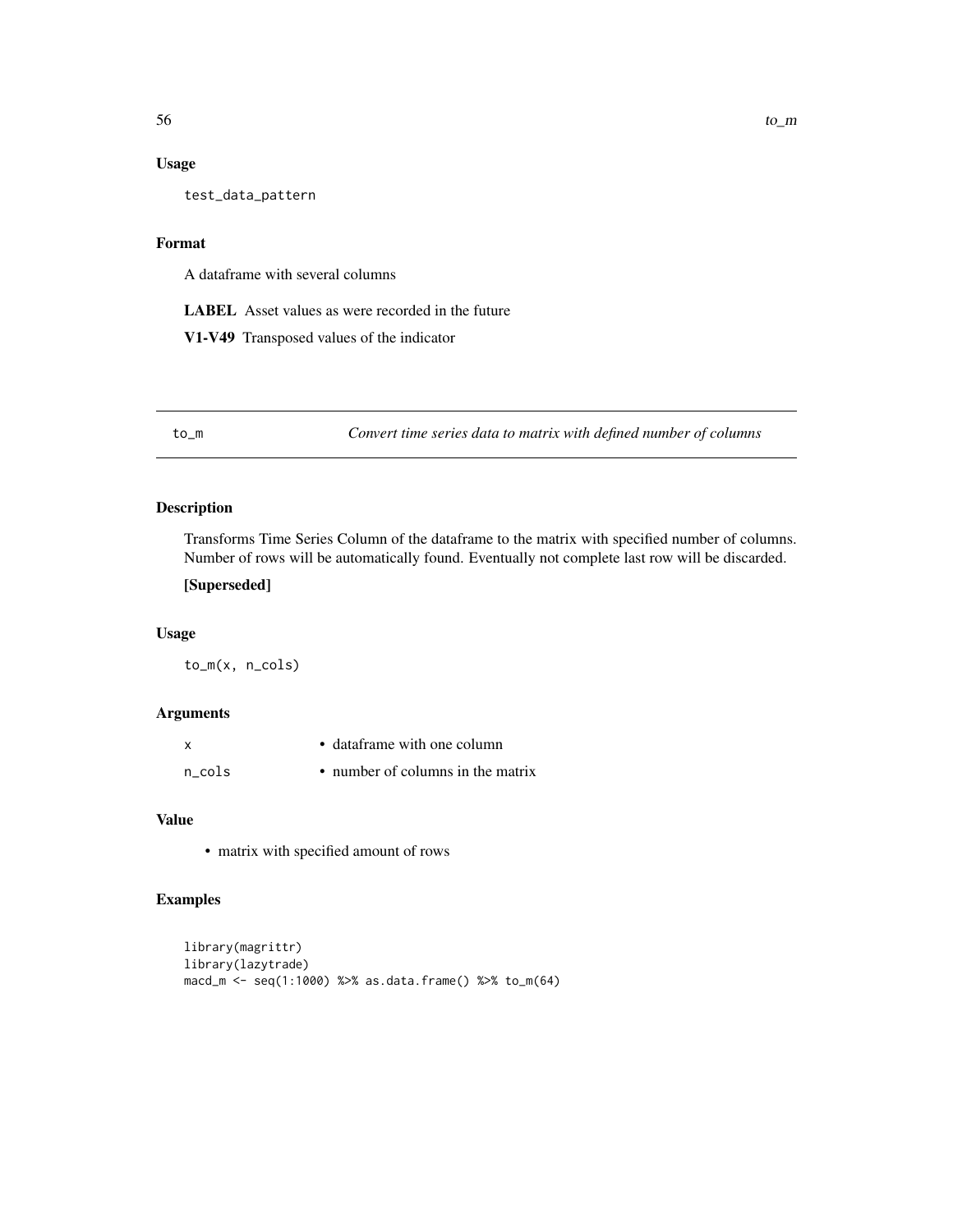### Usage

```
test_data_pattern
```

### Format

A dataframe with several columns

**LABEL** Asset values as were recorded in the future

**V1-V49** Transposed values of the indicator

---

## to_m — *Convert time series data to matrix with defined number of columns*

---

### Description

Transforms Time Series Column of the dataframe to the matrix with specified number of columns. Number of rows will be automatically found. Eventually not complete last row will be discarded.

**[Superseded]**

### Usage

```
to_m(x, n_cols)
```

### Arguments

| | |
|---|---|
| x | • dataframe with one column |
| n_cols | • number of columns in the matrix |

### Value

- matrix with specified amount of rows

### Examples

```
library(magrittr)
library(lazytrade)
macd_m <- seq(1:1000) %>% as.data.frame() %>% to_m(64)
```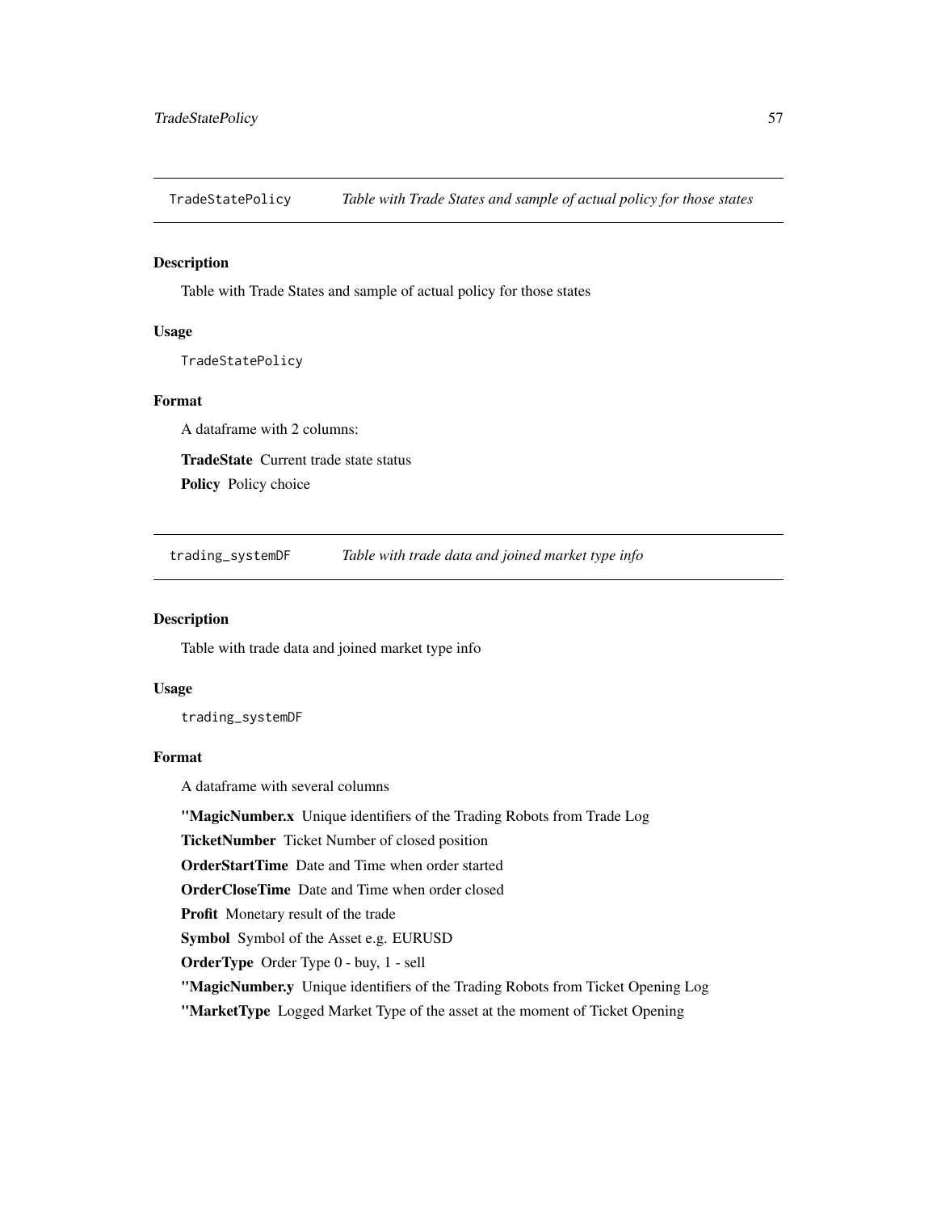## TradeStatePolicy — *Table with Trade States and sample of actual policy for those states*

### Description

Table with Trade States and sample of actual policy for those states

### Usage

```
TradeStatePolicy
```

### Format

A dataframe with 2 columns:

**TradeState** Current trade state status

**Policy** Policy choice

## trading_systemDF — *Table with trade data and joined market type info*

### Description

Table with trade data and joined market type info

### Usage

```
trading_systemDF
```

### Format

A dataframe with several columns

**"MagicNumber.x** Unique identifiers of the Trading Robots from Trade Log

**TicketNumber** Ticket Number of closed position

**OrderStartTime** Date and Time when order started

**OrderCloseTime** Date and Time when order closed

**Profit** Monetary result of the trade

**Symbol** Symbol of the Asset e.g. EURUSD

**OrderType** Order Type 0 - buy, 1 - sell

**"MagicNumber.y** Unique identifiers of the Trading Robots from Ticket Opening Log

**"MarketType** Logged Market Type of the asset at the moment of Ticket Opening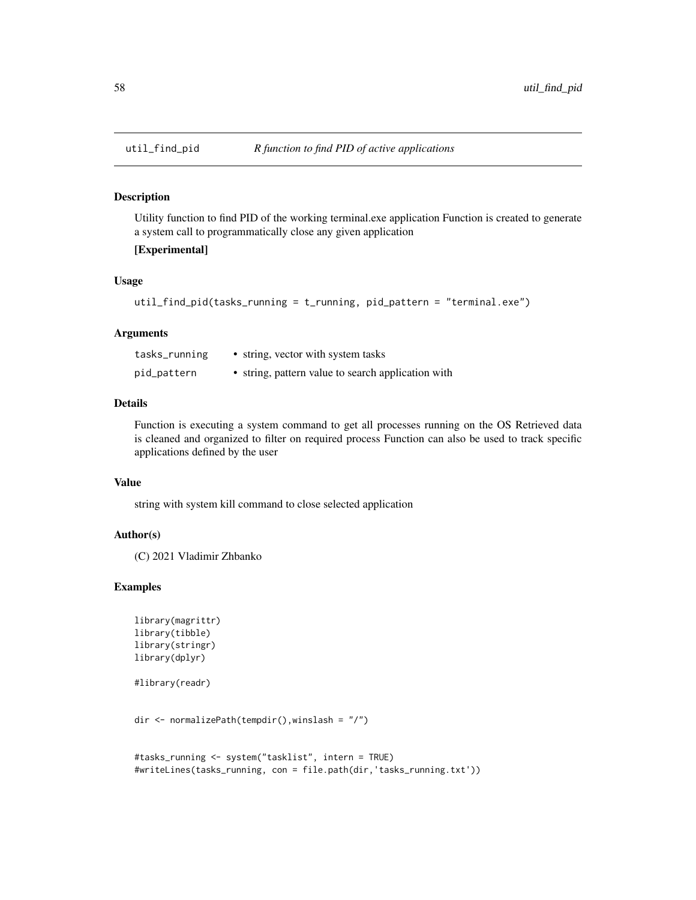## util_find_pid *R function to find PID of active applications*

### Description

Utility function to find PID of the working terminal.exe application Function is created to generate a system call to programmatically close any given application

**[Experimental]**

### Usage

```
util_find_pid(tasks_running = t_running, pid_pattern = "terminal.exe")
```

### Arguments

| | |
|---|---|
| tasks_running | • string, vector with system tasks |
| pid_pattern | • string, pattern value to search application with |

### Details

Function is executing a system command to get all processes running on the OS Retrieved data is cleaned and organized to filter on required process Function can also be used to track specific applications defined by the user

### Value

string with system kill command to close selected application

### Author(s)

(C) 2021 Vladimir Zhbanko

### Examples

```
library(magrittr)
library(tibble)
library(stringr)
library(dplyr)

#library(readr)


dir <- normalizePath(tempdir(),winslash = "/")


#tasks_running <- system("tasklist", intern = TRUE)
#writeLines(tasks_running, con = file.path(dir,'tasks_running.txt'))
```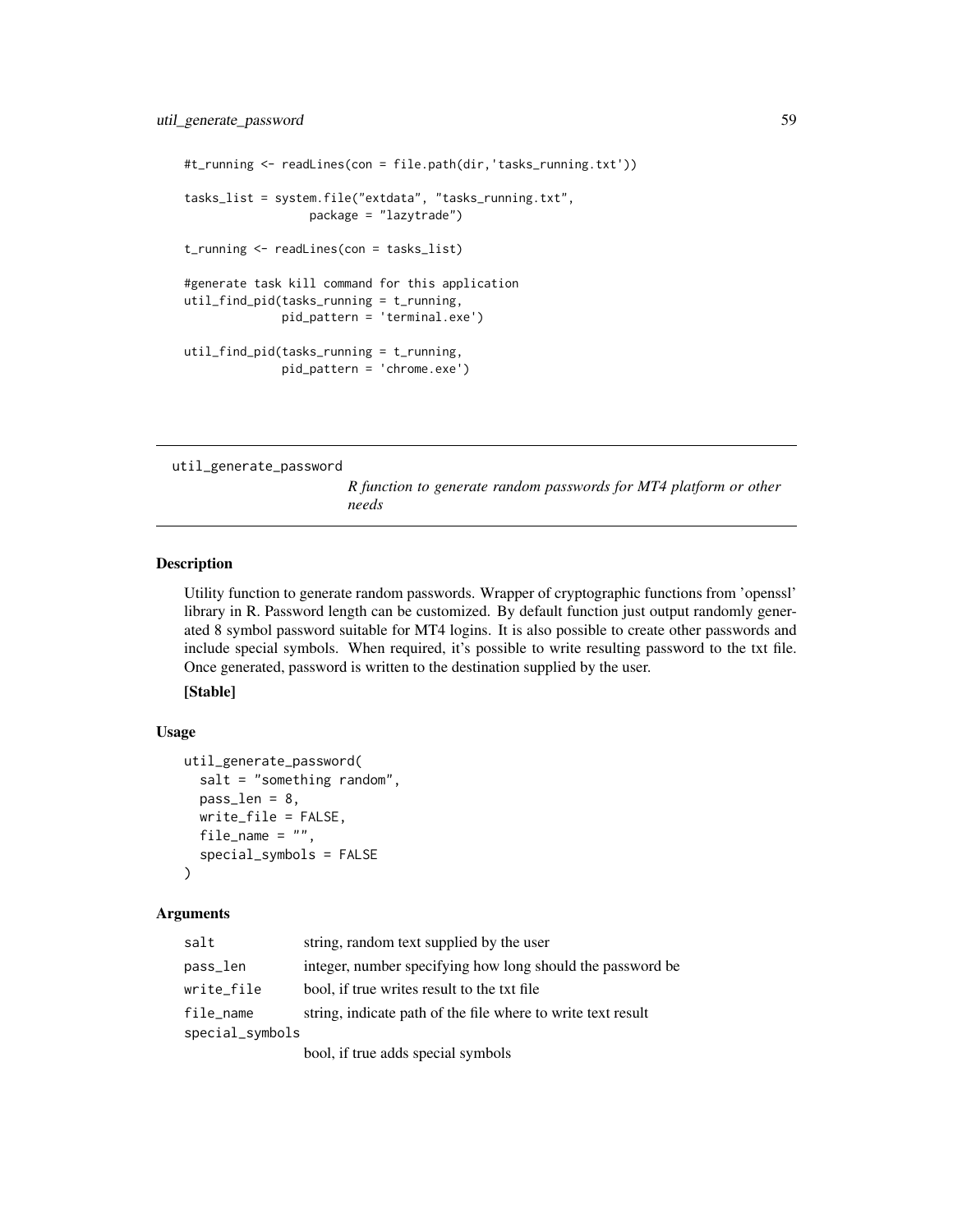```
#t_running <- readLines(con = file.path(dir,'tasks_running.txt'))

tasks_list = system.file("extdata", "tasks_running.txt",
                  package = "lazytrade")

t_running <- readLines(con = tasks_list)

#generate task kill command for this application
util_find_pid(tasks_running = t_running,
              pid_pattern = 'terminal.exe')

util_find_pid(tasks_running = t_running,
              pid_pattern = 'chrome.exe')
```

## util_generate_password

*R function to generate random passwords for MT4 platform or other needs*

### Description

Utility function to generate random passwords. Wrapper of cryptographic functions from 'openssl' library in R. Password length can be customized. By default function just output randomly generated 8 symbol password suitable for MT4 logins. It is also possible to create other passwords and include special symbols. When required, it's possible to write resulting password to the txt file. Once generated, password is written to the destination supplied by the user.

**[Stable]**

### Usage

```
util_generate_password(
  salt = "something random",
  pass_len = 8,
  write_file = FALSE,
  file_name = "",
  special_symbols = FALSE
)
```

### Arguments

| | |
|---|---|
| salt | string, random text supplied by the user |
| pass_len | integer, number specifying how long should the password be |
| write_file | bool, if true writes result to the txt file |
| file_name | string, indicate path of the file where to write text result |
| special_symbols | bool, if true adds special symbols |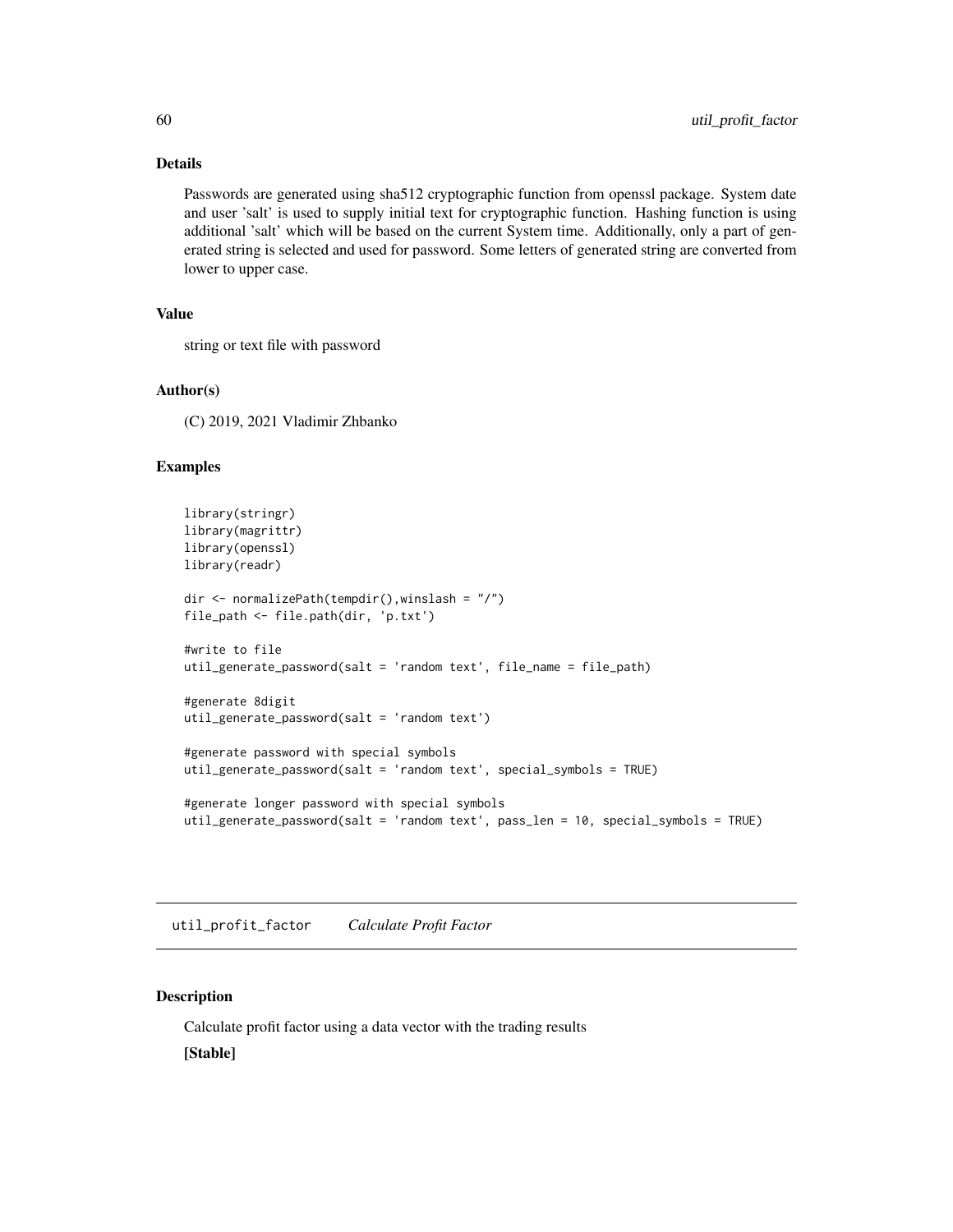### Details

Passwords are generated using sha512 cryptographic function from openssl package. System date and user 'salt' is used to supply initial text for cryptographic function. Hashing function is using additional 'salt' which will be based on the current System time. Additionally, only a part of generated string is selected and used for password. Some letters of generated string are converted from lower to upper case.

### Value

string or text file with password

### Author(s)

(C) 2019, 2021 Vladimir Zhbanko

### Examples

```
library(stringr)
library(magrittr)
library(openssl)
library(readr)

dir <- normalizePath(tempdir(),winslash = "/")
file_path <- file.path(dir, 'p.txt')

#write to file
util_generate_password(salt = 'random text', file_name = file_path)

#generate 8digit
util_generate_password(salt = 'random text')

#generate password with special symbols
util_generate_password(salt = 'random text', special_symbols = TRUE)

#generate longer password with special symbols
util_generate_password(salt = 'random text', pass_len = 10, special_symbols = TRUE)
```

---

## util_profit_factor    *Calculate Profit Factor*

### Description

Calculate profit factor using a data vector with the trading results

**[Stable]**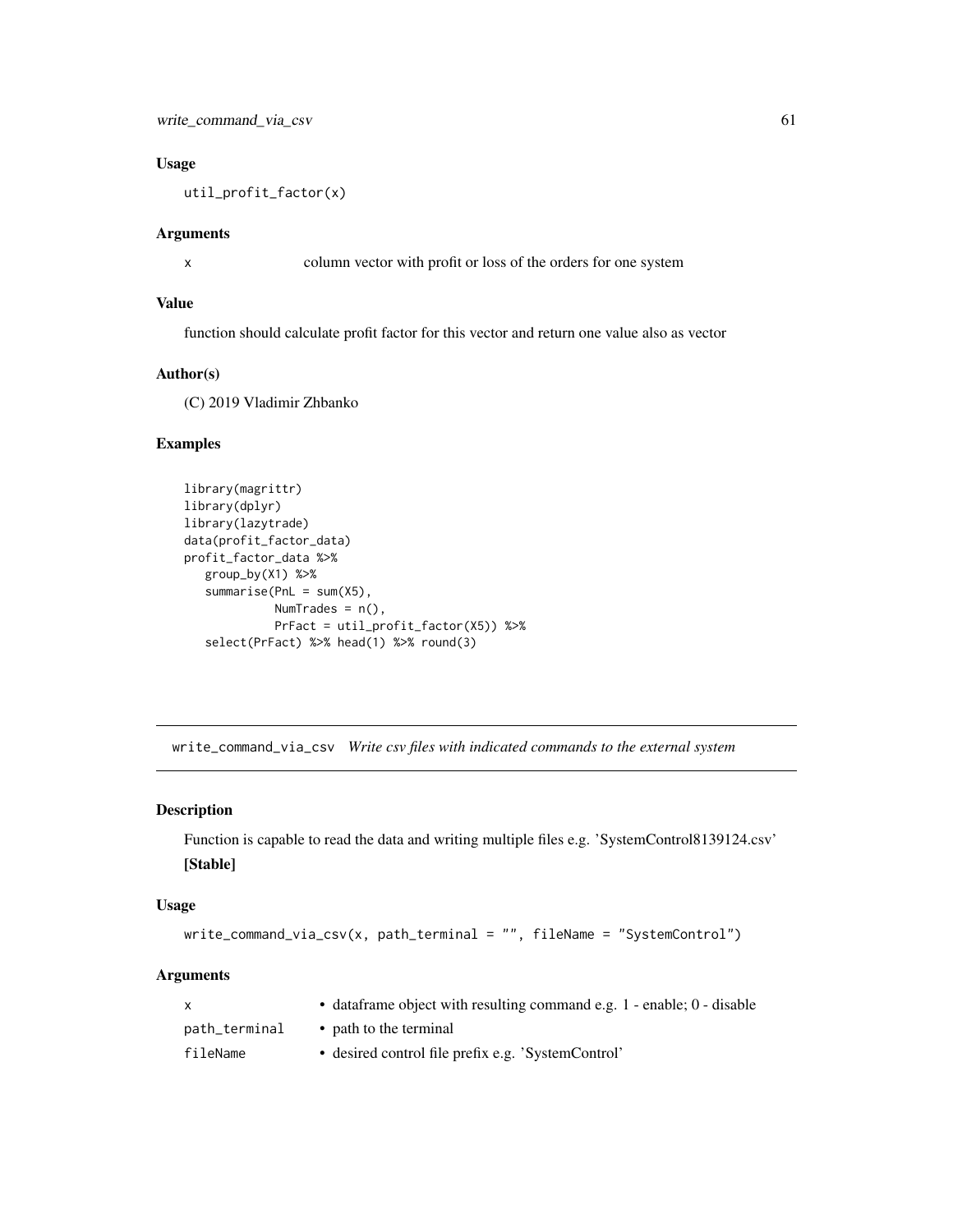### Usage

```
util_profit_factor(x)
```

### Arguments

| | |
|---|---|
| x | column vector with profit or loss of the orders for one system |

### Value

function should calculate profit factor for this vector and return one value also as vector

### Author(s)

(C) 2019 Vladimir Zhbanko

### Examples

```
library(magrittr)
library(dplyr)
library(lazytrade)
data(profit_factor_data)
profit_factor_data %>%
   group_by(X1) %>%
   summarise(PnL = sum(X5),
             NumTrades = n(),
             PrFact = util_profit_factor(X5)) %>%
   select(PrFact) %>% head(1) %>% round(3)
```

---

## write_command_via_csv *Write csv files with indicated commands to the external system*

### Description

Function is capable to read the data and writing multiple files e.g. 'SystemControl8139124.csv'
**[Stable]**

### Usage

```
write_command_via_csv(x, path_terminal = "", fileName = "SystemControl")
```

### Arguments

| | |
|---|---|
| x | • dataframe object with resulting command e.g. 1 - enable; 0 - disable |
| path_terminal | • path to the terminal |
| fileName | • desired control file prefix e.g. 'SystemControl' |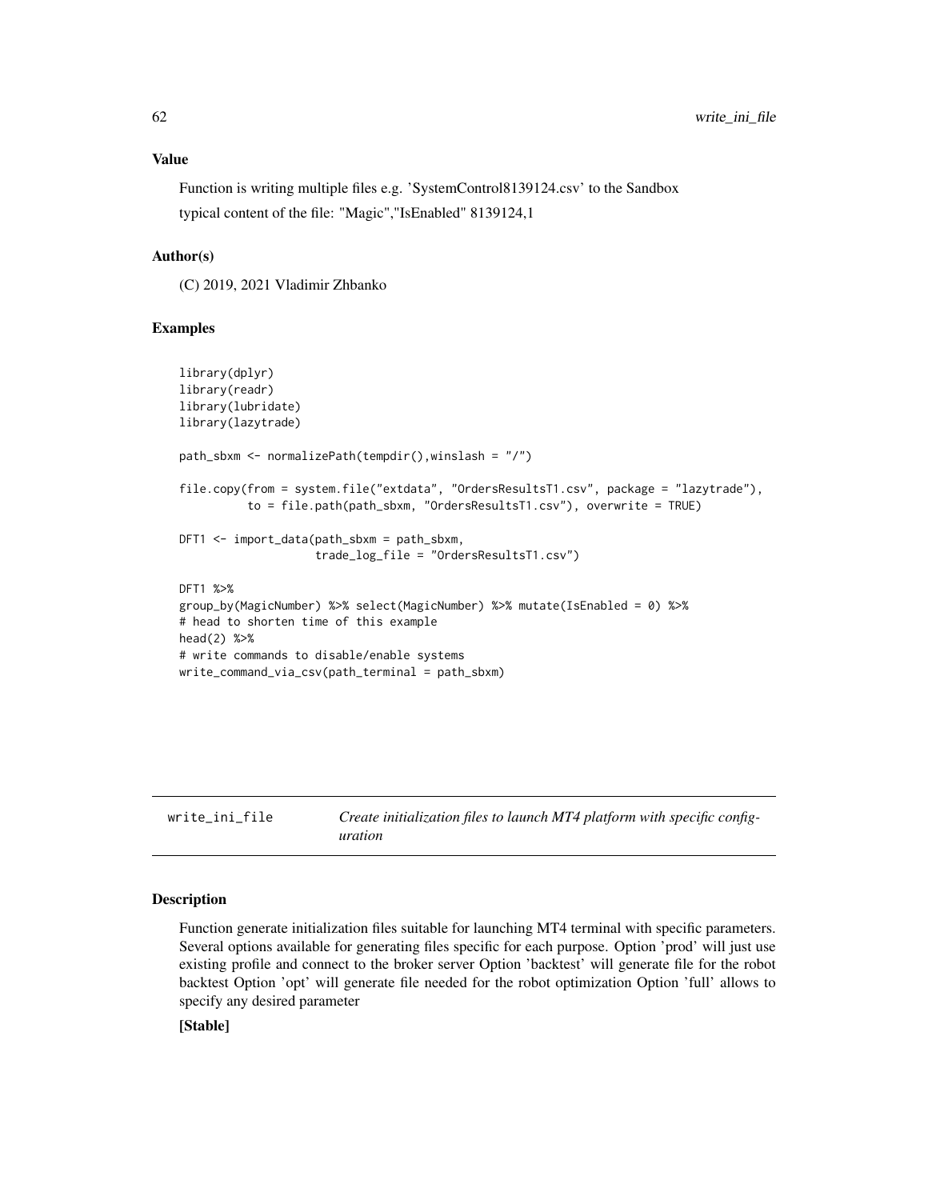## Value

Function is writing multiple files e.g. 'SystemControl8139124.csv' to the Sandbox

typical content of the file: "Magic","IsEnabled" 8139124,1

## Author(s)

(C) 2019, 2021 Vladimir Zhbanko

## Examples

```
library(dplyr)
library(readr)
library(lubridate)
library(lazytrade)

path_sbxm <- normalizePath(tempdir(),winslash = "/")

file.copy(from = system.file("extdata", "OrdersResultsT1.csv", package = "lazytrade"),
          to = file.path(path_sbxm, "OrdersResultsT1.csv"), overwrite = TRUE)

DFT1 <- import_data(path_sbxm = path_sbxm,
                    trade_log_file = "OrdersResultsT1.csv")

DFT1 %>%
group_by(MagicNumber) %>% select(MagicNumber) %>% mutate(IsEnabled = 0) %>%
# head to shorten time of this example
head(2) %>%
# write commands to disable/enable systems
write_command_via_csv(path_terminal = path_sbxm)
```

---

# write_ini_file    *Create initialization files to launch MT4 platform with specific configuration*

## Description

Function generate initialization files suitable for launching MT4 terminal with specific parameters. Several options available for generating files specific for each purpose. Option 'prod' will just use existing profile and connect to the broker server Option 'backtest' will generate file for the robot backtest Option 'opt' will generate file needed for the robot optimization Option 'full' allows to specify any desired parameter

**[Stable]**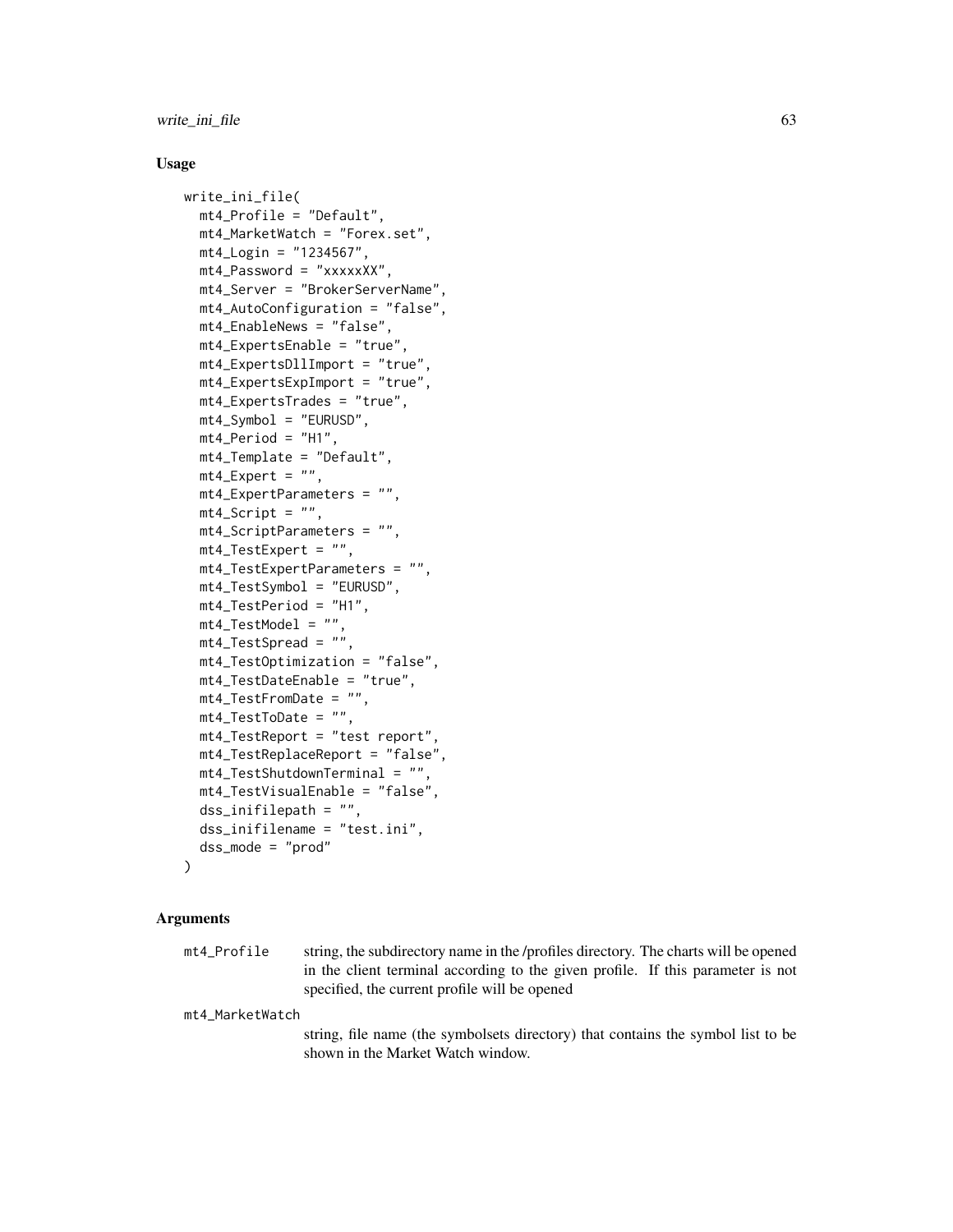## Usage

```
write_ini_file(
  mt4_Profile = "Default",
  mt4_MarketWatch = "Forex.set",
  mt4_Login = "1234567",
  mt4_Password = "xxxxxXX",
  mt4_Server = "BrokerServerName",
  mt4_AutoConfiguration = "false",
  mt4_EnableNews = "false",
  mt4_ExpertsEnable = "true",
  mt4_ExpertsDllImport = "true",
  mt4_ExpertsExpImport = "true",
  mt4_ExpertsTrades = "true",
  mt4_Symbol = "EURUSD",
  mt4_Period = "H1",
  mt4_Template = "Default",
  mt4_Expert = "",
  mt4_ExpertParameters = "",
  mt4_Script = "",
  mt4_ScriptParameters = "",
  mt4_TestExpert = "",
  mt4_TestExpertParameters = "",
  mt4_TestSymbol = "EURUSD",
  mt4_TestPeriod = "H1",
  mt4_TestModel = "",
  mt4_TestSpread = "",
  mt4_TestOptimization = "false",
  mt4_TestDateEnable = "true",
  mt4_TestFromDate = "",
  mt4_TestToDate = "",
  mt4_TestReport = "test report",
  mt4_TestReplaceReport = "false",
  mt4_TestShutdownTerminal = "",
  mt4_TestVisualEnable = "false",
  dss_inifilepath = "",
  dss_inifilename = "test.ini",
  dss_mode = "prod"
)
```

## Arguments

`mt4_Profile`
: string, the subdirectory name in the /profiles directory. The charts will be opened in the client terminal according to the given profile. If this parameter is not specified, the current profile will be opened

`mt4_MarketWatch`
: string, file name (the symbolsets directory) that contains the symbol list to be shown in the Market Watch window.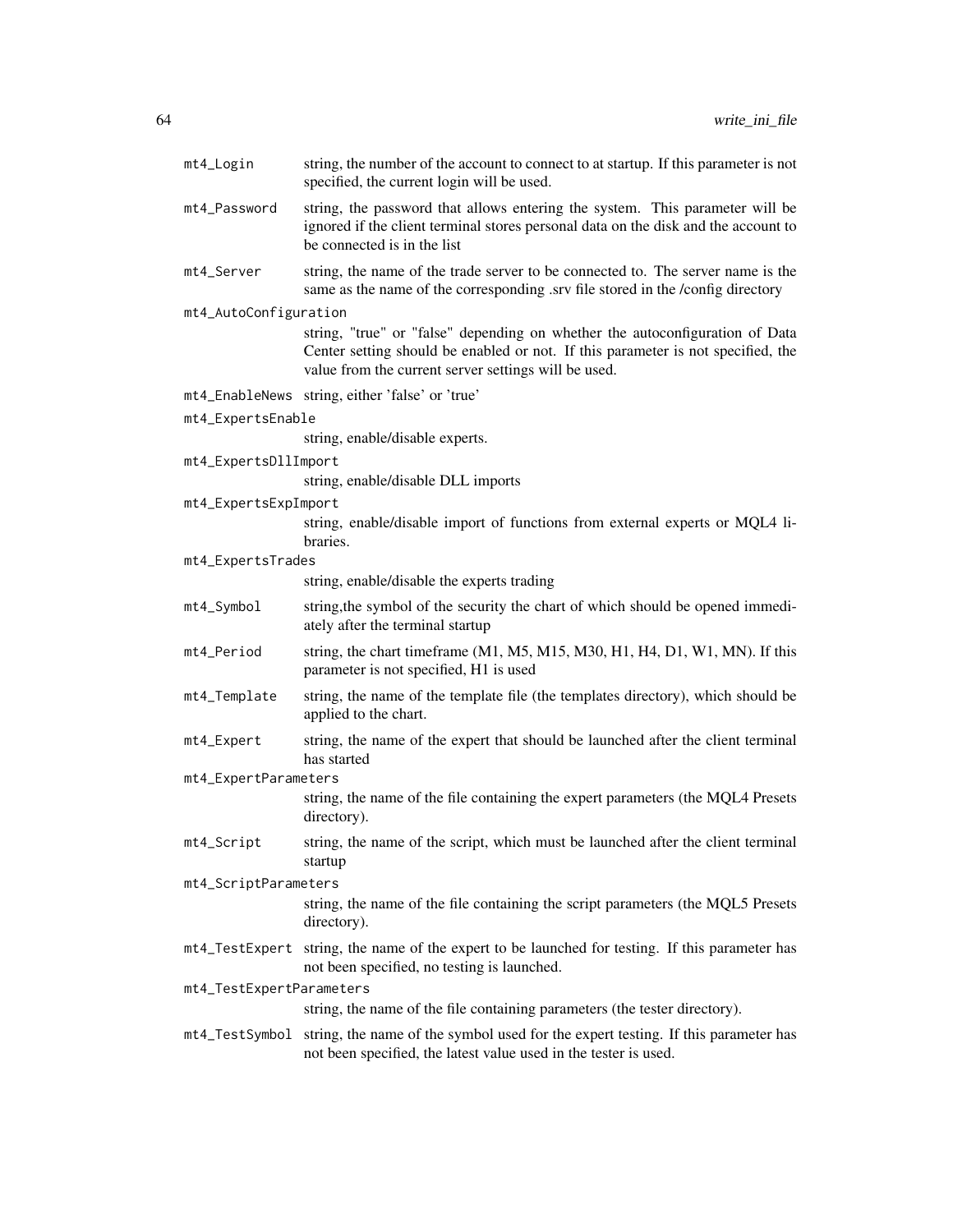mt4_Login
: string, the number of the account to connect to at startup. If this parameter is not specified, the current login will be used.

mt4_Password
: string, the password that allows entering the system. This parameter will be ignored if the client terminal stores personal data on the disk and the account to be connected is in the list

mt4_Server
: string, the name of the trade server to be connected to. The server name is the same as the name of the corresponding .srv file stored in the /config directory

mt4_AutoConfiguration
: string, "true" or "false" depending on whether the autoconfiguration of Data Center setting should be enabled or not. If this parameter is not specified, the value from the current server settings will be used.

mt4_EnableNews
: string, either 'false' or 'true'

mt4_ExpertsEnable
: string, enable/disable experts.

mt4_ExpertsDllImport
: string, enable/disable DLL imports

mt4_ExpertsExpImport
: string, enable/disable import of functions from external experts or MQL4 libraries.

mt4_ExpertsTrades
: string, enable/disable the experts trading

mt4_Symbol
: string,the symbol of the security the chart of which should be opened immediately after the terminal startup

mt4_Period
: string, the chart timeframe (M1, M5, M15, M30, H1, H4, D1, W1, MN). If this parameter is not specified, H1 is used

mt4_Template
: string, the name of the template file (the templates directory), which should be applied to the chart.

mt4_Expert
: string, the name of the expert that should be launched after the client terminal has started

mt4_ExpertParameters
: string, the name of the file containing the expert parameters (the MQL4 Presets directory).

mt4_Script
: string, the name of the script, which must be launched after the client terminal startup

mt4_ScriptParameters
: string, the name of the file containing the script parameters (the MQL5 Presets directory).

mt4_TestExpert
: string, the name of the expert to be launched for testing. If this parameter has not been specified, no testing is launched.

mt4_TestExpertParameters
: string, the name of the file containing parameters (the tester directory).

mt4_TestSymbol
: string, the name of the symbol used for the expert testing. If this parameter has not been specified, the latest value used in the tester is used.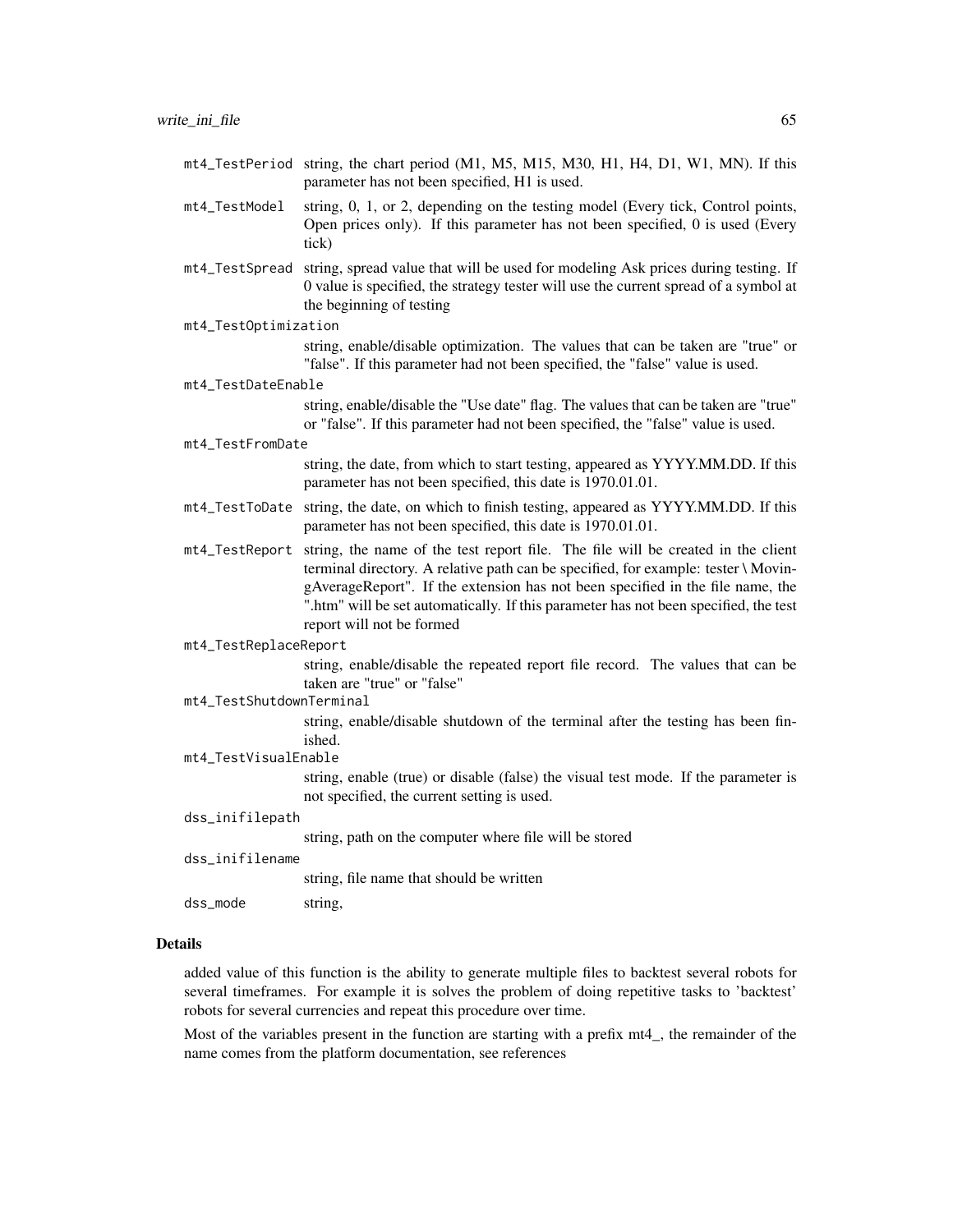mt4_TestPeriod
: string, the chart period (M1, M5, M15, M30, H1, H4, D1, W1, MN). If this parameter has not been specified, H1 is used.

mt4_TestModel
: string, 0, 1, or 2, depending on the testing model (Every tick, Control points, Open prices only). If this parameter has not been specified, 0 is used (Every tick)

mt4_TestSpread
: string, spread value that will be used for modeling Ask prices during testing. If 0 value is specified, the strategy tester will use the current spread of a symbol at the beginning of testing

mt4_TestOptimization
: string, enable/disable optimization. The values that can be taken are "true" or "false". If this parameter had not been specified, the "false" value is used.

mt4_TestDateEnable
: string, enable/disable the "Use date" flag. The values that can be taken are "true" or "false". If this parameter had not been specified, the "false" value is used.

mt4_TestFromDate
: string, the date, from which to start testing, appeared as YYYY.MM.DD. If this parameter has not been specified, this date is 1970.01.01.

mt4_TestToDate
: string, the date, on which to finish testing, appeared as YYYY.MM.DD. If this parameter has not been specified, this date is 1970.01.01.

mt4_TestReport
: string, the name of the test report file. The file will be created in the client terminal directory. A relative path can be specified, for example: tester \ MovingAverageReport". If the extension has not been specified in the file name, the ".htm" will be set automatically. If this parameter has not been specified, the test report will not be formed

mt4_TestReplaceReport
: string, enable/disable the repeated report file record. The values that can be taken are "true" or "false"

mt4_TestShutdownTerminal
: string, enable/disable shutdown of the terminal after the testing has been finished.

mt4_TestVisualEnable
: string, enable (true) or disable (false) the visual test mode. If the parameter is not specified, the current setting is used.

dss_inifilepath
: string, path on the computer where file will be stored

dss_inifilename
: string, file name that should be written

dss_mode
: string,

## Details

added value of this function is the ability to generate multiple files to backtest several robots for several timeframes. For example it is solves the problem of doing repetitive tasks to 'backtest' robots for several currencies and repeat this procedure over time.

Most of the variables present in the function are starting with a prefix mt4_, the remainder of the name comes from the platform documentation, see references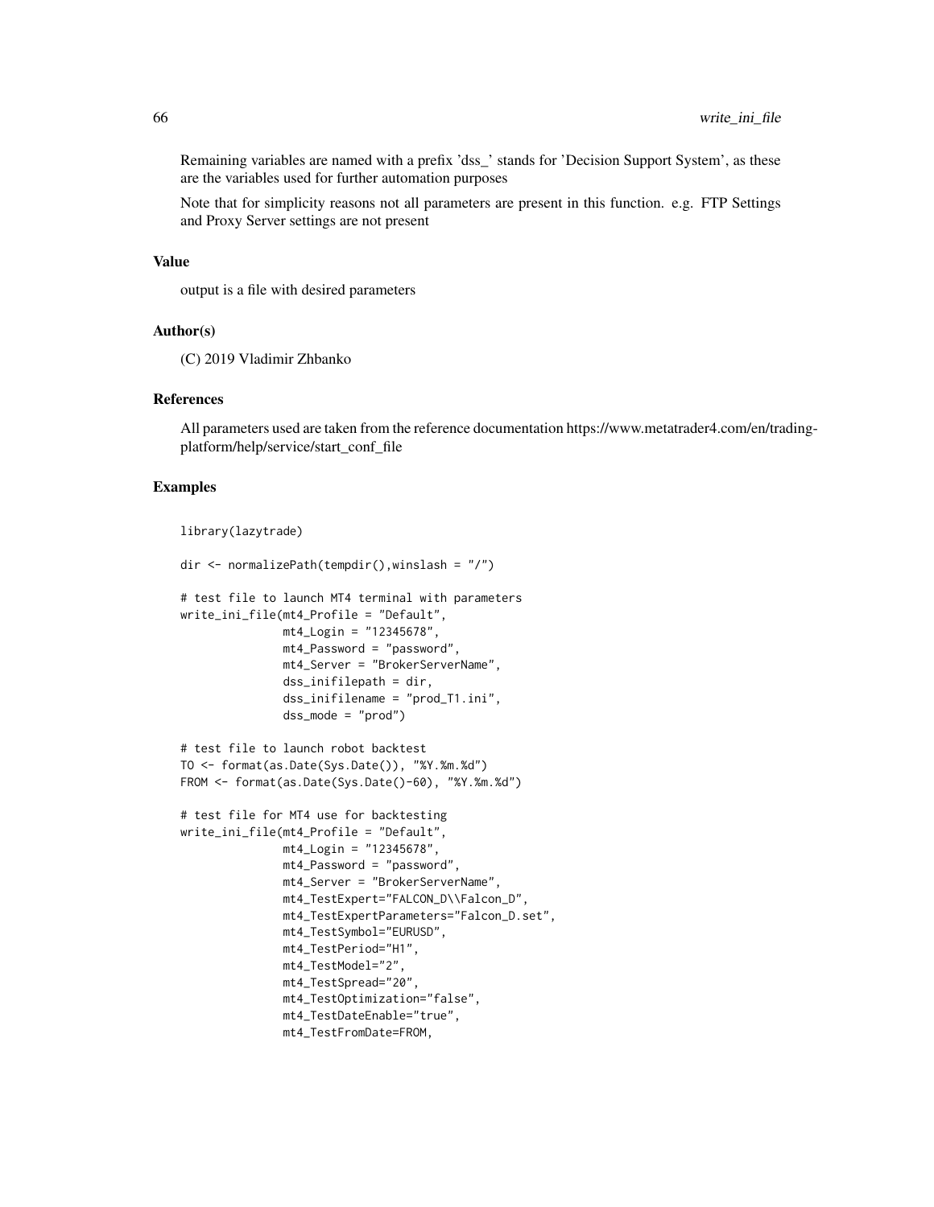Remaining variables are named with a prefix 'dss_' stands for 'Decision Support System', as these are the variables used for further automation purposes

Note that for simplicity reasons not all parameters are present in this function. e.g. FTP Settings and Proxy Server settings are not present

### Value

output is a file with desired parameters

### Author(s)

(C) 2019 Vladimir Zhbanko

### References

All parameters used are taken from the reference documentation https://www.metatrader4.com/en/trading-platform/help/service/start_conf_file

### Examples

```
library(lazytrade)

dir <- normalizePath(tempdir(),winslash = "/")

# test file to launch MT4 terminal with parameters
write_ini_file(mt4_Profile = "Default",
               mt4_Login = "12345678",
               mt4_Password = "password",
               mt4_Server = "BrokerServerName",
               dss_inifilepath = dir,
               dss_inifilename = "prod_T1.ini",
               dss_mode = "prod")

# test file to launch robot backtest
TO <- format(as.Date(Sys.Date()), "%Y.%m.%d")
FROM <- format(as.Date(Sys.Date()-60), "%Y.%m.%d")

# test file for MT4 use for backtesting
write_ini_file(mt4_Profile = "Default",
               mt4_Login = "12345678",
               mt4_Password = "password",
               mt4_Server = "BrokerServerName",
               mt4_TestExpert="FALCON_D\\Falcon_D",
               mt4_TestExpertParameters="Falcon_D.set",
               mt4_TestSymbol="EURUSD",
               mt4_TestPeriod="H1",
               mt4_TestModel="2",
               mt4_TestSpread="20",
               mt4_TestOptimization="false",
               mt4_TestDateEnable="true",
               mt4_TestFromDate=FROM,
```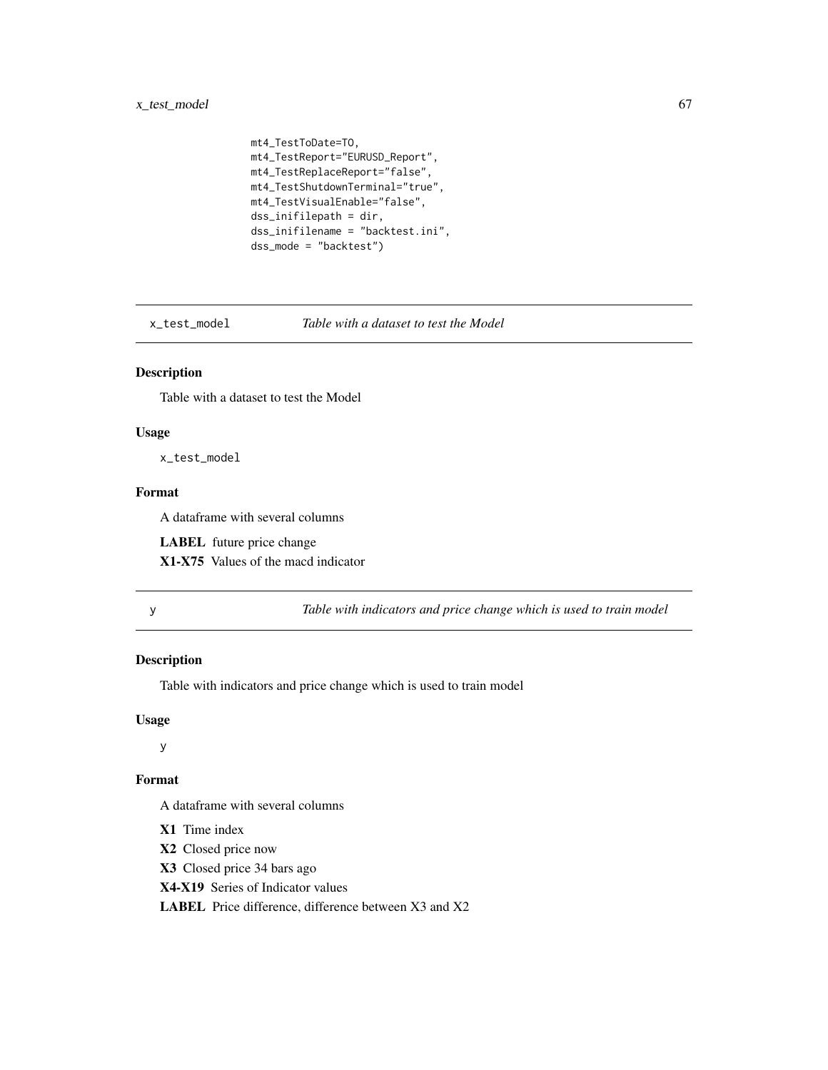```
                mt4_TestToDate=TO,
                mt4_TestReport="EURUSD_Report",
                mt4_TestReplaceReport="false",
                mt4_TestShutdownTerminal="true",
                mt4_TestVisualEnable="false",
                dss_inifilepath = dir,
                dss_inifilename = "backtest.ini",
                dss_mode = "backtest")
```

## x_test_model — *Table with a dataset to test the Model*

### Description

Table with a dataset to test the Model

### Usage

```
x_test_model
```

### Format

A dataframe with several columns

**LABEL** future price change

**X1-X75** Values of the macd indicator

## y — *Table with indicators and price change which is used to train model*

### Description

Table with indicators and price change which is used to train model

### Usage

```
y
```

### Format

A dataframe with several columns

**X1** Time index

**X2** Closed price now

**X3** Closed price 34 bars ago

**X4-X19** Series of Indicator values

**LABEL** Price difference, difference between X3 and X2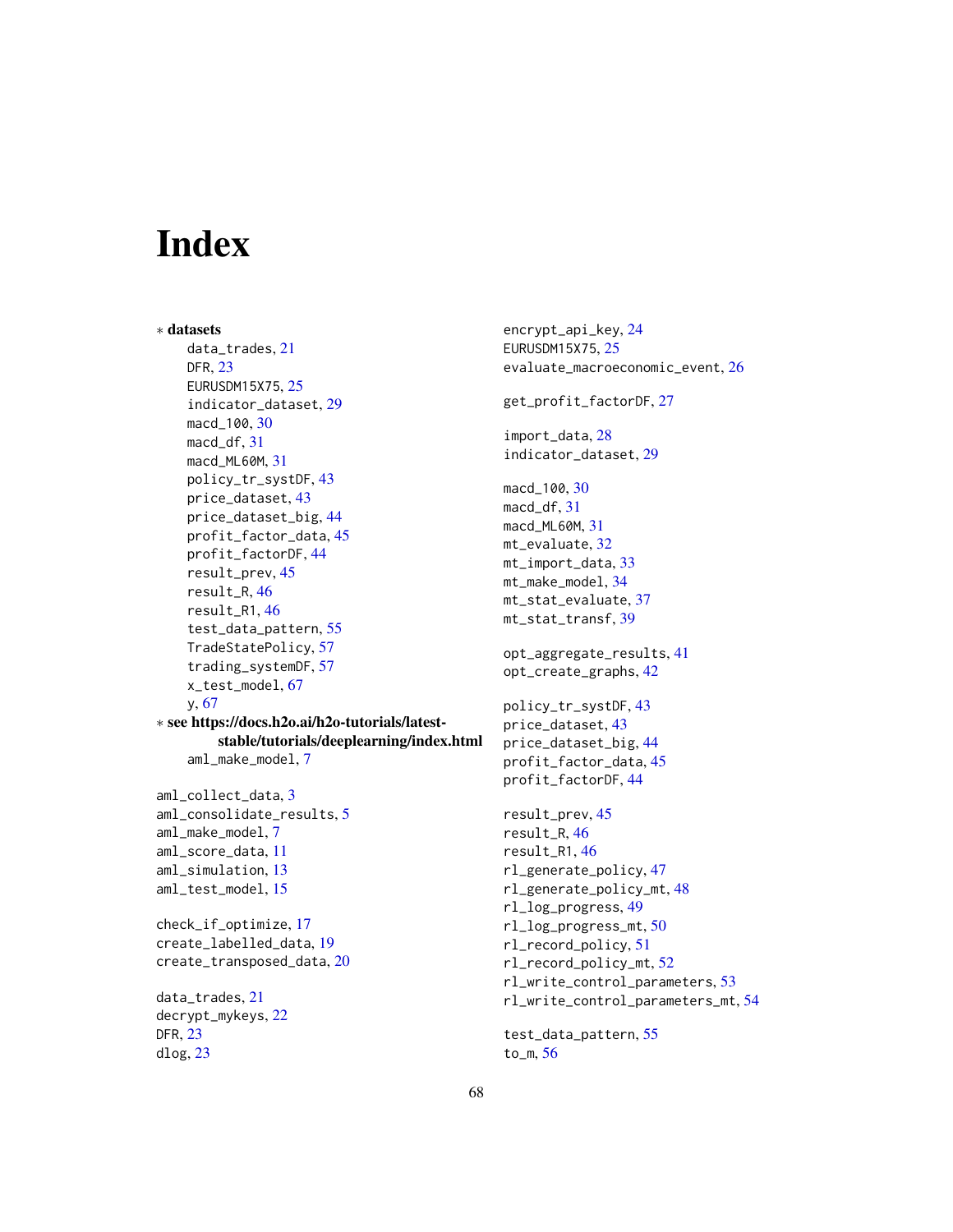# Index

∗ **datasets**

- data_trades, 21
- DFR, 23
- EURUSDM15X75, 25
- indicator_dataset, 29
- macd_100, 30
- macd_df, 31
- macd_ML60M, 31
- policy_tr_systDF, 43
- price_dataset, 43
- price_dataset_big, 44
- profit_factor_data, 45
- profit_factorDF, 44
- result_prev, 45
- result_R, 46
- result_R1, 46
- test_data_pattern, 55
- TradeStatePolicy, 57
- trading_systemDF, 57
- x_test_model, 67
- y, 67

∗ **see https://docs.h2o.ai/h2o-tutorials/latest-stable/tutorials/deeplearning/index.html**

- aml_make_model, 7

aml_collect_data, 3
aml_consolidate_results, 5
aml_make_model, 7
aml_score_data, 11
aml_simulation, 13
aml_test_model, 15

check_if_optimize, 17
create_labelled_data, 19
create_transposed_data, 20

data_trades, 21
decrypt_mykeys, 22
DFR, 23
dlog, 23

encrypt_api_key, 24
EURUSDM15X75, 25
evaluate_macroeconomic_event, 26

get_profit_factorDF, 27

import_data, 28
indicator_dataset, 29

macd_100, 30
macd_df, 31
macd_ML60M, 31
mt_evaluate, 32
mt_import_data, 33
mt_make_model, 34
mt_stat_evaluate, 37
mt_stat_transf, 39

opt_aggregate_results, 41
opt_create_graphs, 42

policy_tr_systDF, 43
price_dataset, 43
price_dataset_big, 44
profit_factor_data, 45
profit_factorDF, 44

result_prev, 45
result_R, 46
result_R1, 46
rl_generate_policy, 47
rl_generate_policy_mt, 48
rl_log_progress, 49
rl_log_progress_mt, 50
rl_record_policy, 51
rl_record_policy_mt, 52
rl_write_control_parameters, 53
rl_write_control_parameters_mt, 54

test_data_pattern, 55
to_m, 56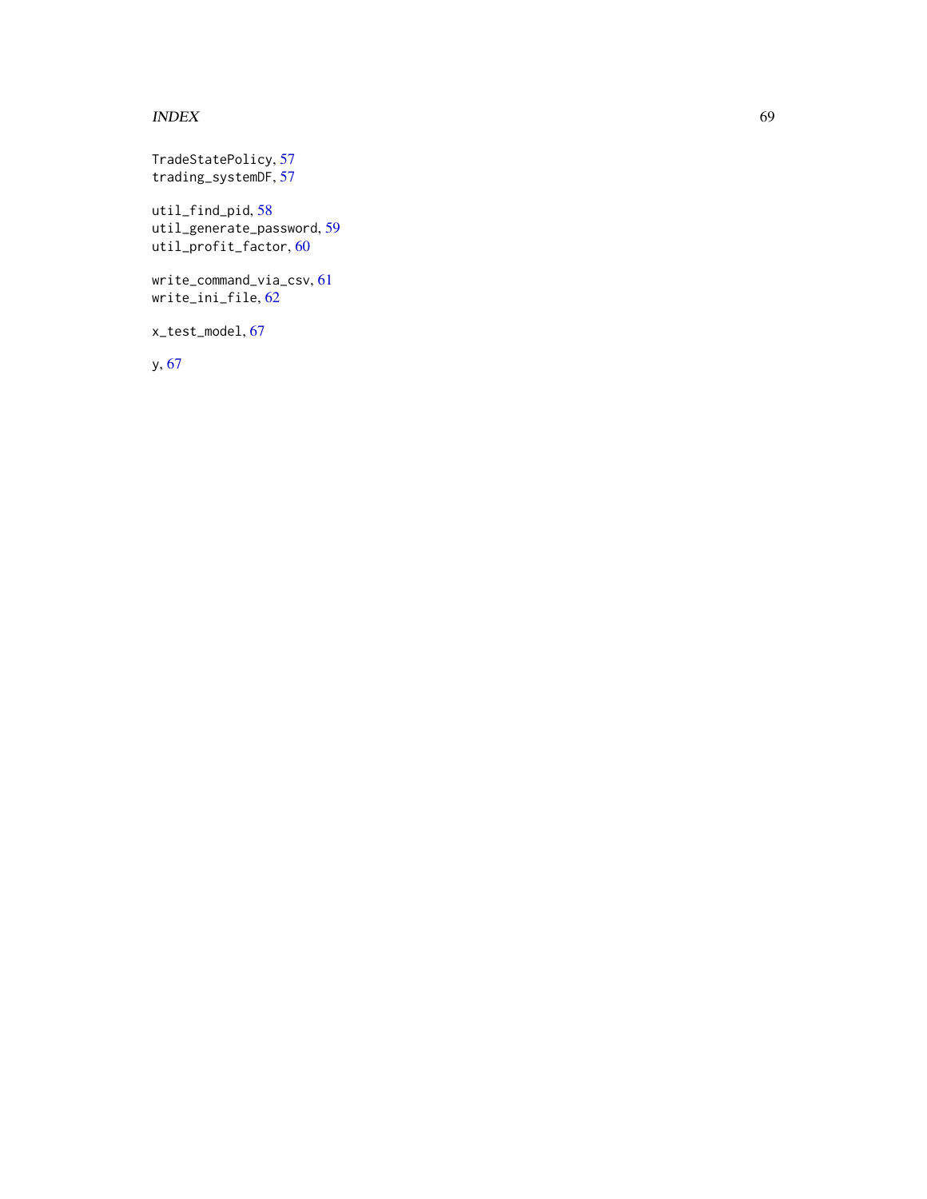TradeStatePolicy, 57
trading_systemDF, 57

util_find_pid, 58
util_generate_password, 59
util_profit_factor, 60

write_command_via_csv, 61
write_ini_file, 62

x_test_model, 67

y, 67